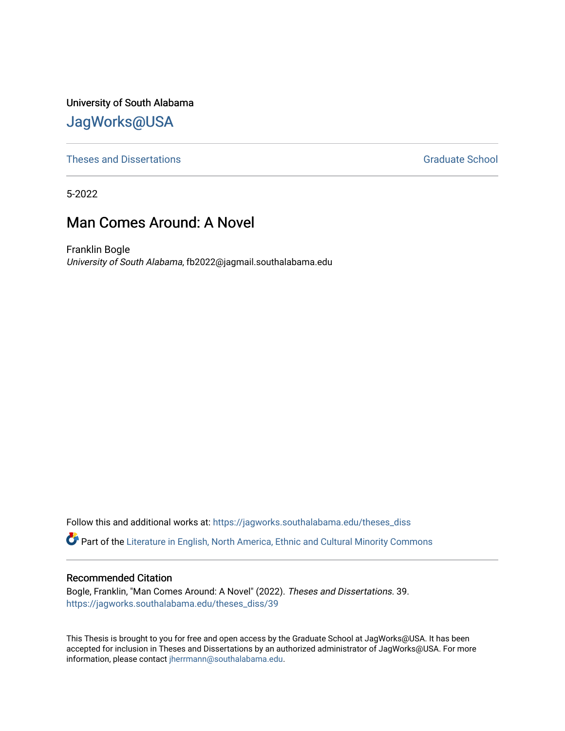University of South Alabama

## JagWorks@USA

Theses and Dissertations | Graduate School

5-2022

# Man Comes Around: A Novel

Franklin Bogle
*University of South Alabama*, fb2022@jagmail.southalabama.edu

Follow this and additional works at: https://jagworks.southalabama.edu/theses_diss

Part of the Literature in English, North America, Ethnic and Cultural Minority Commons

### Recommended Citation

Bogle, Franklin, "Man Comes Around: A Novel" (2022). *Theses and Dissertations*. 39.
https://jagworks.southalabama.edu/theses_diss/39

This Thesis is brought to you for free and open access by the Graduate School at JagWorks@USA. It has been accepted for inclusion in Theses and Dissertations by an authorized administrator of JagWorks@USA. For more information, please contact jherrmann@southalabama.edu.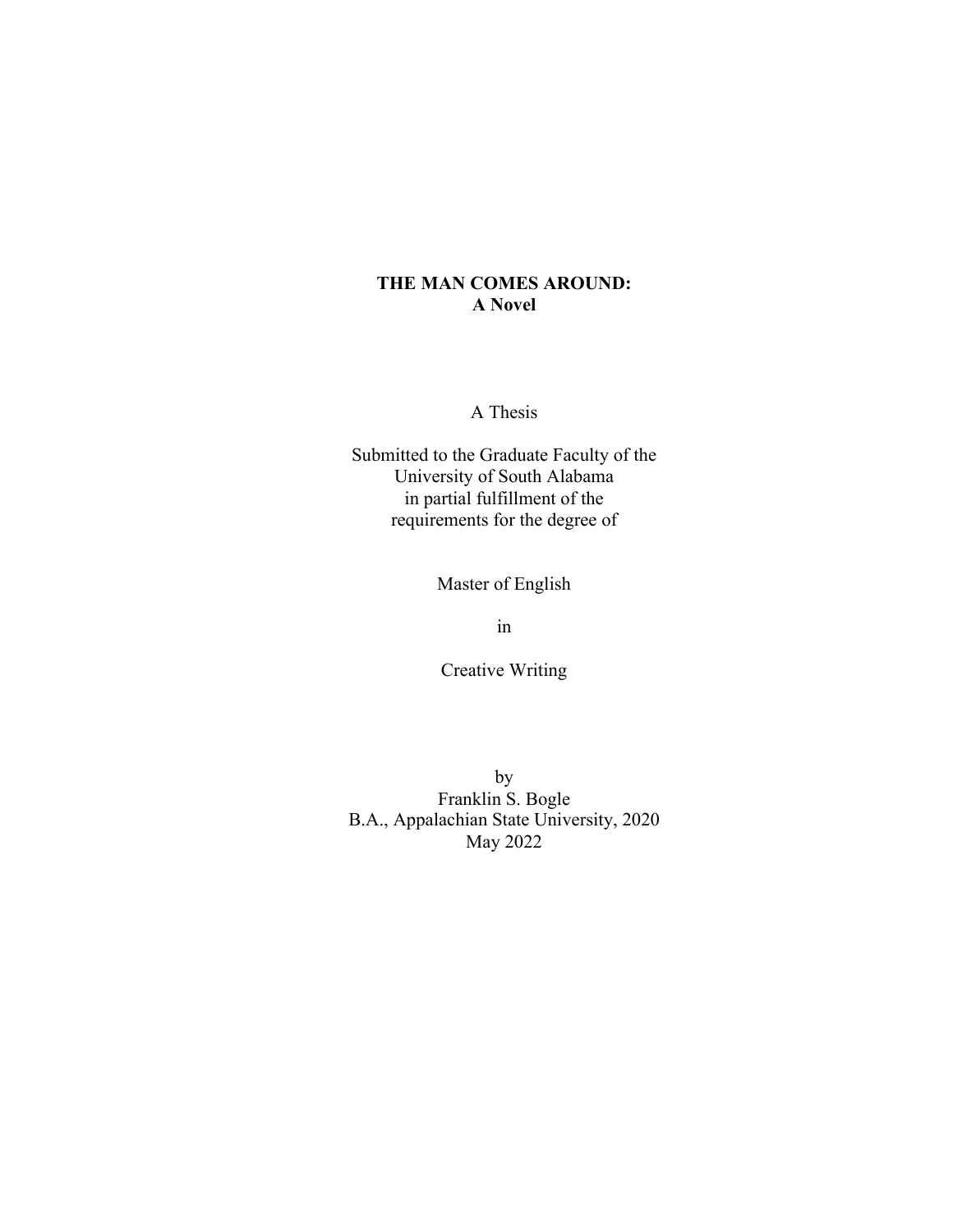# THE MAN COMES AROUND:
# A Novel

A Thesis

Submitted to the Graduate Faculty of the
University of South Alabama
in partial fulfillment of the
requirements for the degree of

Master of English

in

Creative Writing

by
Franklin S. Bogle
B.A., Appalachian State University, 2020
May 2022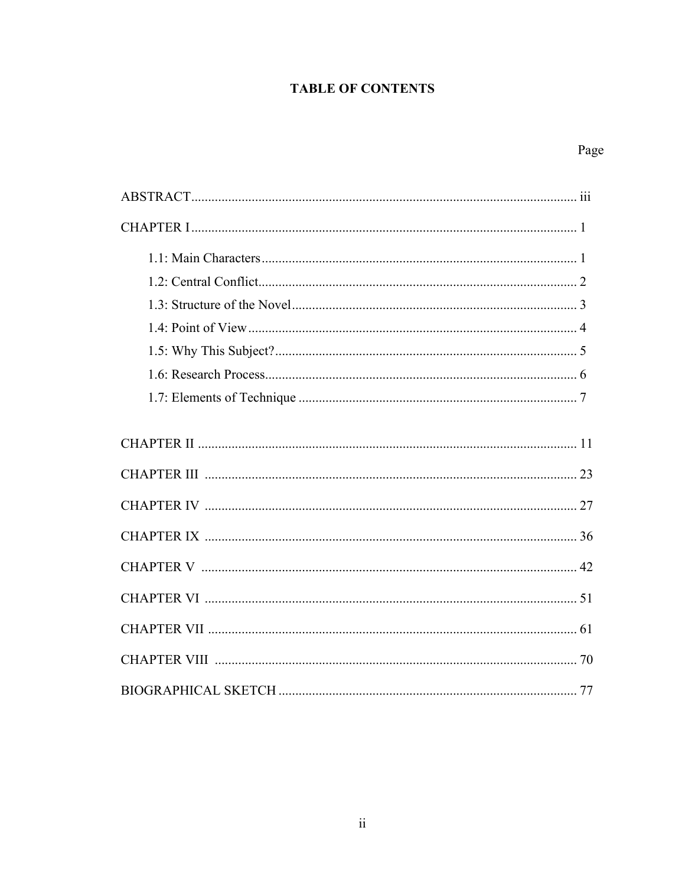# TABLE OF CONTENTS

| | Page |
|---|---|
| ABSTRACT | iii |
| CHAPTER I | 1 |
| 1.1: Main Characters | 1 |
| 1.2: Central Conflict | 2 |
| 1.3: Structure of the Novel | 3 |
| 1.4: Point of View | 4 |
| 1.5: Why This Subject? | 5 |
| 1.6: Research Process | 6 |
| 1.7: Elements of Technique | 7 |
| CHAPTER II | 11 |
| CHAPTER III | 23 |
| CHAPTER IV | 27 |
| CHAPTER IX | 36 |
| CHAPTER V | 42 |
| CHAPTER VI | 51 |
| CHAPTER VII | 61 |
| CHAPTER VIII | 70 |
| BIOGRAPHICAL SKETCH | 77 |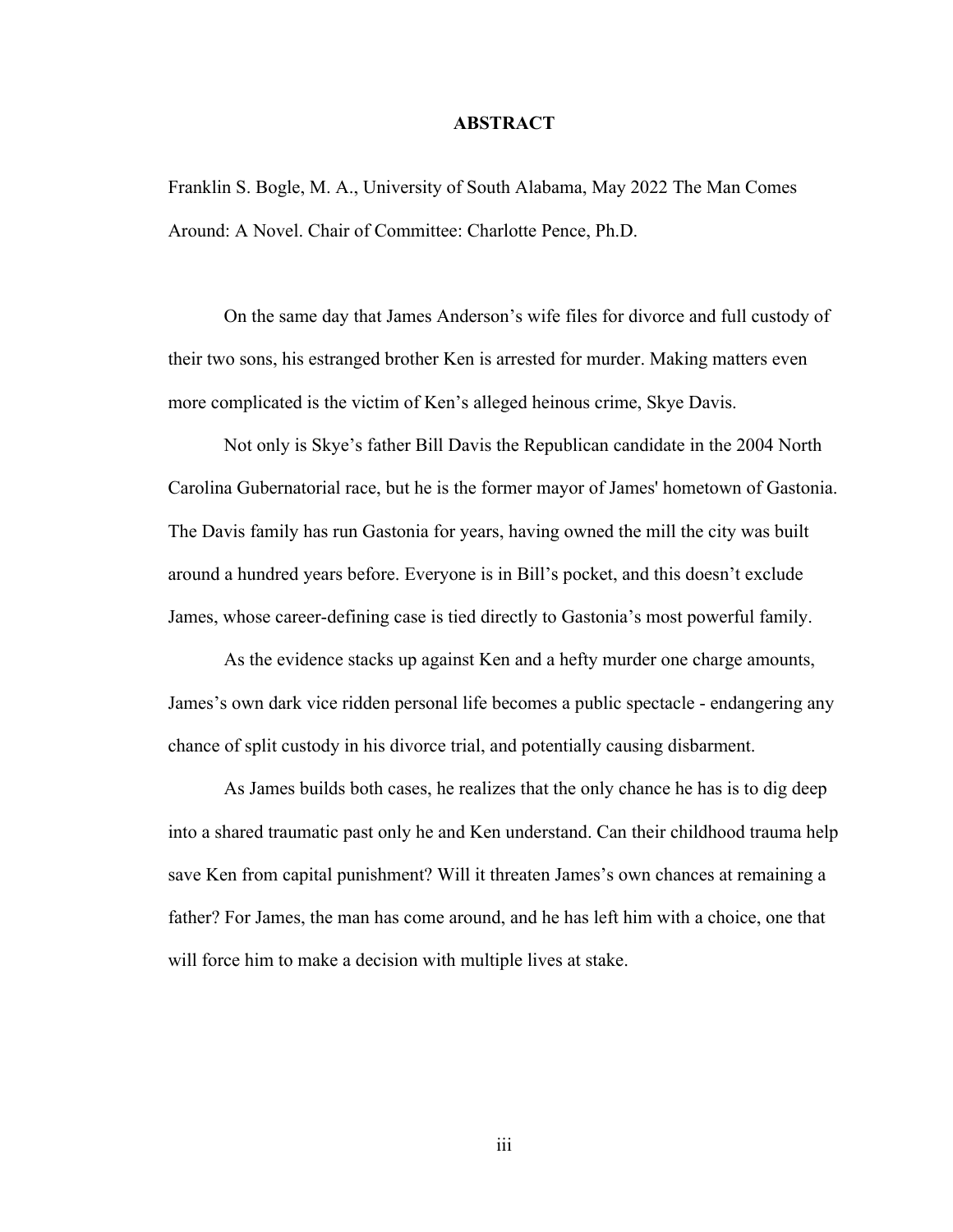# ABSTRACT

Franklin S. Bogle, M. A., University of South Alabama, May 2022 The Man Comes Around: A Novel. Chair of Committee: Charlotte Pence, Ph.D.

On the same day that James Anderson's wife files for divorce and full custody of their two sons, his estranged brother Ken is arrested for murder. Making matters even more complicated is the victim of Ken's alleged heinous crime, Skye Davis.

Not only is Skye's father Bill Davis the Republican candidate in the 2004 North Carolina Gubernatorial race, but he is the former mayor of James' hometown of Gastonia. The Davis family has run Gastonia for years, having owned the mill the city was built around a hundred years before. Everyone is in Bill's pocket, and this doesn't exclude James, whose career-defining case is tied directly to Gastonia's most powerful family.

As the evidence stacks up against Ken and a hefty murder one charge amounts, James's own dark vice ridden personal life becomes a public spectacle - endangering any chance of split custody in his divorce trial, and potentially causing disbarment.

As James builds both cases, he realizes that the only chance he has is to dig deep into a shared traumatic past only he and Ken understand. Can their childhood trauma help save Ken from capital punishment? Will it threaten James's own chances at remaining a father? For James, the man has come around, and he has left him with a choice, one that will force him to make a decision with multiple lives at stake.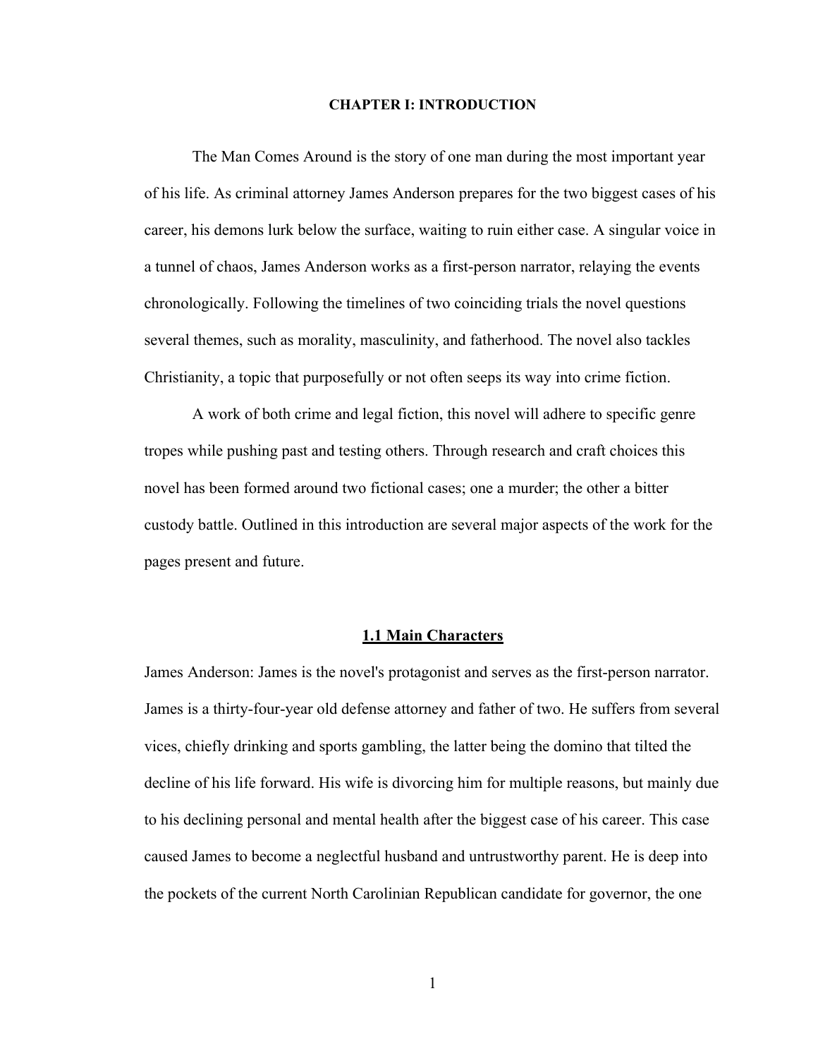# CHAPTER I: INTRODUCTION

The Man Comes Around is the story of one man during the most important year of his life. As criminal attorney James Anderson prepares for the two biggest cases of his career, his demons lurk below the surface, waiting to ruin either case. A singular voice in a tunnel of chaos, James Anderson works as a first-person narrator, relaying the events chronologically. Following the timelines of two coinciding trials the novel questions several themes, such as morality, masculinity, and fatherhood. The novel also tackles Christianity, a topic that purposefully or not often seeps its way into crime fiction.

A work of both crime and legal fiction, this novel will adhere to specific genre tropes while pushing past and testing others. Through research and craft choices this novel has been formed around two fictional cases; one a murder; the other a bitter custody battle. Outlined in this introduction are several major aspects of the work for the pages present and future.

## 1.1 Main Characters

James Anderson: James is the novel's protagonist and serves as the first-person narrator. James is a thirty-four-year old defense attorney and father of two. He suffers from several vices, chiefly drinking and sports gambling, the latter being the domino that tilted the decline of his life forward. His wife is divorcing him for multiple reasons, but mainly due to his declining personal and mental health after the biggest case of his career. This case caused James to become a neglectful husband and untrustworthy parent. He is deep into the pockets of the current North Carolinian Republican candidate for governor, the one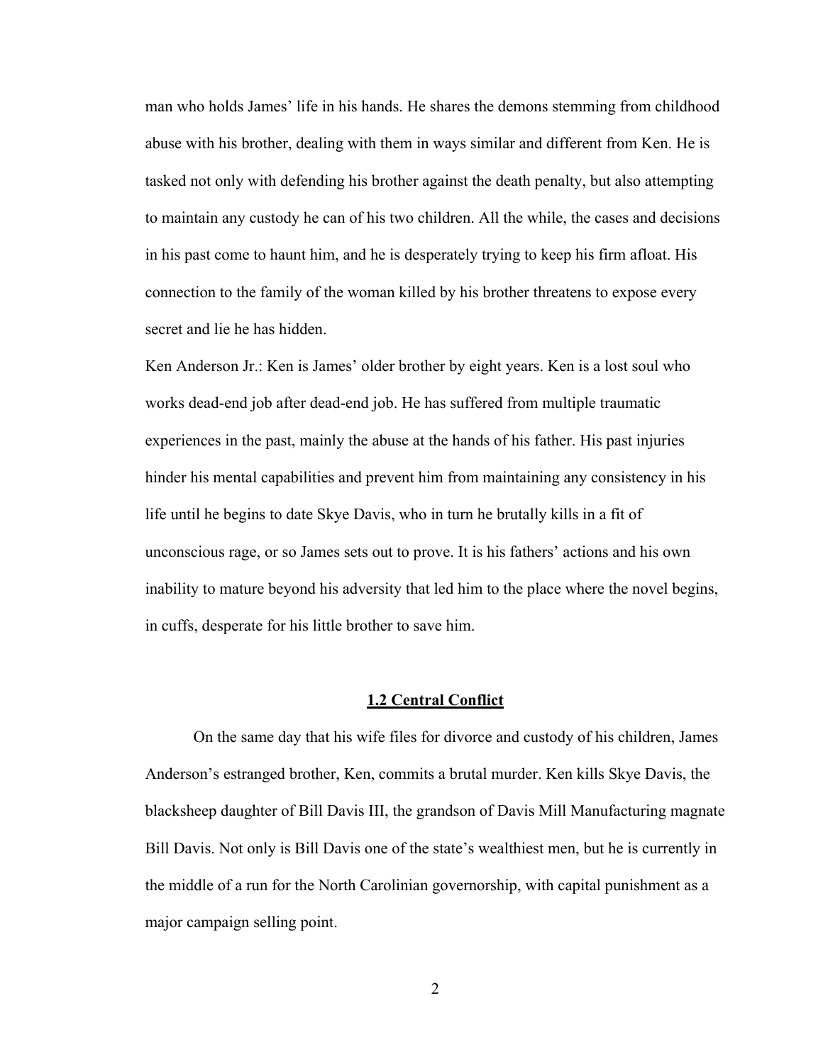man who holds James' life in his hands. He shares the demons stemming from childhood abuse with his brother, dealing with them in ways similar and different from Ken. He is tasked not only with defending his brother against the death penalty, but also attempting to maintain any custody he can of his two children. All the while, the cases and decisions in his past come to haunt him, and he is desperately trying to keep his firm afloat. His connection to the family of the woman killed by his brother threatens to expose every secret and lie he has hidden.

Ken Anderson Jr.: Ken is James' older brother by eight years. Ken is a lost soul who works dead-end job after dead-end job. He has suffered from multiple traumatic experiences in the past, mainly the abuse at the hands of his father. His past injuries hinder his mental capabilities and prevent him from maintaining any consistency in his life until he begins to date Skye Davis, who in turn he brutally kills in a fit of unconscious rage, or so James sets out to prove. It is his fathers' actions and his own inability to mature beyond his adversity that led him to the place where the novel begins, in cuffs, desperate for his little brother to save him.

## 1.2 Central Conflict

On the same day that his wife files for divorce and custody of his children, James Anderson's estranged brother, Ken, commits a brutal murder. Ken kills Skye Davis, the blacksheep daughter of Bill Davis III, the grandson of Davis Mill Manufacturing magnate Bill Davis. Not only is Bill Davis one of the state's wealthiest men, but he is currently in the middle of a run for the North Carolinian governorship, with capital punishment as a major campaign selling point.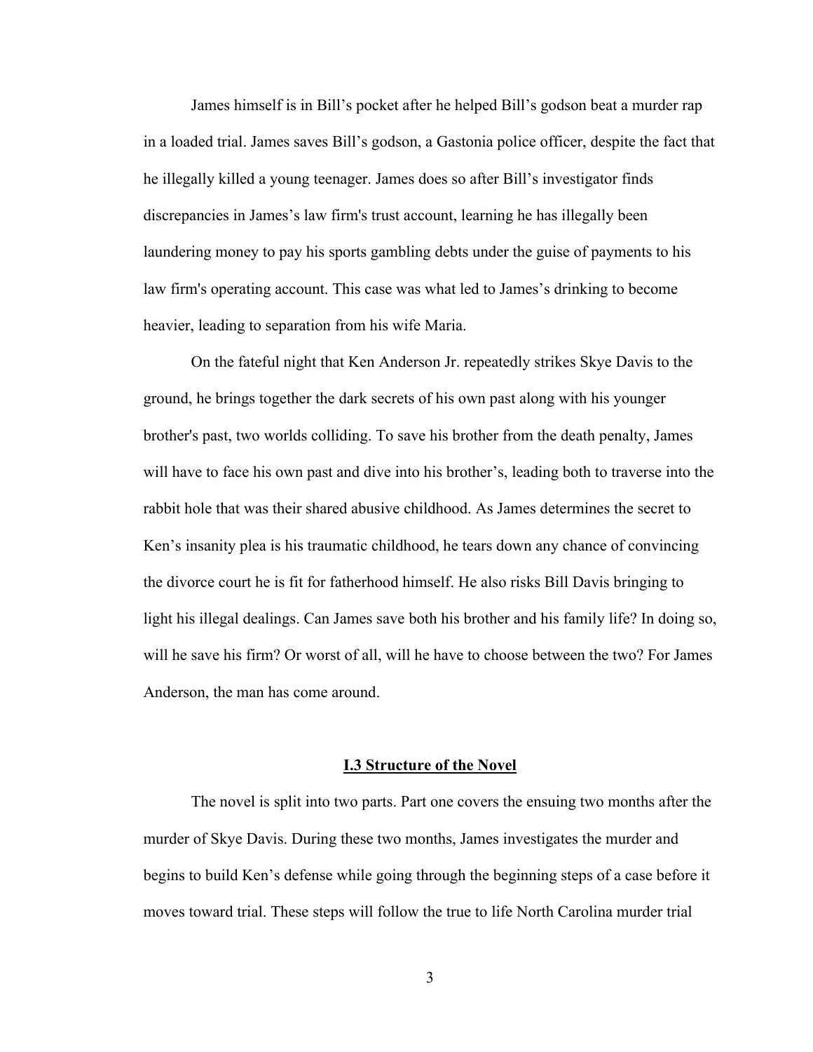James himself is in Bill's pocket after he helped Bill's godson beat a murder rap in a loaded trial. James saves Bill's godson, a Gastonia police officer, despite the fact that he illegally killed a young teenager. James does so after Bill's investigator finds discrepancies in James's law firm's trust account, learning he has illegally been laundering money to pay his sports gambling debts under the guise of payments to his law firm's operating account. This case was what led to James's drinking to become heavier, leading to separation from his wife Maria.

On the fateful night that Ken Anderson Jr. repeatedly strikes Skye Davis to the ground, he brings together the dark secrets of his own past along with his younger brother's past, two worlds colliding. To save his brother from the death penalty, James will have to face his own past and dive into his brother's, leading both to traverse into the rabbit hole that was their shared abusive childhood. As James determines the secret to Ken's insanity plea is his traumatic childhood, he tears down any chance of convincing the divorce court he is fit for fatherhood himself. He also risks Bill Davis bringing to light his illegal dealings. Can James save both his brother and his family life? In doing so, will he save his firm? Or worst of all, will he have to choose between the two? For James Anderson, the man has come around.

## I.3 Structure of the Novel

The novel is split into two parts. Part one covers the ensuing two months after the murder of Skye Davis. During these two months, James investigates the murder and begins to build Ken's defense while going through the beginning steps of a case before it moves toward trial. These steps will follow the true to life North Carolina murder trial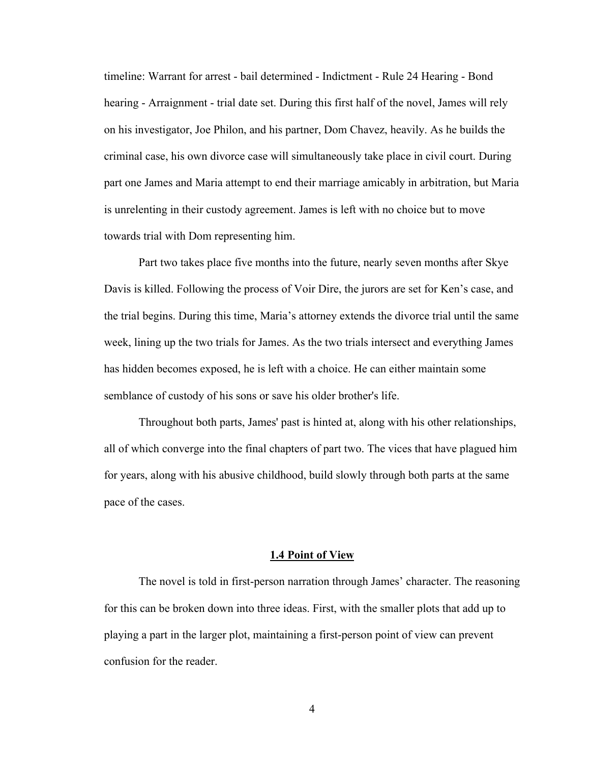timeline: Warrant for arrest - bail determined - Indictment - Rule 24 Hearing - Bond hearing - Arraignment - trial date set. During this first half of the novel, James will rely on his investigator, Joe Philon, and his partner, Dom Chavez, heavily. As he builds the criminal case, his own divorce case will simultaneously take place in civil court. During part one James and Maria attempt to end their marriage amicably in arbitration, but Maria is unrelenting in their custody agreement. James is left with no choice but to move towards trial with Dom representing him.

Part two takes place five months into the future, nearly seven months after Skye Davis is killed. Following the process of Voir Dire, the jurors are set for Ken's case, and the trial begins. During this time, Maria's attorney extends the divorce trial until the same week, lining up the two trials for James. As the two trials intersect and everything James has hidden becomes exposed, he is left with a choice. He can either maintain some semblance of custody of his sons or save his older brother's life.

Throughout both parts, James' past is hinted at, along with his other relationships, all of which converge into the final chapters of part two. The vices that have plagued him for years, along with his abusive childhood, build slowly through both parts at the same pace of the cases.

## **1.4 Point of View**

The novel is told in first-person narration through James' character. The reasoning for this can be broken down into three ideas. First, with the smaller plots that add up to playing a part in the larger plot, maintaining a first-person point of view can prevent confusion for the reader.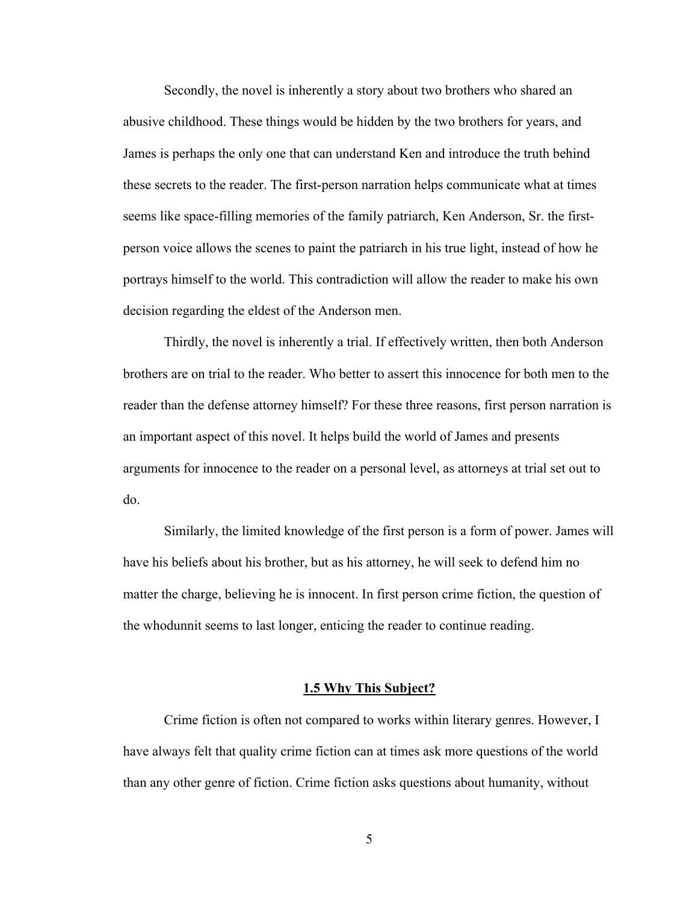Secondly, the novel is inherently a story about two brothers who shared an abusive childhood. These things would be hidden by the two brothers for years, and James is perhaps the only one that can understand Ken and introduce the truth behind these secrets to the reader. The first-person narration helps communicate what at times seems like space-filling memories of the family patriarch, Ken Anderson, Sr. the first-person voice allows the scenes to paint the patriarch in his true light, instead of how he portrays himself to the world. This contradiction will allow the reader to make his own decision regarding the eldest of the Anderson men.

Thirdly, the novel is inherently a trial. If effectively written, then both Anderson brothers are on trial to the reader. Who better to assert this innocence for both men to the reader than the defense attorney himself? For these three reasons, first person narration is an important aspect of this novel. It helps build the world of James and presents arguments for innocence to the reader on a personal level, as attorneys at trial set out to do.

Similarly, the limited knowledge of the first person is a form of power. James will have his beliefs about his brother, but as his attorney, he will seek to defend him no matter the charge, believing he is innocent. In first person crime fiction, the question of the whodunnit seems to last longer, enticing the reader to continue reading.

## 1.5 Why This Subject?

Crime fiction is often not compared to works within literary genres. However, I have always felt that quality crime fiction can at times ask more questions of the world than any other genre of fiction. Crime fiction asks questions about humanity, without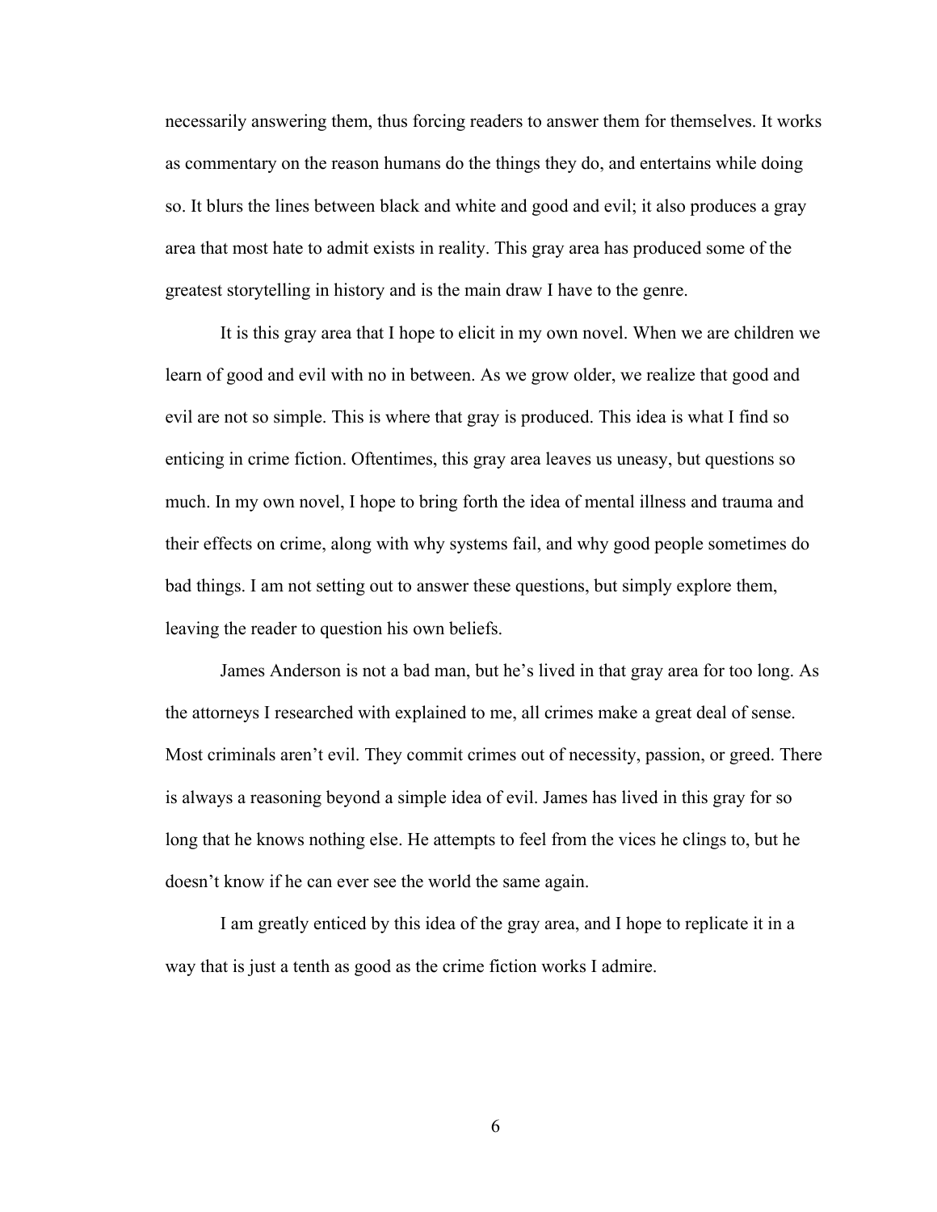necessarily answering them, thus forcing readers to answer them for themselves. It works as commentary on the reason humans do the things they do, and entertains while doing so. It blurs the lines between black and white and good and evil; it also produces a gray area that most hate to admit exists in reality. This gray area has produced some of the greatest storytelling in history and is the main draw I have to the genre.

It is this gray area that I hope to elicit in my own novel. When we are children we learn of good and evil with no in between. As we grow older, we realize that good and evil are not so simple. This is where that gray is produced. This idea is what I find so enticing in crime fiction. Oftentimes, this gray area leaves us uneasy, but questions so much. In my own novel, I hope to bring forth the idea of mental illness and trauma and their effects on crime, along with why systems fail, and why good people sometimes do bad things. I am not setting out to answer these questions, but simply explore them, leaving the reader to question his own beliefs.

James Anderson is not a bad man, but he's lived in that gray area for too long. As the attorneys I researched with explained to me, all crimes make a great deal of sense. Most criminals aren't evil. They commit crimes out of necessity, passion, or greed. There is always a reasoning beyond a simple idea of evil. James has lived in this gray for so long that he knows nothing else. He attempts to feel from the vices he clings to, but he doesn't know if he can ever see the world the same again.

I am greatly enticed by this idea of the gray area, and I hope to replicate it in a way that is just a tenth as good as the crime fiction works I admire.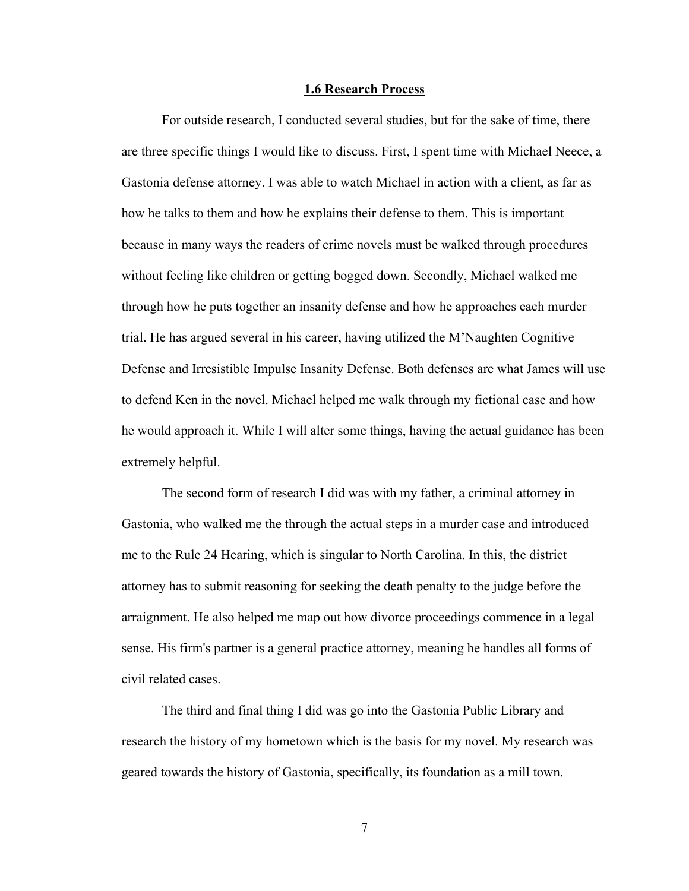## 1.6 Research Process

For outside research, I conducted several studies, but for the sake of time, there are three specific things I would like to discuss. First, I spent time with Michael Neece, a Gastonia defense attorney. I was able to watch Michael in action with a client, as far as how he talks to them and how he explains their defense to them. This is important because in many ways the readers of crime novels must be walked through procedures without feeling like children or getting bogged down. Secondly, Michael walked me through how he puts together an insanity defense and how he approaches each murder trial. He has argued several in his career, having utilized the M'Naughten Cognitive Defense and Irresistible Impulse Insanity Defense. Both defenses are what James will use to defend Ken in the novel. Michael helped me walk through my fictional case and how he would approach it. While I will alter some things, having the actual guidance has been extremely helpful.

The second form of research I did was with my father, a criminal attorney in Gastonia, who walked me the through the actual steps in a murder case and introduced me to the Rule 24 Hearing, which is singular to North Carolina. In this, the district attorney has to submit reasoning for seeking the death penalty to the judge before the arraignment. He also helped me map out how divorce proceedings commence in a legal sense. His firm's partner is a general practice attorney, meaning he handles all forms of civil related cases.

The third and final thing I did was go into the Gastonia Public Library and research the history of my hometown which is the basis for my novel. My research was geared towards the history of Gastonia, specifically, its foundation as a mill town.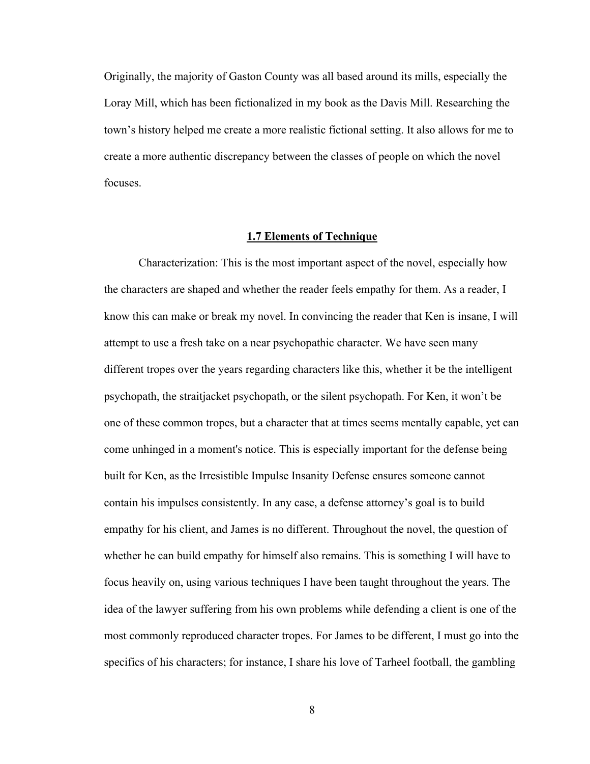Originally, the majority of Gaston County was all based around its mills, especially the Loray Mill, which has been fictionalized in my book as the Davis Mill. Researching the town's history helped me create a more realistic fictional setting. It also allows for me to create a more authentic discrepancy between the classes of people on which the novel focuses.

## 1.7 Elements of Technique

Characterization: This is the most important aspect of the novel, especially how the characters are shaped and whether the reader feels empathy for them. As a reader, I know this can make or break my novel. In convincing the reader that Ken is insane, I will attempt to use a fresh take on a near psychopathic character. We have seen many different tropes over the years regarding characters like this, whether it be the intelligent psychopath, the straitjacket psychopath, or the silent psychopath. For Ken, it won't be one of these common tropes, but a character that at times seems mentally capable, yet can come unhinged in a moment's notice. This is especially important for the defense being built for Ken, as the Irresistible Impulse Insanity Defense ensures someone cannot contain his impulses consistently. In any case, a defense attorney's goal is to build empathy for his client, and James is no different. Throughout the novel, the question of whether he can build empathy for himself also remains. This is something I will have to focus heavily on, using various techniques I have been taught throughout the years. The idea of the lawyer suffering from his own problems while defending a client is one of the most commonly reproduced character tropes. For James to be different, I must go into the specifics of his characters; for instance, I share his love of Tarheel football, the gambling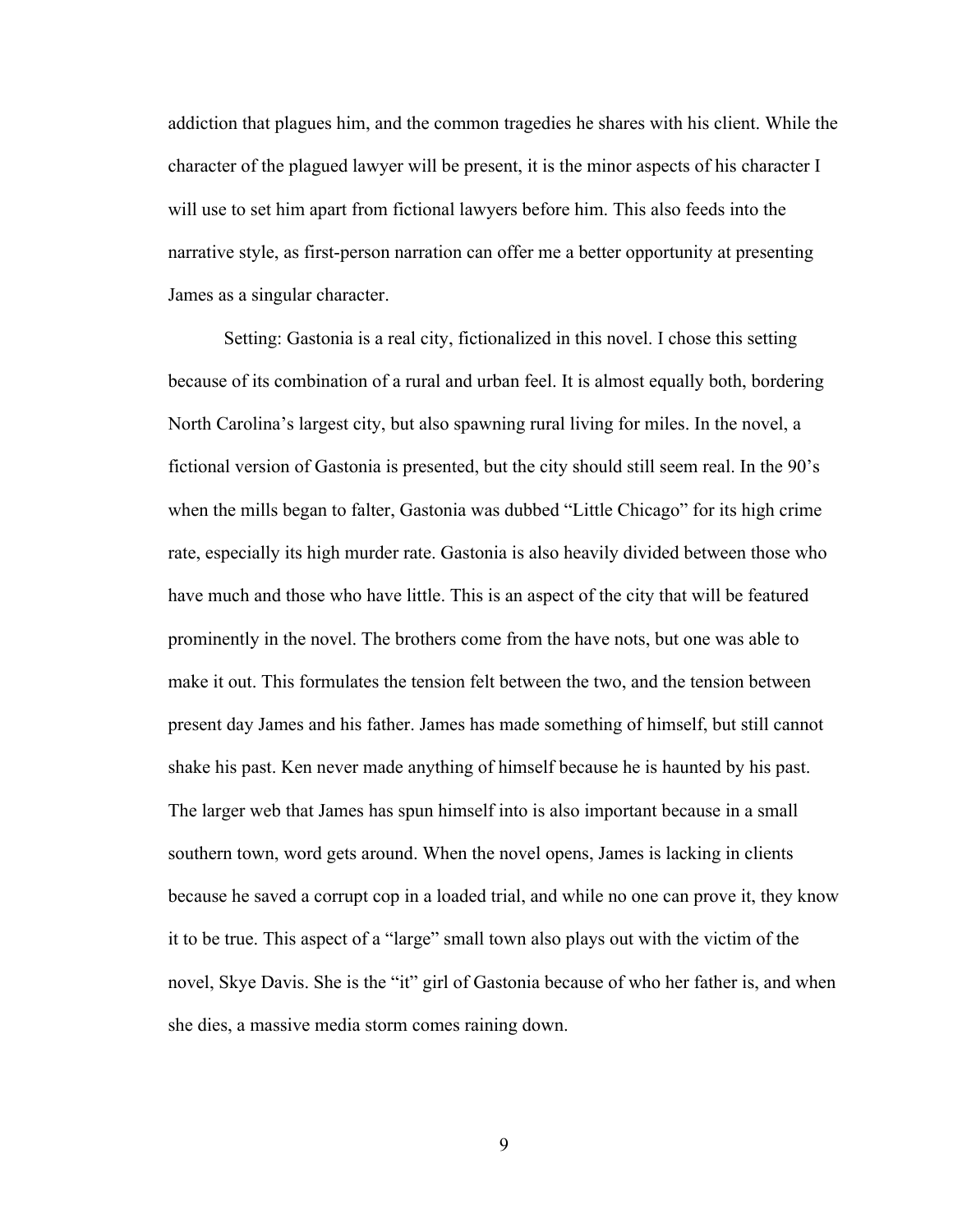addiction that plagues him, and the common tragedies he shares with his client. While the character of the plagued lawyer will be present, it is the minor aspects of his character I will use to set him apart from fictional lawyers before him. This also feeds into the narrative style, as first-person narration can offer me a better opportunity at presenting James as a singular character.

Setting: Gastonia is a real city, fictionalized in this novel. I chose this setting because of its combination of a rural and urban feel. It is almost equally both, bordering North Carolina's largest city, but also spawning rural living for miles. In the novel, a fictional version of Gastonia is presented, but the city should still seem real. In the 90's when the mills began to falter, Gastonia was dubbed "Little Chicago" for its high crime rate, especially its high murder rate. Gastonia is also heavily divided between those who have much and those who have little. This is an aspect of the city that will be featured prominently in the novel. The brothers come from the have nots, but one was able to make it out. This formulates the tension felt between the two, and the tension between present day James and his father. James has made something of himself, but still cannot shake his past. Ken never made anything of himself because he is haunted by his past. The larger web that James has spun himself into is also important because in a small southern town, word gets around. When the novel opens, James is lacking in clients because he saved a corrupt cop in a loaded trial, and while no one can prove it, they know it to be true. This aspect of a "large" small town also plays out with the victim of the novel, Skye Davis. She is the "it" girl of Gastonia because of who her father is, and when she dies, a massive media storm comes raining down.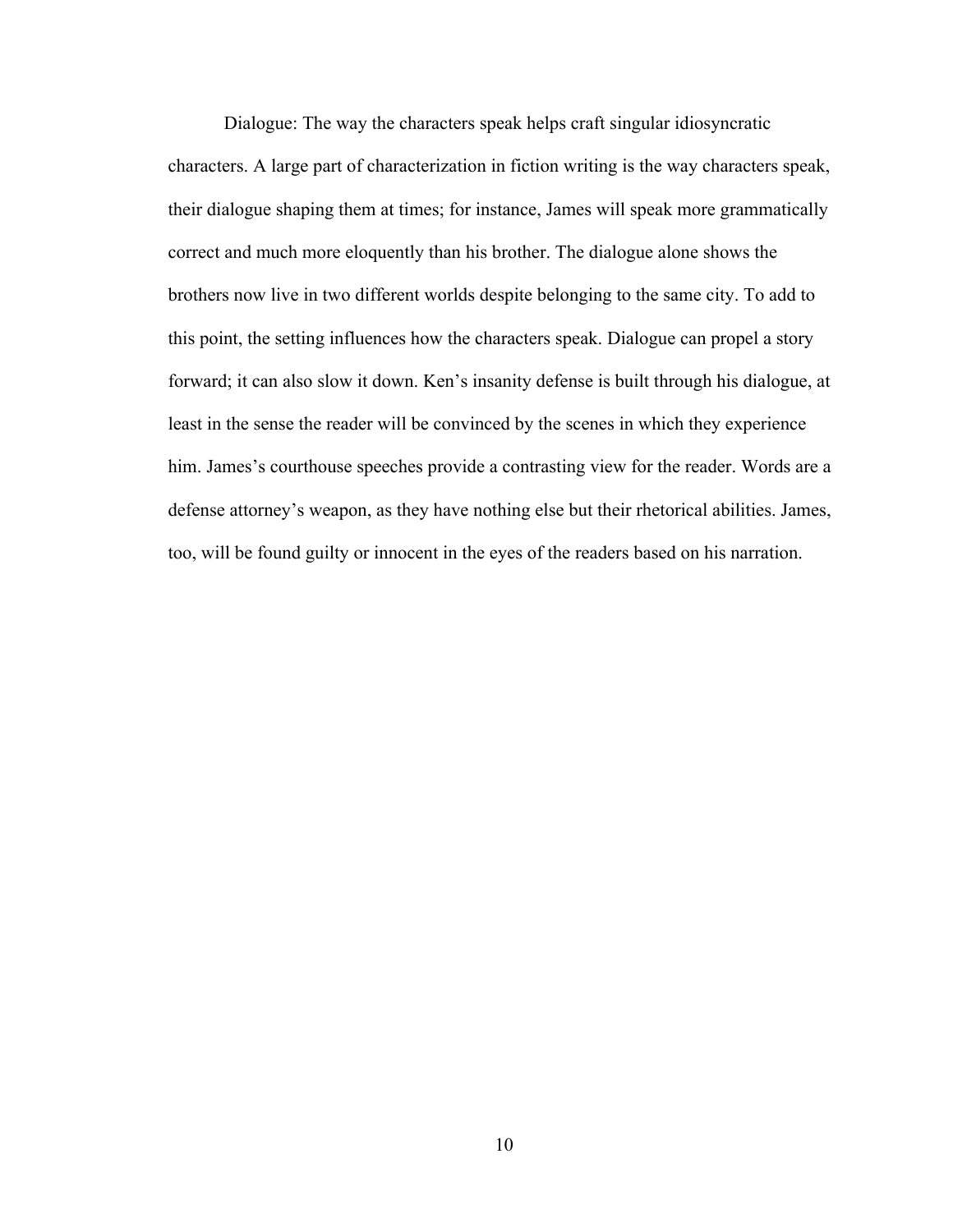Dialogue: The way the characters speak helps craft singular idiosyncratic characters. A large part of characterization in fiction writing is the way characters speak, their dialogue shaping them at times; for instance, James will speak more grammatically correct and much more eloquently than his brother. The dialogue alone shows the brothers now live in two different worlds despite belonging to the same city. To add to this point, the setting influences how the characters speak. Dialogue can propel a story forward; it can also slow it down. Ken's insanity defense is built through his dialogue, at least in the sense the reader will be convinced by the scenes in which they experience him. James's courthouse speeches provide a contrasting view for the reader. Words are a defense attorney's weapon, as they have nothing else but their rhetorical abilities. James, too, will be found guilty or innocent in the eyes of the readers based on his narration.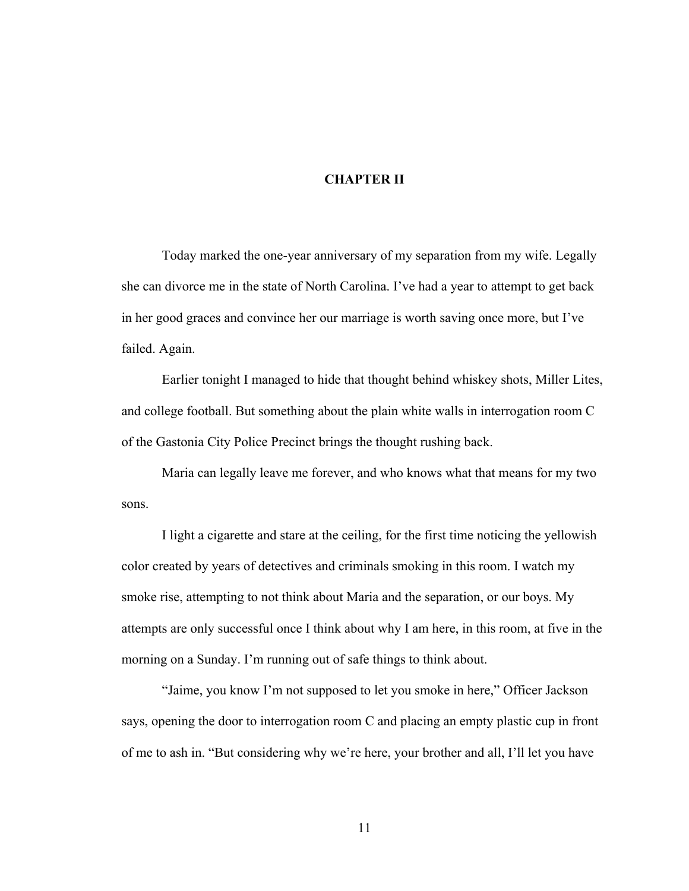# CHAPTER II

Today marked the one-year anniversary of my separation from my wife. Legally she can divorce me in the state of North Carolina. I've had a year to attempt to get back in her good graces and convince her our marriage is worth saving once more, but I've failed. Again.

Earlier tonight I managed to hide that thought behind whiskey shots, Miller Lites, and college football. But something about the plain white walls in interrogation room C of the Gastonia City Police Precinct brings the thought rushing back.

Maria can legally leave me forever, and who knows what that means for my two sons.

I light a cigarette and stare at the ceiling, for the first time noticing the yellowish color created by years of detectives and criminals smoking in this room. I watch my smoke rise, attempting to not think about Maria and the separation, or our boys. My attempts are only successful once I think about why I am here, in this room, at five in the morning on a Sunday. I'm running out of safe things to think about.

"Jaime, you know I'm not supposed to let you smoke in here," Officer Jackson says, opening the door to interrogation room C and placing an empty plastic cup in front of me to ash in. "But considering why we're here, your brother and all, I'll let you have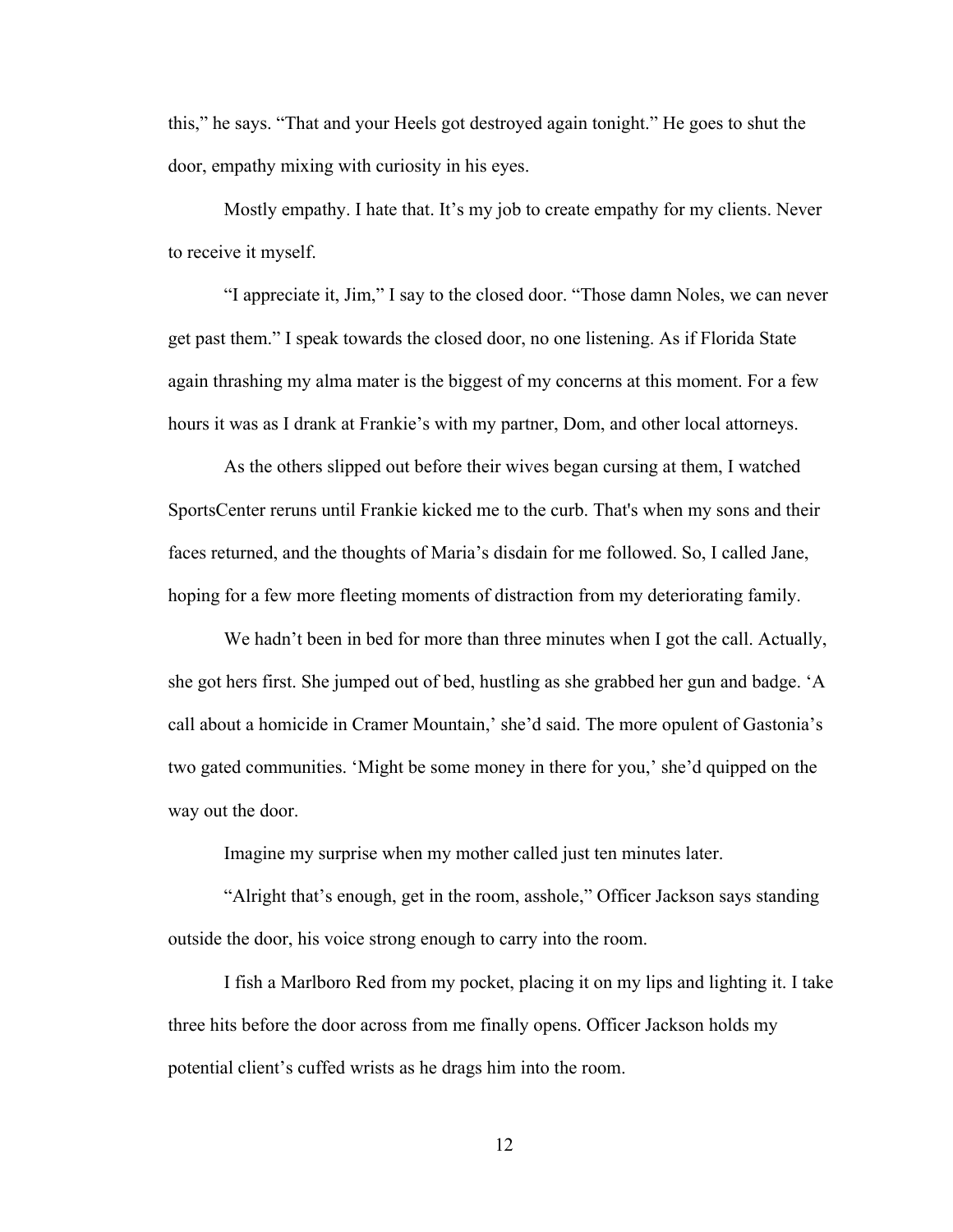this," he says. "That and your Heels got destroyed again tonight." He goes to shut the door, empathy mixing with curiosity in his eyes.

Mostly empathy. I hate that. It's my job to create empathy for my clients. Never to receive it myself.

"I appreciate it, Jim," I say to the closed door. "Those damn Noles, we can never get past them." I speak towards the closed door, no one listening. As if Florida State again thrashing my alma mater is the biggest of my concerns at this moment. For a few hours it was as I drank at Frankie's with my partner, Dom, and other local attorneys.

As the others slipped out before their wives began cursing at them, I watched SportsCenter reruns until Frankie kicked me to the curb. That's when my sons and their faces returned, and the thoughts of Maria's disdain for me followed. So, I called Jane, hoping for a few more fleeting moments of distraction from my deteriorating family.

We hadn't been in bed for more than three minutes when I got the call. Actually, she got hers first. She jumped out of bed, hustling as she grabbed her gun and badge. 'A call about a homicide in Cramer Mountain,' she'd said. The more opulent of Gastonia's two gated communities. 'Might be some money in there for you,' she'd quipped on the way out the door.

Imagine my surprise when my mother called just ten minutes later.

"Alright that's enough, get in the room, asshole," Officer Jackson says standing outside the door, his voice strong enough to carry into the room.

I fish a Marlboro Red from my pocket, placing it on my lips and lighting it. I take three hits before the door across from me finally opens. Officer Jackson holds my potential client's cuffed wrists as he drags him into the room.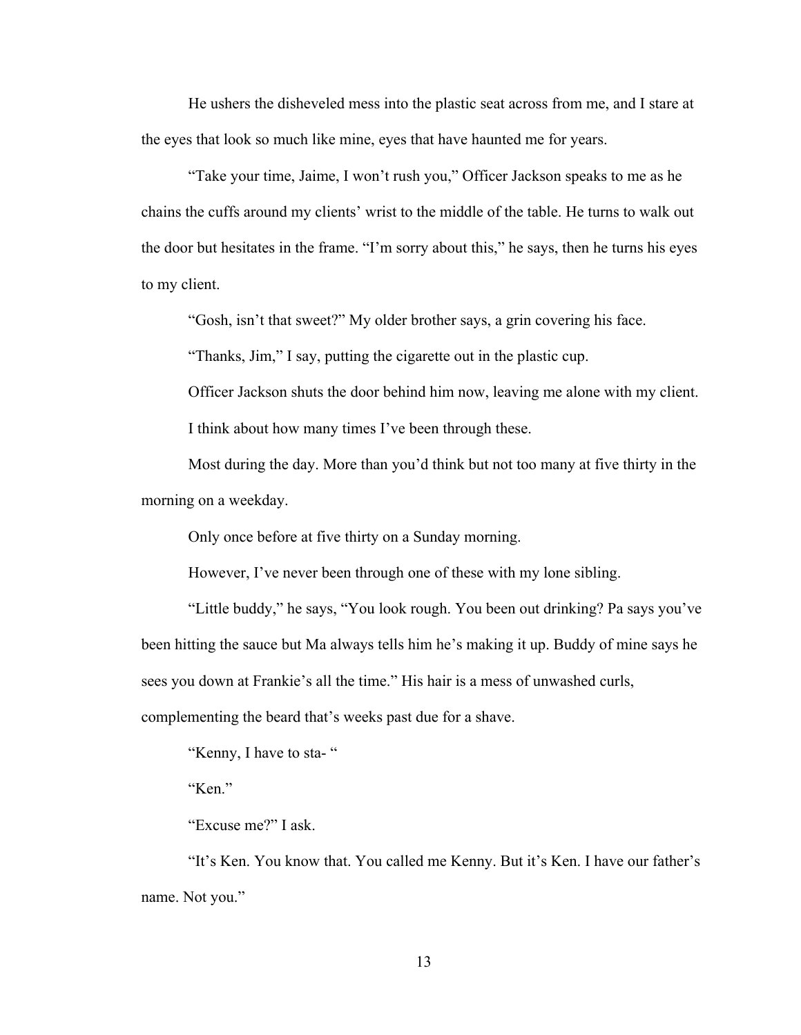He ushers the disheveled mess into the plastic seat across from me, and I stare at the eyes that look so much like mine, eyes that have haunted me for years.

"Take your time, Jaime, I won't rush you," Officer Jackson speaks to me as he chains the cuffs around my clients' wrist to the middle of the table. He turns to walk out the door but hesitates in the frame. "I'm sorry about this," he says, then he turns his eyes to my client.

"Gosh, isn't that sweet?" My older brother says, a grin covering his face.

"Thanks, Jim," I say, putting the cigarette out in the plastic cup.

Officer Jackson shuts the door behind him now, leaving me alone with my client.

I think about how many times I've been through these.

Most during the day. More than you'd think but not too many at five thirty in the morning on a weekday.

Only once before at five thirty on a Sunday morning.

However, I've never been through one of these with my lone sibling.

"Little buddy," he says, "You look rough. You been out drinking? Pa says you've been hitting the sauce but Ma always tells him he's making it up. Buddy of mine says he sees you down at Frankie's all the time." His hair is a mess of unwashed curls, complementing the beard that's weeks past due for a shave.

"Kenny, I have to sta- "

"Ken."

"Excuse me?" I ask.

"It's Ken. You know that. You called me Kenny. But it's Ken. I have our father's name. Not you."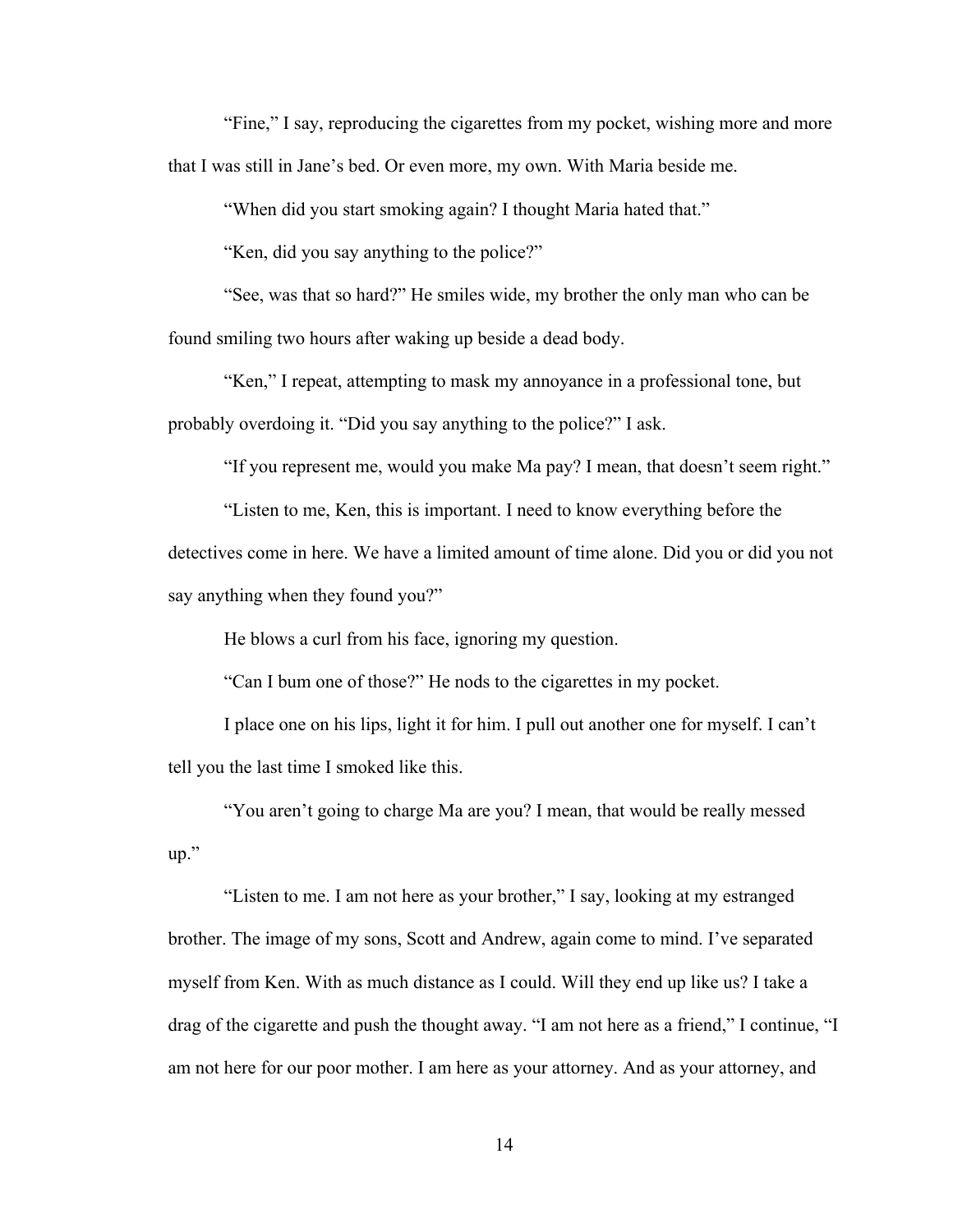"Fine," I say, reproducing the cigarettes from my pocket, wishing more and more that I was still in Jane's bed. Or even more, my own. With Maria beside me.

"When did you start smoking again? I thought Maria hated that."

"Ken, did you say anything to the police?"

"See, was that so hard?" He smiles wide, my brother the only man who can be found smiling two hours after waking up beside a dead body.

"Ken," I repeat, attempting to mask my annoyance in a professional tone, but probably overdoing it. "Did you say anything to the police?" I ask.

"If you represent me, would you make Ma pay? I mean, that doesn't seem right."

"Listen to me, Ken, this is important. I need to know everything before the detectives come in here. We have a limited amount of time alone. Did you or did you not say anything when they found you?"

He blows a curl from his face, ignoring my question.

"Can I bum one of those?" He nods to the cigarettes in my pocket.

I place one on his lips, light it for him. I pull out another one for myself. I can't tell you the last time I smoked like this.

"You aren't going to charge Ma are you? I mean, that would be really messed up."

"Listen to me. I am not here as your brother," I say, looking at my estranged brother. The image of my sons, Scott and Andrew, again come to mind. I've separated myself from Ken. With as much distance as I could. Will they end up like us? I take a drag of the cigarette and push the thought away. "I am not here as a friend," I continue, "I am not here for our poor mother. I am here as your attorney. And as your attorney, and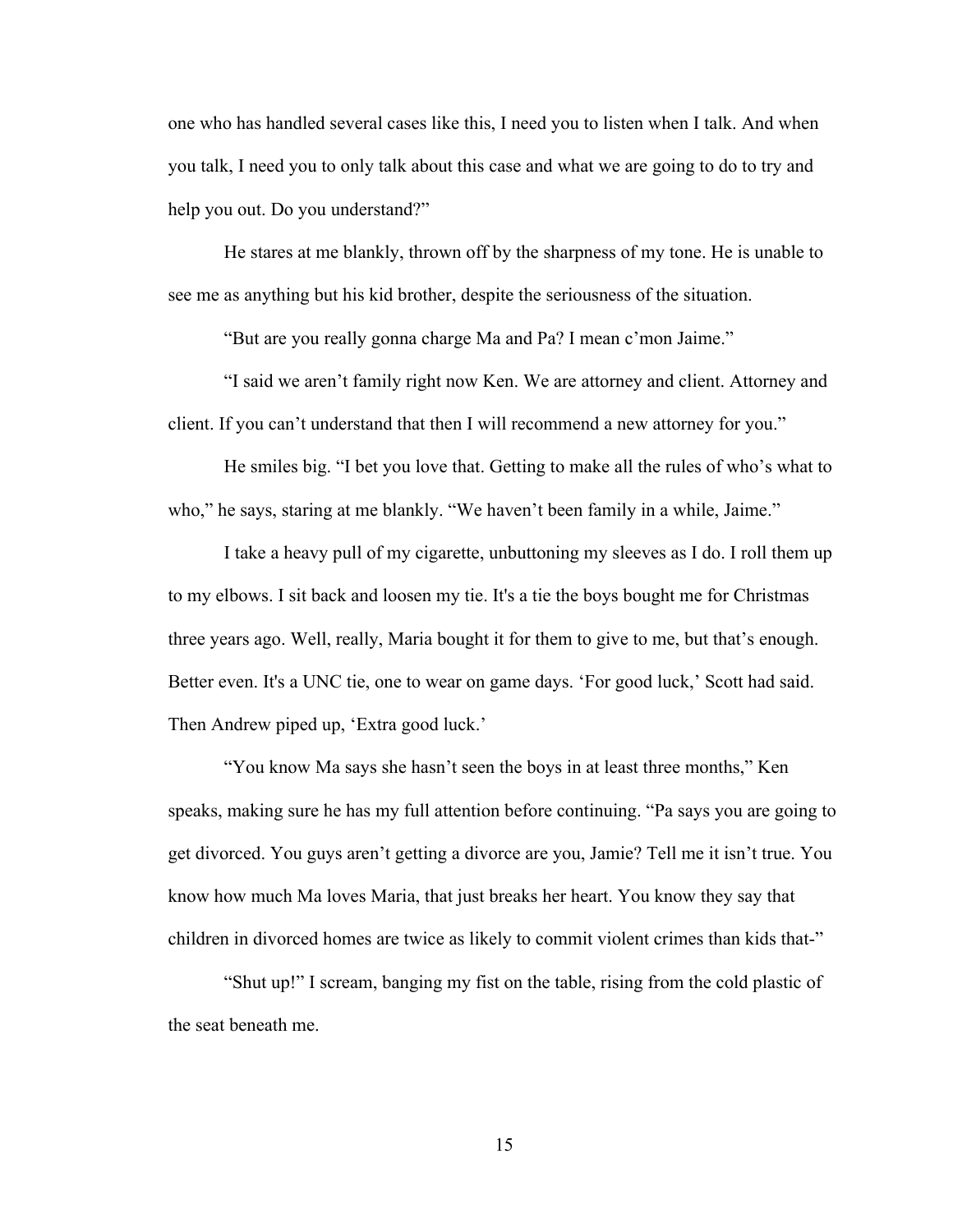one who has handled several cases like this, I need you to listen when I talk. And when you talk, I need you to only talk about this case and what we are going to do to try and help you out. Do you understand?"

He stares at me blankly, thrown off by the sharpness of my tone. He is unable to see me as anything but his kid brother, despite the seriousness of the situation.

"But are you really gonna charge Ma and Pa? I mean c'mon Jaime."

"I said we aren't family right now Ken. We are attorney and client. Attorney and client. If you can't understand that then I will recommend a new attorney for you."

He smiles big. "I bet you love that. Getting to make all the rules of who's what to who," he says, staring at me blankly. "We haven't been family in a while, Jaime."

I take a heavy pull of my cigarette, unbuttoning my sleeves as I do. I roll them up to my elbows. I sit back and loosen my tie. It's a tie the boys bought me for Christmas three years ago. Well, really, Maria bought it for them to give to me, but that's enough. Better even. It's a UNC tie, one to wear on game days. 'For good luck,' Scott had said. Then Andrew piped up, 'Extra good luck.'

"You know Ma says she hasn't seen the boys in at least three months," Ken speaks, making sure he has my full attention before continuing. "Pa says you are going to get divorced. You guys aren't getting a divorce are you, Jamie? Tell me it isn't true. You know how much Ma loves Maria, that just breaks her heart. You know they say that children in divorced homes are twice as likely to commit violent crimes than kids that-"

"Shut up!" I scream, banging my fist on the table, rising from the cold plastic of the seat beneath me.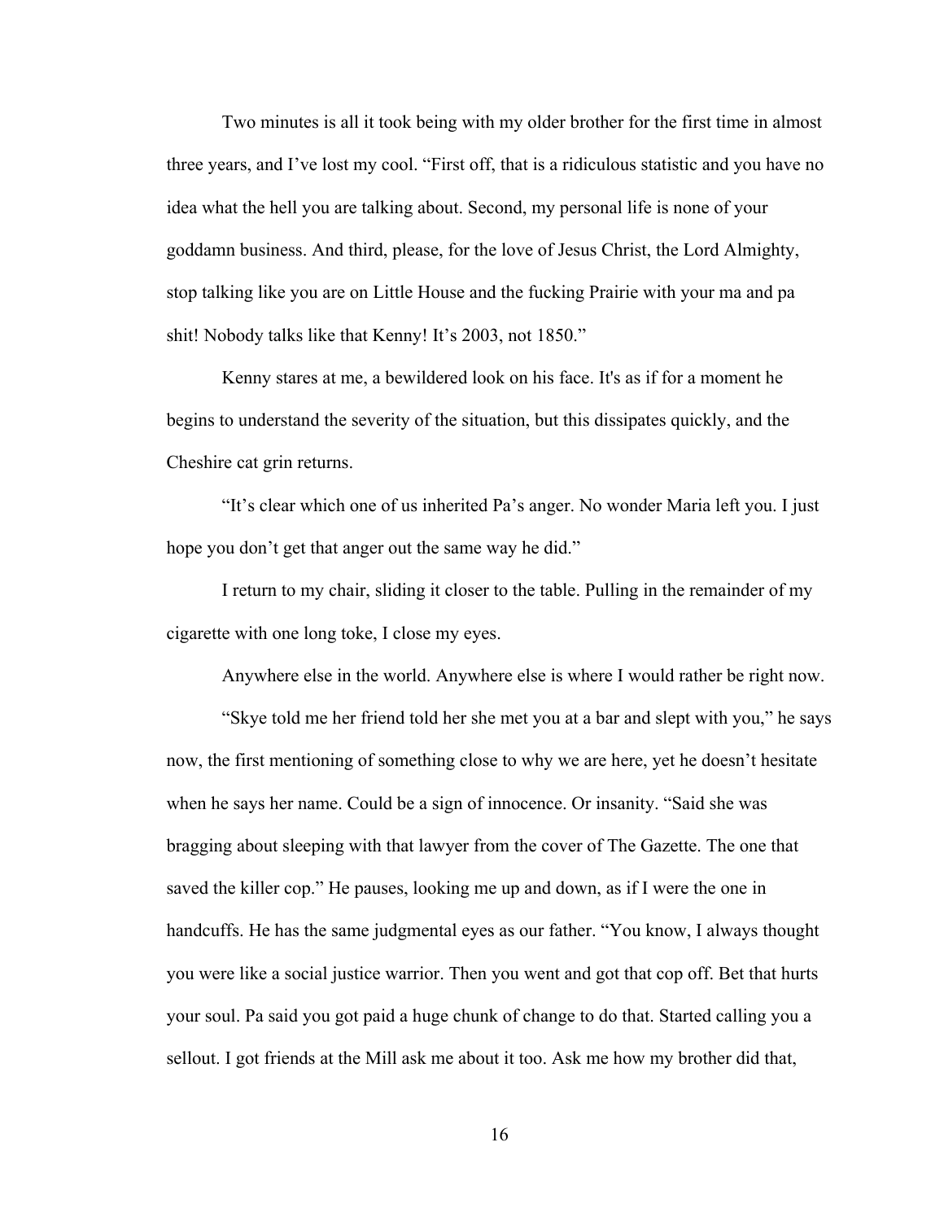Two minutes is all it took being with my older brother for the first time in almost three years, and I've lost my cool. "First off, that is a ridiculous statistic and you have no idea what the hell you are talking about. Second, my personal life is none of your goddamn business. And third, please, for the love of Jesus Christ, the Lord Almighty, stop talking like you are on Little House and the fucking Prairie with your ma and pa shit! Nobody talks like that Kenny! It's 2003, not 1850."

Kenny stares at me, a bewildered look on his face. It's as if for a moment he begins to understand the severity of the situation, but this dissipates quickly, and the Cheshire cat grin returns.

"It's clear which one of us inherited Pa's anger. No wonder Maria left you. I just hope you don't get that anger out the same way he did."

I return to my chair, sliding it closer to the table. Pulling in the remainder of my cigarette with one long toke, I close my eyes.

Anywhere else in the world. Anywhere else is where I would rather be right now.

"Skye told me her friend told her she met you at a bar and slept with you," he says now, the first mentioning of something close to why we are here, yet he doesn't hesitate when he says her name. Could be a sign of innocence. Or insanity. "Said she was bragging about sleeping with that lawyer from the cover of The Gazette. The one that saved the killer cop." He pauses, looking me up and down, as if I were the one in handcuffs. He has the same judgmental eyes as our father. "You know, I always thought you were like a social justice warrior. Then you went and got that cop off. Bet that hurts your soul. Pa said you got paid a huge chunk of change to do that. Started calling you a sellout. I got friends at the Mill ask me about it too. Ask me how my brother did that,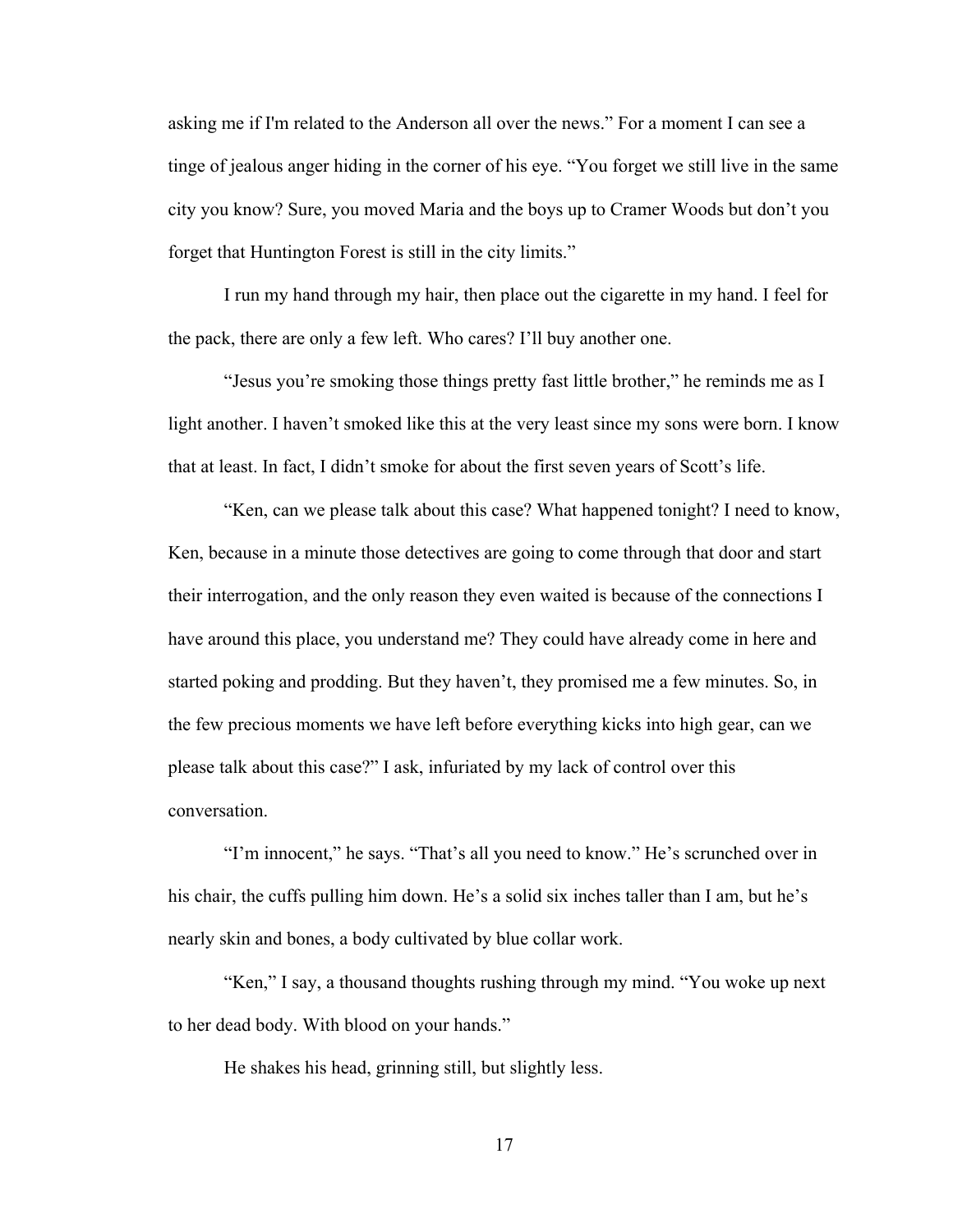asking me if I'm related to the Anderson all over the news." For a moment I can see a tinge of jealous anger hiding in the corner of his eye. "You forget we still live in the same city you know? Sure, you moved Maria and the boys up to Cramer Woods but don't you forget that Huntington Forest is still in the city limits."

I run my hand through my hair, then place out the cigarette in my hand. I feel for the pack, there are only a few left. Who cares? I'll buy another one.

"Jesus you're smoking those things pretty fast little brother," he reminds me as I light another. I haven't smoked like this at the very least since my sons were born. I know that at least. In fact, I didn't smoke for about the first seven years of Scott's life.

"Ken, can we please talk about this case? What happened tonight? I need to know, Ken, because in a minute those detectives are going to come through that door and start their interrogation, and the only reason they even waited is because of the connections I have around this place, you understand me? They could have already come in here and started poking and prodding. But they haven't, they promised me a few minutes. So, in the few precious moments we have left before everything kicks into high gear, can we please talk about this case?" I ask, infuriated by my lack of control over this conversation.

"I'm innocent," he says. "That's all you need to know." He's scrunched over in his chair, the cuffs pulling him down. He's a solid six inches taller than I am, but he's nearly skin and bones, a body cultivated by blue collar work.

"Ken," I say, a thousand thoughts rushing through my mind. "You woke up next to her dead body. With blood on your hands."

He shakes his head, grinning still, but slightly less.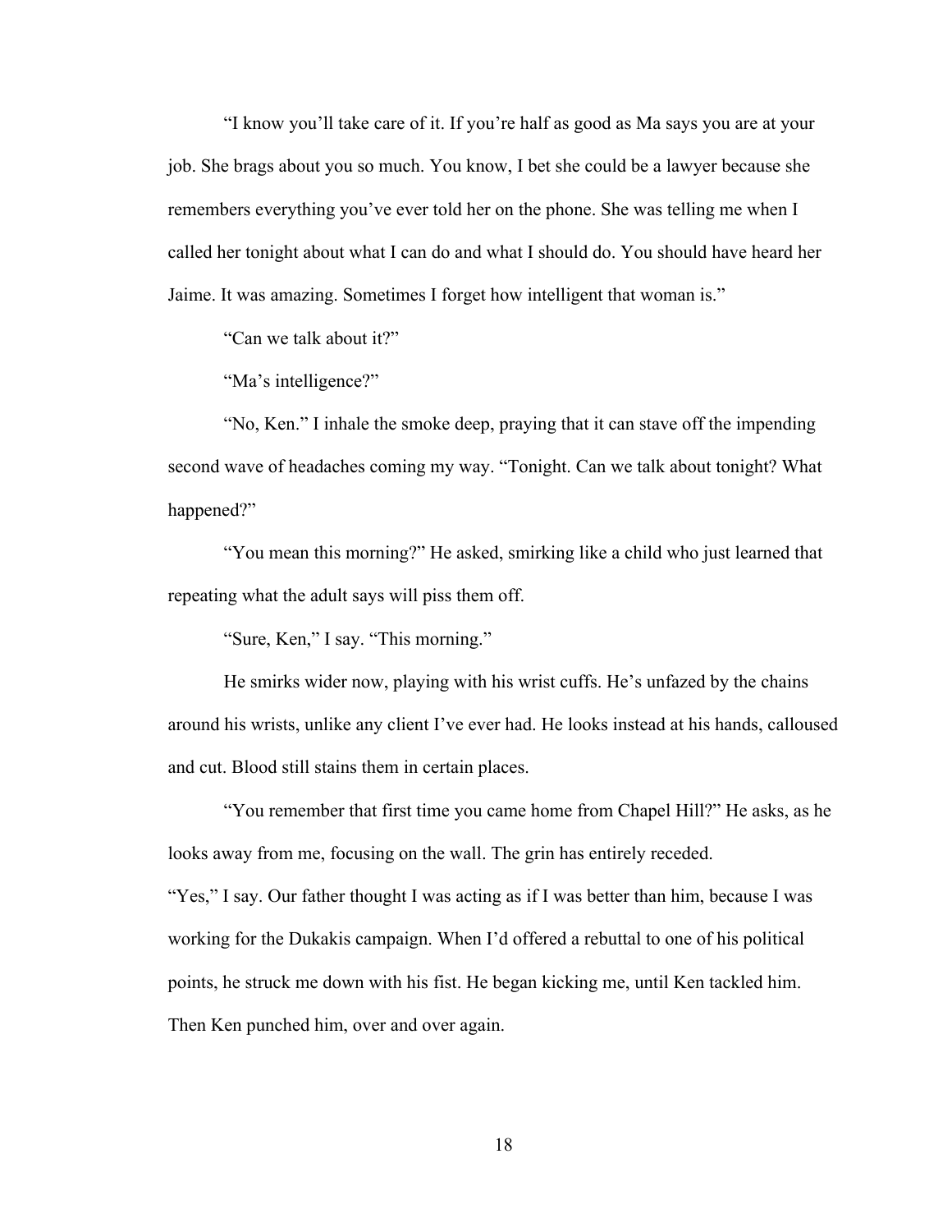"I know you'll take care of it. If you're half as good as Ma says you are at your job. She brags about you so much. You know, I bet she could be a lawyer because she remembers everything you've ever told her on the phone. She was telling me when I called her tonight about what I can do and what I should do. You should have heard her Jaime. It was amazing. Sometimes I forget how intelligent that woman is."

"Can we talk about it?"

"Ma's intelligence?"

"No, Ken." I inhale the smoke deep, praying that it can stave off the impending second wave of headaches coming my way. "Tonight. Can we talk about tonight? What happened?"

"You mean this morning?" He asked, smirking like a child who just learned that repeating what the adult says will piss them off.

"Sure, Ken," I say. "This morning."

He smirks wider now, playing with his wrist cuffs. He's unfazed by the chains around his wrists, unlike any client I've ever had. He looks instead at his hands, calloused and cut. Blood still stains them in certain places.

"You remember that first time you came home from Chapel Hill?" He asks, as he looks away from me, focusing on the wall. The grin has entirely receded.

"Yes," I say. Our father thought I was acting as if I was better than him, because I was working for the Dukakis campaign. When I'd offered a rebuttal to one of his political points, he struck me down with his fist. He began kicking me, until Ken tackled him. Then Ken punched him, over and over again.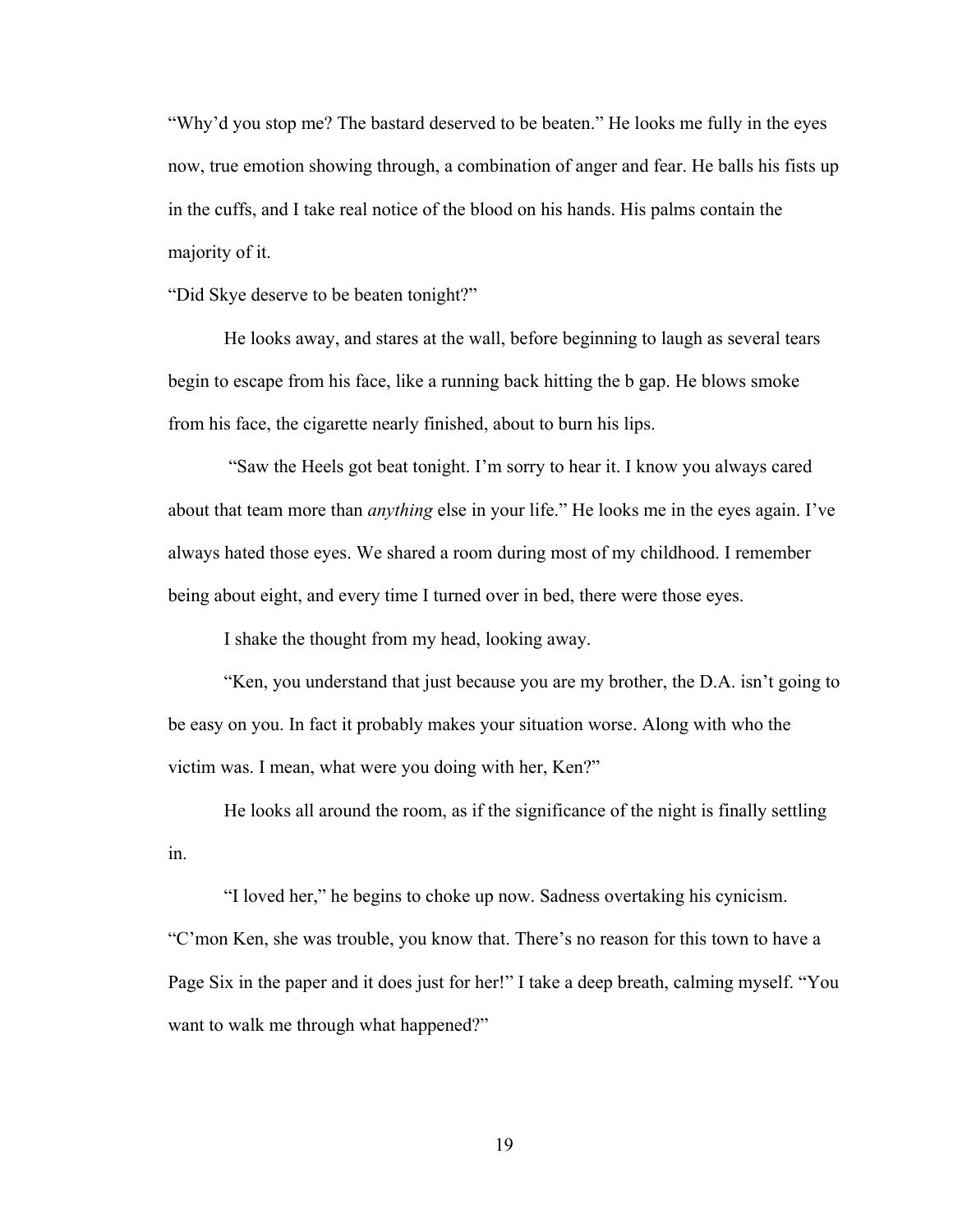"Why'd you stop me? The bastard deserved to be beaten." He looks me fully in the eyes now, true emotion showing through, a combination of anger and fear. He balls his fists up in the cuffs, and I take real notice of the blood on his hands. His palms contain the majority of it.

"Did Skye deserve to be beaten tonight?"

He looks away, and stares at the wall, before beginning to laugh as several tears begin to escape from his face, like a running back hitting the b gap. He blows smoke from his face, the cigarette nearly finished, about to burn his lips.

"Saw the Heels got beat tonight. I'm sorry to hear it. I know you always cared about that team more than *anything* else in your life." He looks me in the eyes again. I've always hated those eyes. We shared a room during most of my childhood. I remember being about eight, and every time I turned over in bed, there were those eyes.

I shake the thought from my head, looking away.

"Ken, you understand that just because you are my brother, the D.A. isn't going to be easy on you. In fact it probably makes your situation worse. Along with who the victim was. I mean, what were you doing with her, Ken?"

He looks all around the room, as if the significance of the night is finally settling in.

"I loved her," he begins to choke up now. Sadness overtaking his cynicism.

"C'mon Ken, she was trouble, you know that. There's no reason for this town to have a Page Six in the paper and it does just for her!" I take a deep breath, calming myself. "You want to walk me through what happened?"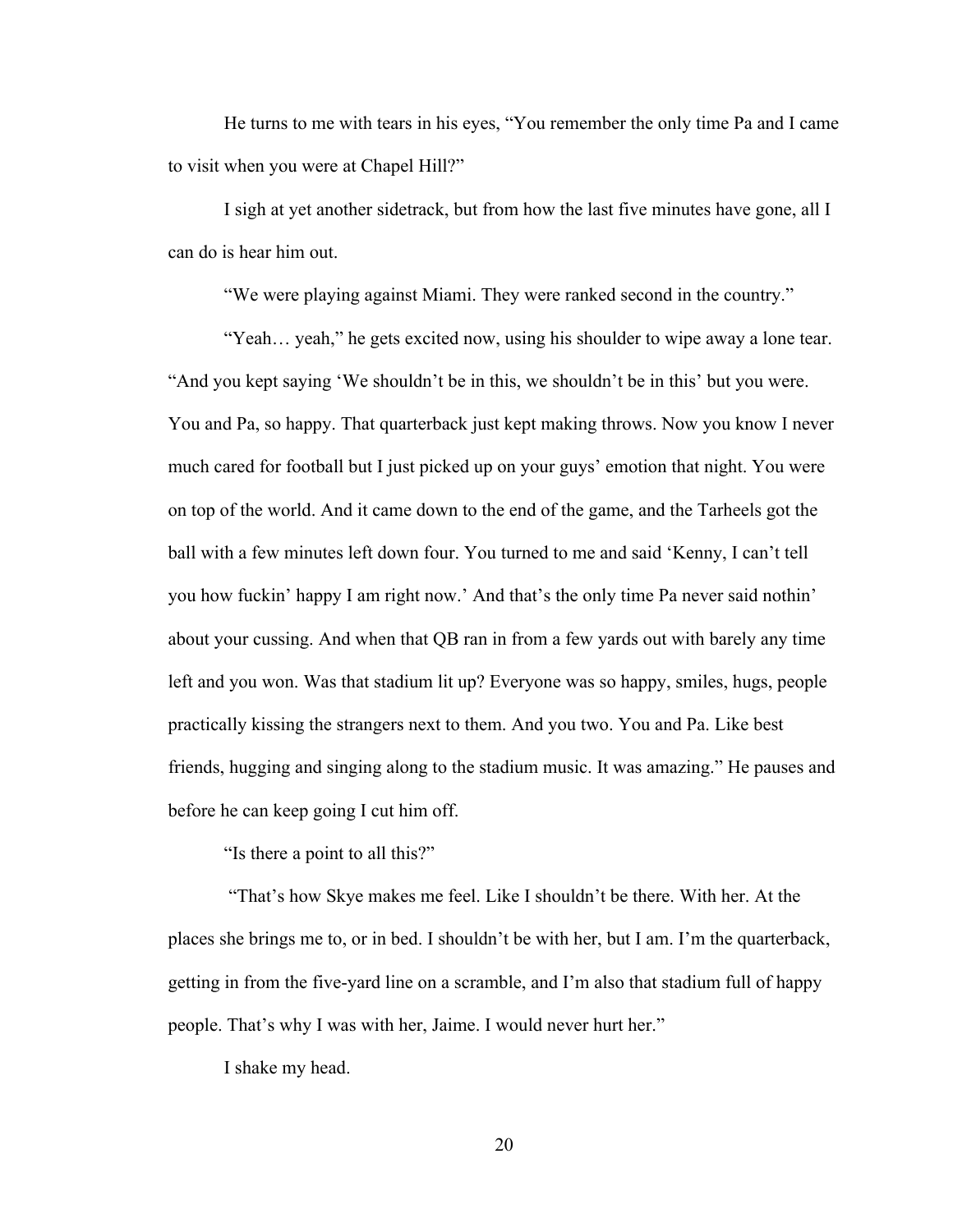He turns to me with tears in his eyes, "You remember the only time Pa and I came to visit when you were at Chapel Hill?"

I sigh at yet another sidetrack, but from how the last five minutes have gone, all I can do is hear him out.

"We were playing against Miami. They were ranked second in the country."

"Yeah… yeah," he gets excited now, using his shoulder to wipe away a lone tear. "And you kept saying 'We shouldn't be in this, we shouldn't be in this' but you were. You and Pa, so happy. That quarterback just kept making throws. Now you know I never much cared for football but I just picked up on your guys' emotion that night. You were on top of the world. And it came down to the end of the game, and the Tarheels got the ball with a few minutes left down four. You turned to me and said 'Kenny, I can't tell you how fuckin' happy I am right now.' And that's the only time Pa never said nothin' about your cussing. And when that QB ran in from a few yards out with barely any time left and you won. Was that stadium lit up? Everyone was so happy, smiles, hugs, people practically kissing the strangers next to them. And you two. You and Pa. Like best friends, hugging and singing along to the stadium music. It was amazing." He pauses and before he can keep going I cut him off.

"Is there a point to all this?"

"That's how Skye makes me feel. Like I shouldn't be there. With her. At the places she brings me to, or in bed. I shouldn't be with her, but I am. I'm the quarterback, getting in from the five-yard line on a scramble, and I'm also that stadium full of happy people. That's why I was with her, Jaime. I would never hurt her."

I shake my head.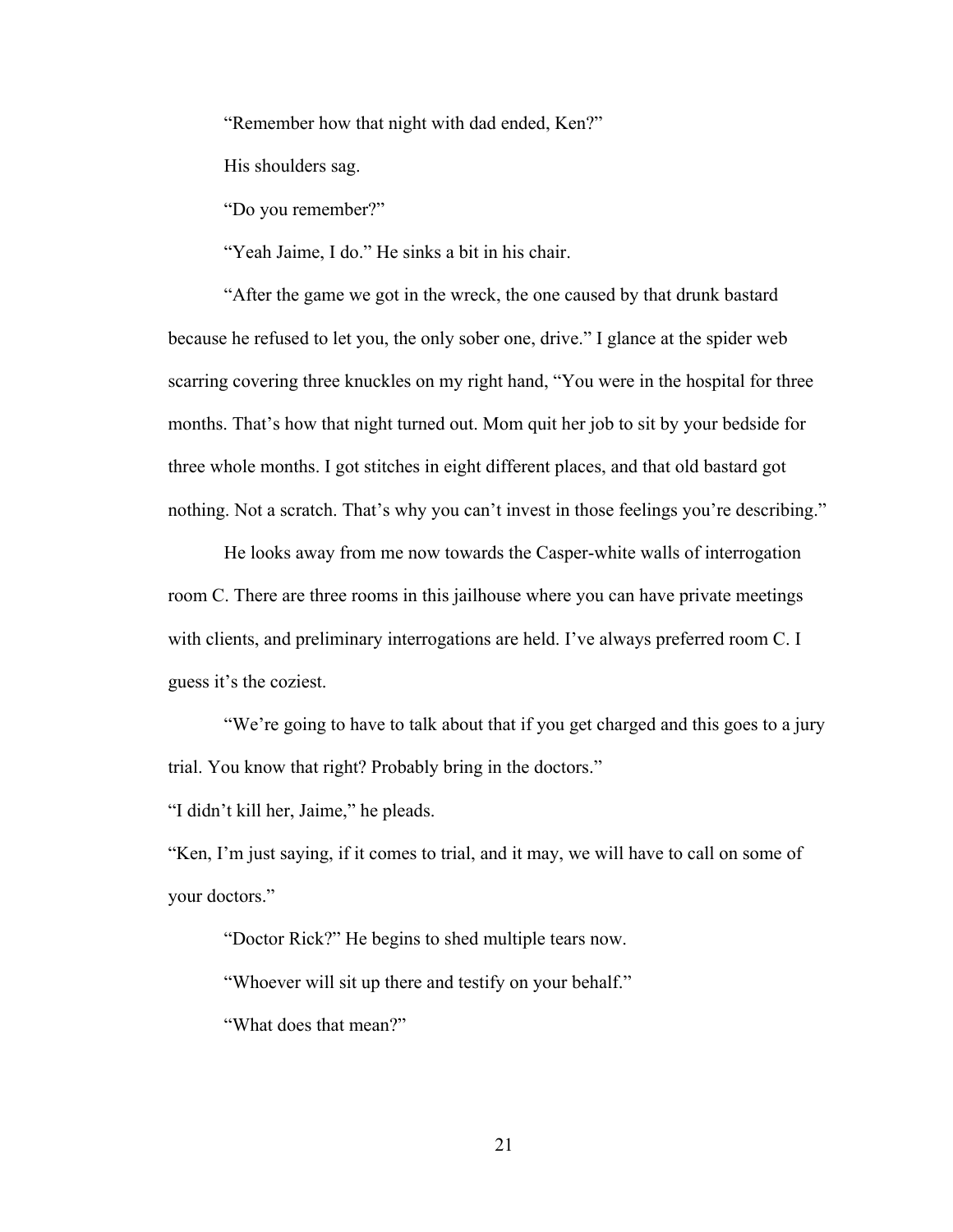"Remember how that night with dad ended, Ken?"

His shoulders sag.

"Do you remember?"

"Yeah Jaime, I do." He sinks a bit in his chair.

"After the game we got in the wreck, the one caused by that drunk bastard because he refused to let you, the only sober one, drive." I glance at the spider web scarring covering three knuckles on my right hand, "You were in the hospital for three months. That's how that night turned out. Mom quit her job to sit by your bedside for three whole months. I got stitches in eight different places, and that old bastard got nothing. Not a scratch. That's why you can't invest in those feelings you're describing."

He looks away from me now towards the Casper-white walls of interrogation room C. There are three rooms in this jailhouse where you can have private meetings with clients, and preliminary interrogations are held. I've always preferred room C. I guess it's the coziest.

"We're going to have to talk about that if you get charged and this goes to a jury trial. You know that right? Probably bring in the doctors."

"I didn't kill her, Jaime," he pleads.

"Ken, I'm just saying, if it comes to trial, and it may, we will have to call on some of your doctors."

"Doctor Rick?" He begins to shed multiple tears now.

"Whoever will sit up there and testify on your behalf."

"What does that mean?"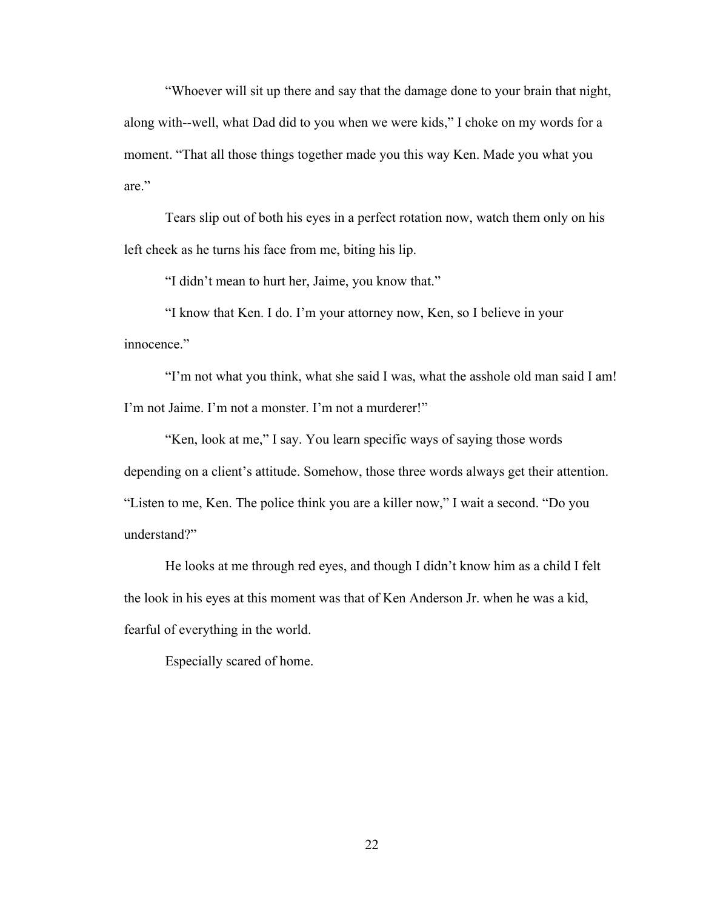"Whoever will sit up there and say that the damage done to your brain that night, along with--well, what Dad did to you when we were kids," I choke on my words for a moment. "That all those things together made you this way Ken. Made you what you are."

Tears slip out of both his eyes in a perfect rotation now, watch them only on his left cheek as he turns his face from me, biting his lip.

"I didn't mean to hurt her, Jaime, you know that."

"I know that Ken. I do. I'm your attorney now, Ken, so I believe in your innocence."

"I'm not what you think, what she said I was, what the asshole old man said I am! I'm not Jaime. I'm not a monster. I'm not a murderer!"

"Ken, look at me," I say. You learn specific ways of saying those words depending on a client's attitude. Somehow, those three words always get their attention. "Listen to me, Ken. The police think you are a killer now," I wait a second. "Do you understand?"

He looks at me through red eyes, and though I didn't know him as a child I felt the look in his eyes at this moment was that of Ken Anderson Jr. when he was a kid, fearful of everything in the world.

Especially scared of home.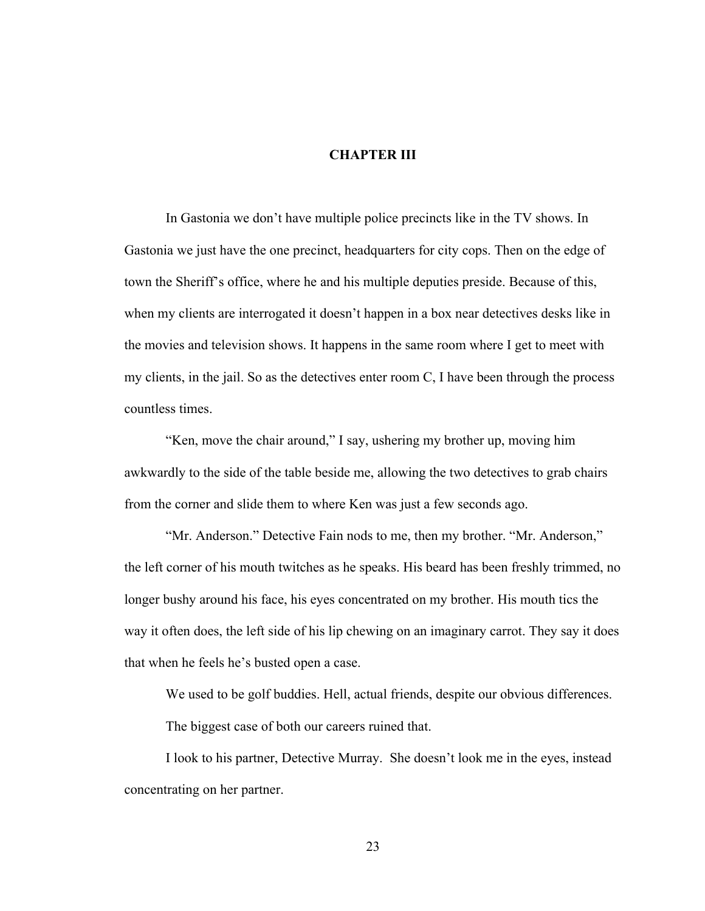## CHAPTER III

In Gastonia we don't have multiple police precincts like in the TV shows. In Gastonia we just have the one precinct, headquarters for city cops. Then on the edge of town the Sheriff's office, where he and his multiple deputies preside. Because of this, when my clients are interrogated it doesn't happen in a box near detectives desks like in the movies and television shows. It happens in the same room where I get to meet with my clients, in the jail. So as the detectives enter room C, I have been through the process countless times.

"Ken, move the chair around," I say, ushering my brother up, moving him awkwardly to the side of the table beside me, allowing the two detectives to grab chairs from the corner and slide them to where Ken was just a few seconds ago.

"Mr. Anderson." Detective Fain nods to me, then my brother. "Mr. Anderson," the left corner of his mouth twitches as he speaks. His beard has been freshly trimmed, no longer bushy around his face, his eyes concentrated on my brother. His mouth tics the way it often does, the left side of his lip chewing on an imaginary carrot. They say it does that when he feels he's busted open a case.

We used to be golf buddies. Hell, actual friends, despite our obvious differences.

The biggest case of both our careers ruined that.

I look to his partner, Detective Murray. She doesn't look me in the eyes, instead concentrating on her partner.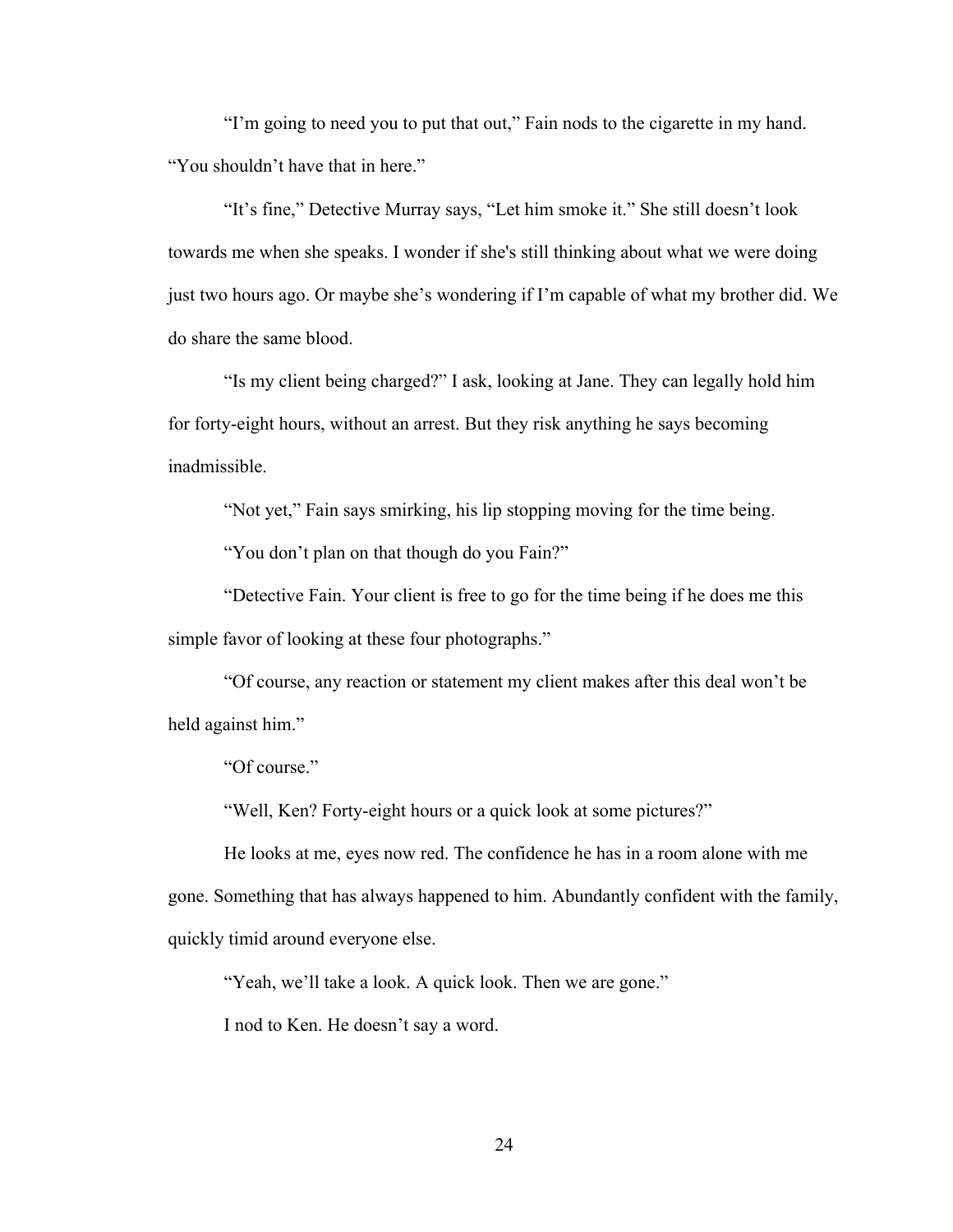"I'm going to need you to put that out," Fain nods to the cigarette in my hand. "You shouldn't have that in here."

"It's fine," Detective Murray says, "Let him smoke it." She still doesn't look towards me when she speaks. I wonder if she's still thinking about what we were doing just two hours ago. Or maybe she's wondering if I'm capable of what my brother did. We do share the same blood.

"Is my client being charged?" I ask, looking at Jane. They can legally hold him for forty-eight hours, without an arrest. But they risk anything he says becoming inadmissible.

"Not yet," Fain says smirking, his lip stopping moving for the time being.

"You don't plan on that though do you Fain?"

"Detective Fain. Your client is free to go for the time being if he does me this simple favor of looking at these four photographs."

"Of course, any reaction or statement my client makes after this deal won't be held against him."

"Of course."

"Well, Ken? Forty-eight hours or a quick look at some pictures?"

He looks at me, eyes now red. The confidence he has in a room alone with me gone. Something that has always happened to him. Abundantly confident with the family, quickly timid around everyone else.

"Yeah, we'll take a look. A quick look. Then we are gone."

I nod to Ken. He doesn't say a word.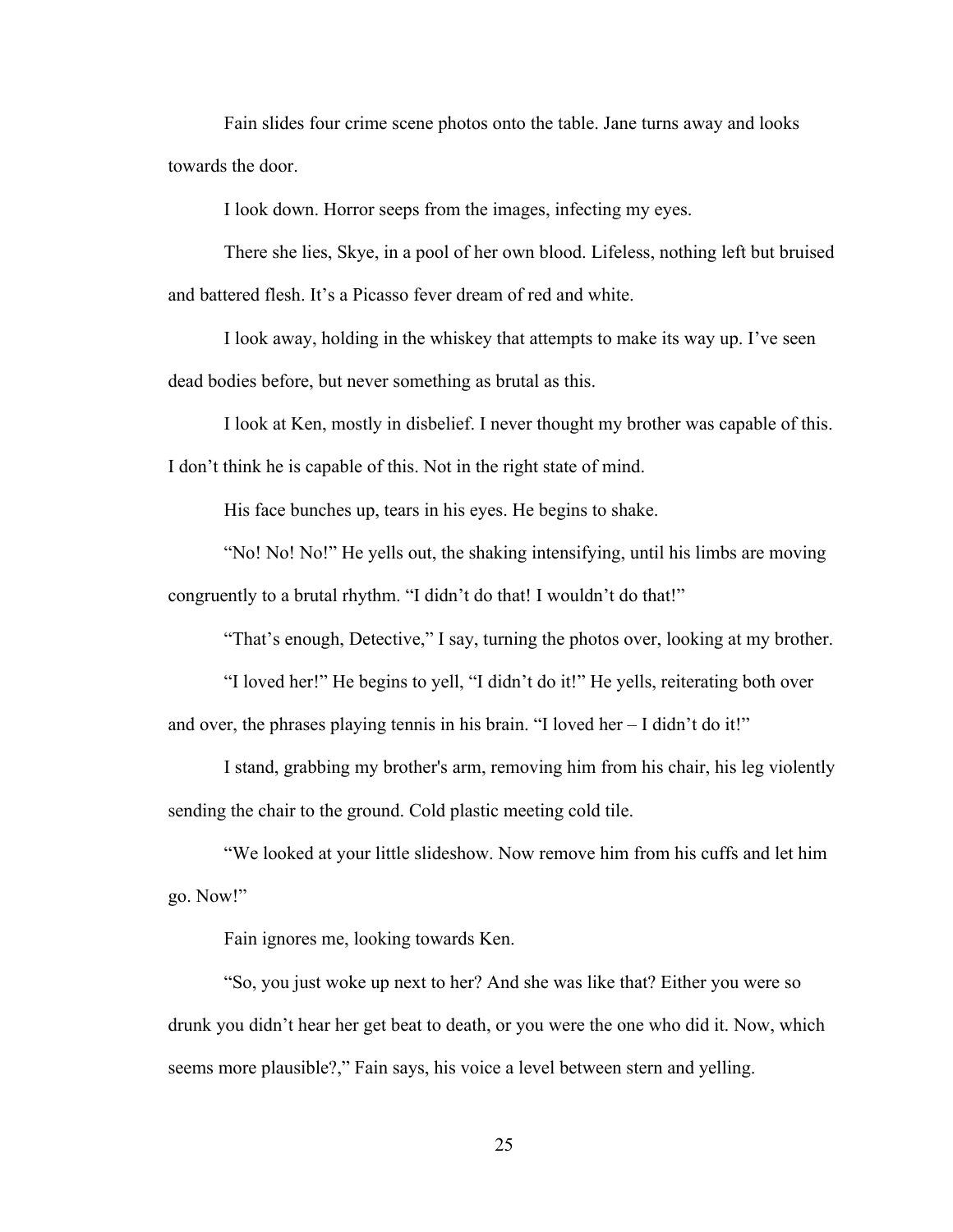Fain slides four crime scene photos onto the table. Jane turns away and looks towards the door.

I look down. Horror seeps from the images, infecting my eyes.

There she lies, Skye, in a pool of her own blood. Lifeless, nothing left but bruised and battered flesh. It's a Picasso fever dream of red and white.

I look away, holding in the whiskey that attempts to make its way up. I've seen dead bodies before, but never something as brutal as this.

I look at Ken, mostly in disbelief. I never thought my brother was capable of this. I don't think he is capable of this. Not in the right state of mind.

His face bunches up, tears in his eyes. He begins to shake.

"No! No! No!" He yells out, the shaking intensifying, until his limbs are moving congruently to a brutal rhythm. "I didn't do that! I wouldn't do that!"

"That's enough, Detective," I say, turning the photos over, looking at my brother.

"I loved her!" He begins to yell, "I didn't do it!" He yells, reiterating both over and over, the phrases playing tennis in his brain. "I loved her – I didn't do it!"

I stand, grabbing my brother's arm, removing him from his chair, his leg violently sending the chair to the ground. Cold plastic meeting cold tile.

"We looked at your little slideshow. Now remove him from his cuffs and let him go. Now!"

Fain ignores me, looking towards Ken.

"So, you just woke up next to her? And she was like that? Either you were so drunk you didn't hear her get beat to death, or you were the one who did it. Now, which seems more plausible?," Fain says, his voice a level between stern and yelling.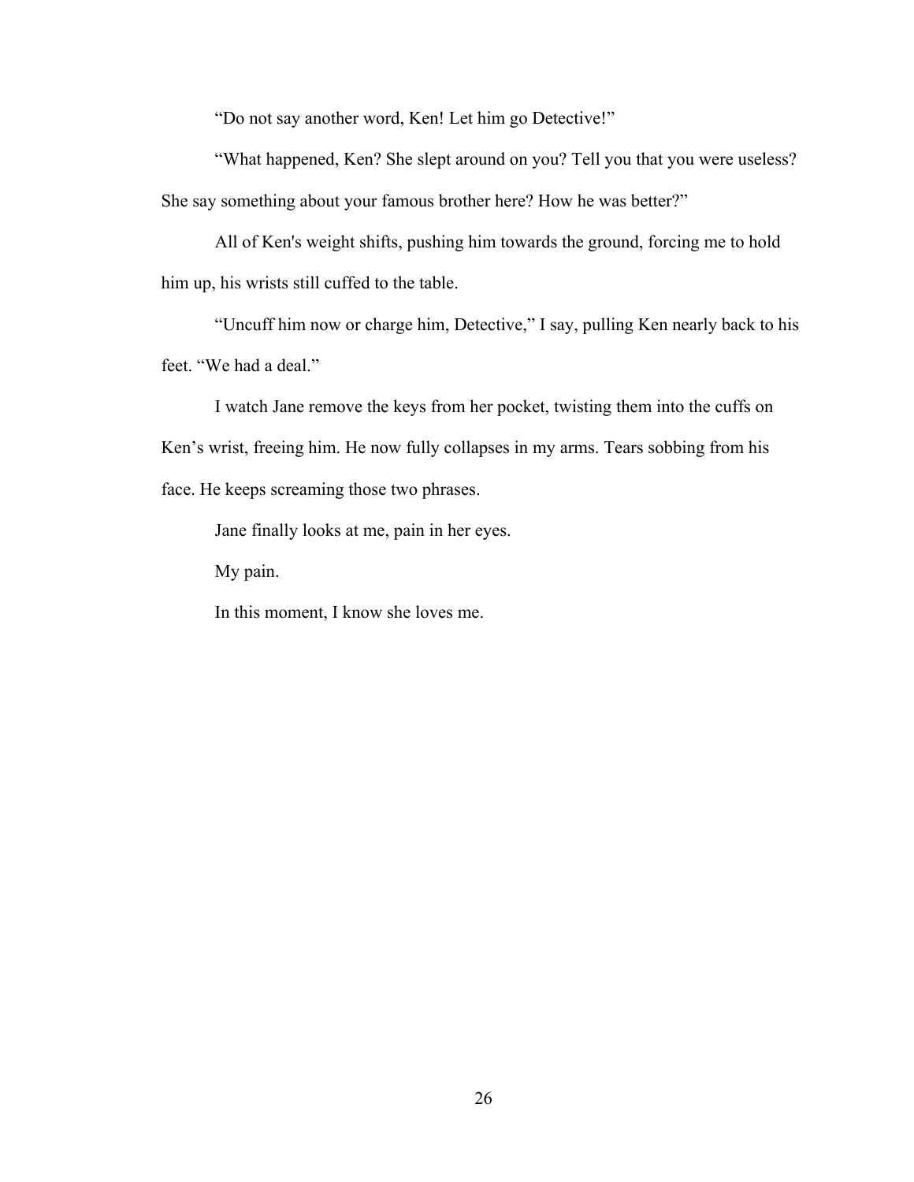"Do not say another word, Ken! Let him go Detective!"

"What happened, Ken? She slept around on you? Tell you that you were useless? She say something about your famous brother here? How he was better?"

All of Ken's weight shifts, pushing him towards the ground, forcing me to hold him up, his wrists still cuffed to the table.

"Uncuff him now or charge him, Detective," I say, pulling Ken nearly back to his feet. "We had a deal."

I watch Jane remove the keys from her pocket, twisting them into the cuffs on Ken's wrist, freeing him. He now fully collapses in my arms. Tears sobbing from his face. He keeps screaming those two phrases.

Jane finally looks at me, pain in her eyes.

My pain.

In this moment, I know she loves me.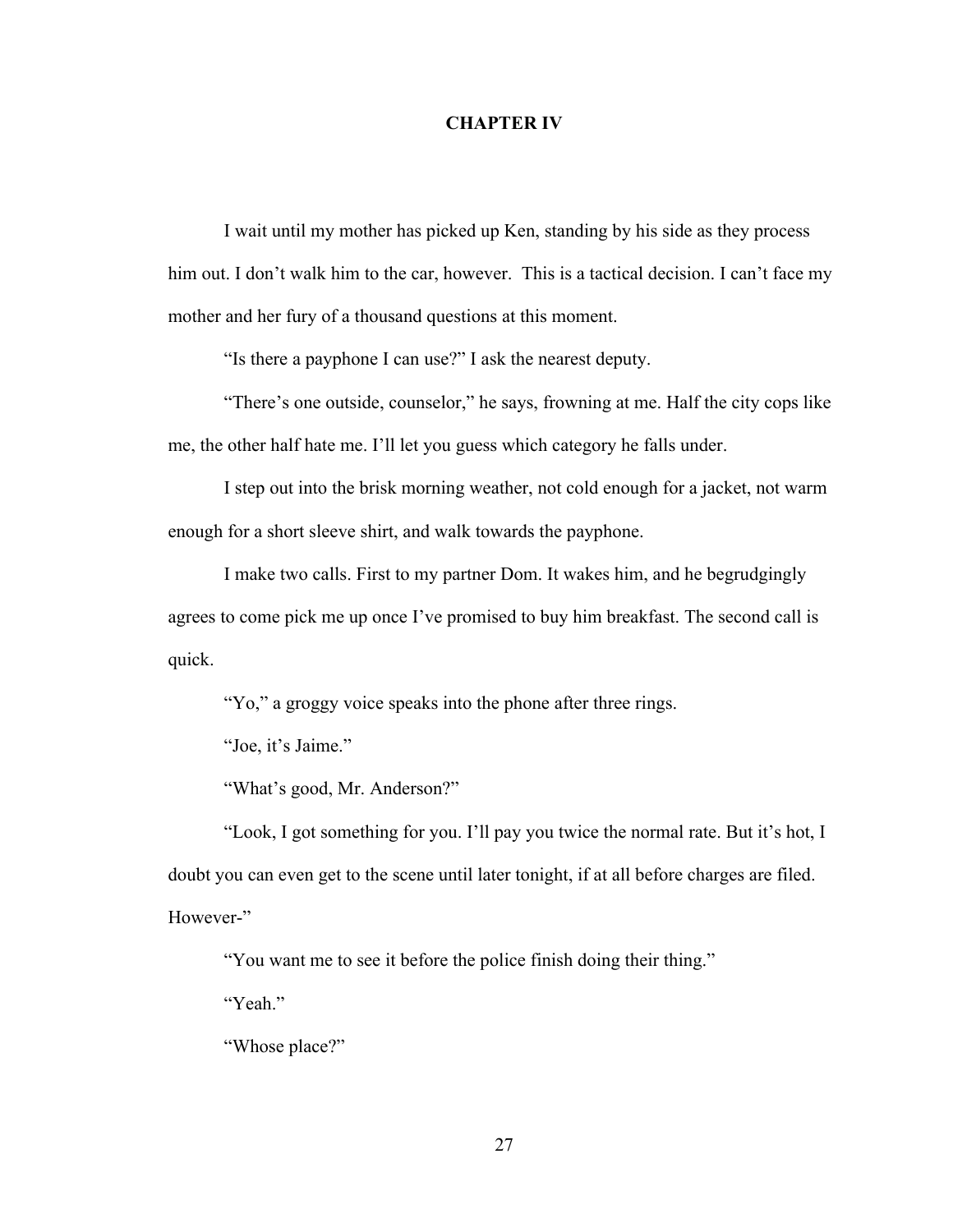# CHAPTER IV

I wait until my mother has picked up Ken, standing by his side as they process him out. I don't walk him to the car, however.  This is a tactical decision. I can't face my mother and her fury of a thousand questions at this moment.

"Is there a payphone I can use?" I ask the nearest deputy.

"There's one outside, counselor," he says, frowning at me. Half the city cops like me, the other half hate me. I'll let you guess which category he falls under.

I step out into the brisk morning weather, not cold enough for a jacket, not warm enough for a short sleeve shirt, and walk towards the payphone.

I make two calls. First to my partner Dom. It wakes him, and he begrudgingly agrees to come pick me up once I've promised to buy him breakfast. The second call is quick.

"Yo," a groggy voice speaks into the phone after three rings.

"Joe, it's Jaime."

"What's good, Mr. Anderson?"

"Look, I got something for you. I'll pay you twice the normal rate. But it's hot, I doubt you can even get to the scene until later tonight, if at all before charges are filed. However-"

"You want me to see it before the police finish doing their thing."

"Yeah."

"Whose place?"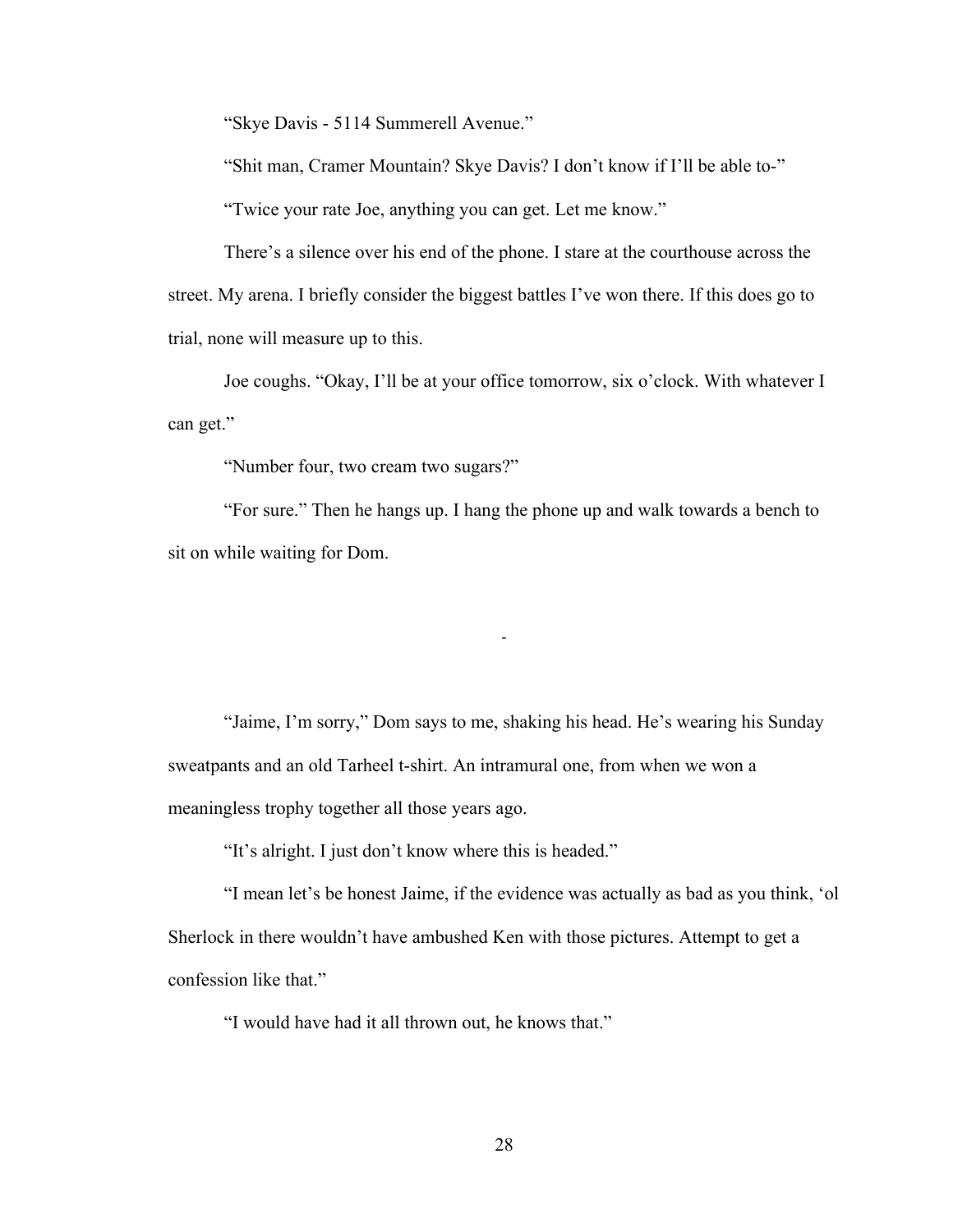"Skye Davis - 5114 Summerell Avenue."

"Shit man, Cramer Mountain? Skye Davis? I don't know if I'll be able to-"

"Twice your rate Joe, anything you can get. Let me know."

There's a silence over his end of the phone. I stare at the courthouse across the street. My arena. I briefly consider the biggest battles I've won there. If this does go to trial, none will measure up to this.

Joe coughs. "Okay, I'll be at your office tomorrow, six o'clock. With whatever I can get."

"Number four, two cream two sugars?"

"For sure." Then he hangs up. I hang the phone up and walk towards a bench to sit on while waiting for Dom.

-

"Jaime, I'm sorry," Dom says to me, shaking his head. He's wearing his Sunday sweatpants and an old Tarheel t-shirt. An intramural one, from when we won a meaningless trophy together all those years ago.

"It's alright. I just don't know where this is headed."

"I mean let's be honest Jaime, if the evidence was actually as bad as you think, 'ol Sherlock in there wouldn't have ambushed Ken with those pictures. Attempt to get a confession like that."

"I would have had it all thrown out, he knows that."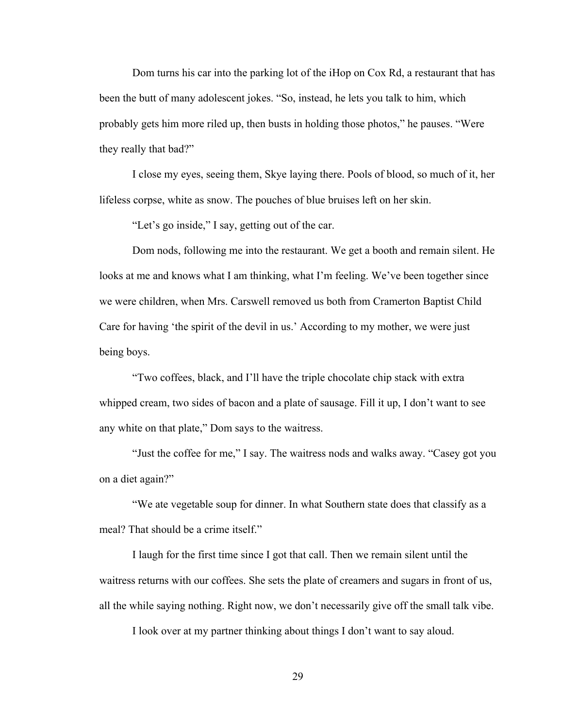Dom turns his car into the parking lot of the iHop on Cox Rd, a restaurant that has been the butt of many adolescent jokes. "So, instead, he lets you talk to him, which probably gets him more riled up, then busts in holding those photos," he pauses. "Were they really that bad?"

I close my eyes, seeing them, Skye laying there. Pools of blood, so much of it, her lifeless corpse, white as snow. The pouches of blue bruises left on her skin.

"Let's go inside," I say, getting out of the car.

Dom nods, following me into the restaurant. We get a booth and remain silent. He looks at me and knows what I am thinking, what I'm feeling. We've been together since we were children, when Mrs. Carswell removed us both from Cramerton Baptist Child Care for having 'the spirit of the devil in us.' According to my mother, we were just being boys.

"Two coffees, black, and I'll have the triple chocolate chip stack with extra whipped cream, two sides of bacon and a plate of sausage. Fill it up, I don't want to see any white on that plate," Dom says to the waitress.

"Just the coffee for me," I say. The waitress nods and walks away. "Casey got you on a diet again?"

"We ate vegetable soup for dinner. In what Southern state does that classify as a meal? That should be a crime itself."

I laugh for the first time since I got that call. Then we remain silent until the waitress returns with our coffees. She sets the plate of creamers and sugars in front of us, all the while saying nothing. Right now, we don't necessarily give off the small talk vibe.

I look over at my partner thinking about things I don't want to say aloud.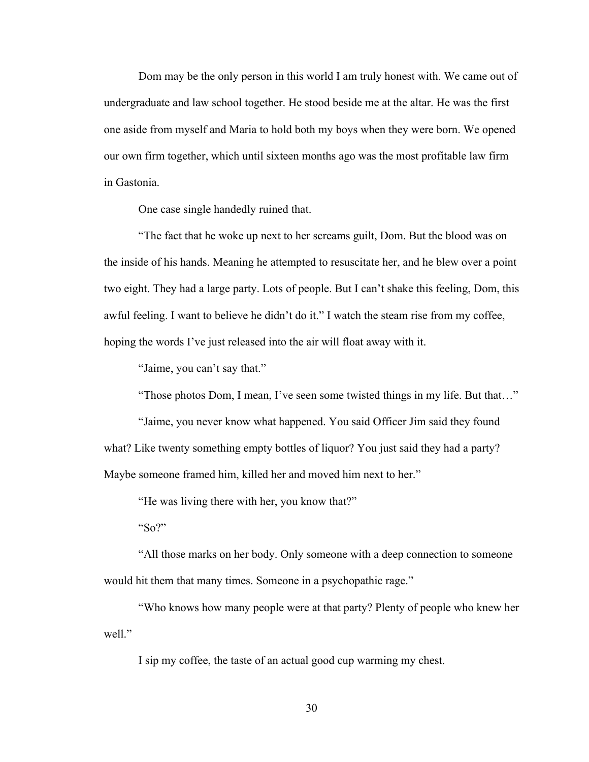Dom may be the only person in this world I am truly honest with. We came out of undergraduate and law school together. He stood beside me at the altar. He was the first one aside from myself and Maria to hold both my boys when they were born. We opened our own firm together, which until sixteen months ago was the most profitable law firm in Gastonia.

One case single handedly ruined that.

"The fact that he woke up next to her screams guilt, Dom. But the blood was on the inside of his hands. Meaning he attempted to resuscitate her, and he blew over a point two eight. They had a large party. Lots of people. But I can't shake this feeling, Dom, this awful feeling. I want to believe he didn't do it." I watch the steam rise from my coffee, hoping the words I've just released into the air will float away with it.

"Jaime, you can't say that."

"Those photos Dom, I mean, I've seen some twisted things in my life. But that…"

"Jaime, you never know what happened. You said Officer Jim said they found what? Like twenty something empty bottles of liquor? You just said they had a party? Maybe someone framed him, killed her and moved him next to her."

"He was living there with her, you know that?"

"So?"

"All those marks on her body. Only someone with a deep connection to someone would hit them that many times. Someone in a psychopathic rage."

"Who knows how many people were at that party? Plenty of people who knew her well."

I sip my coffee, the taste of an actual good cup warming my chest.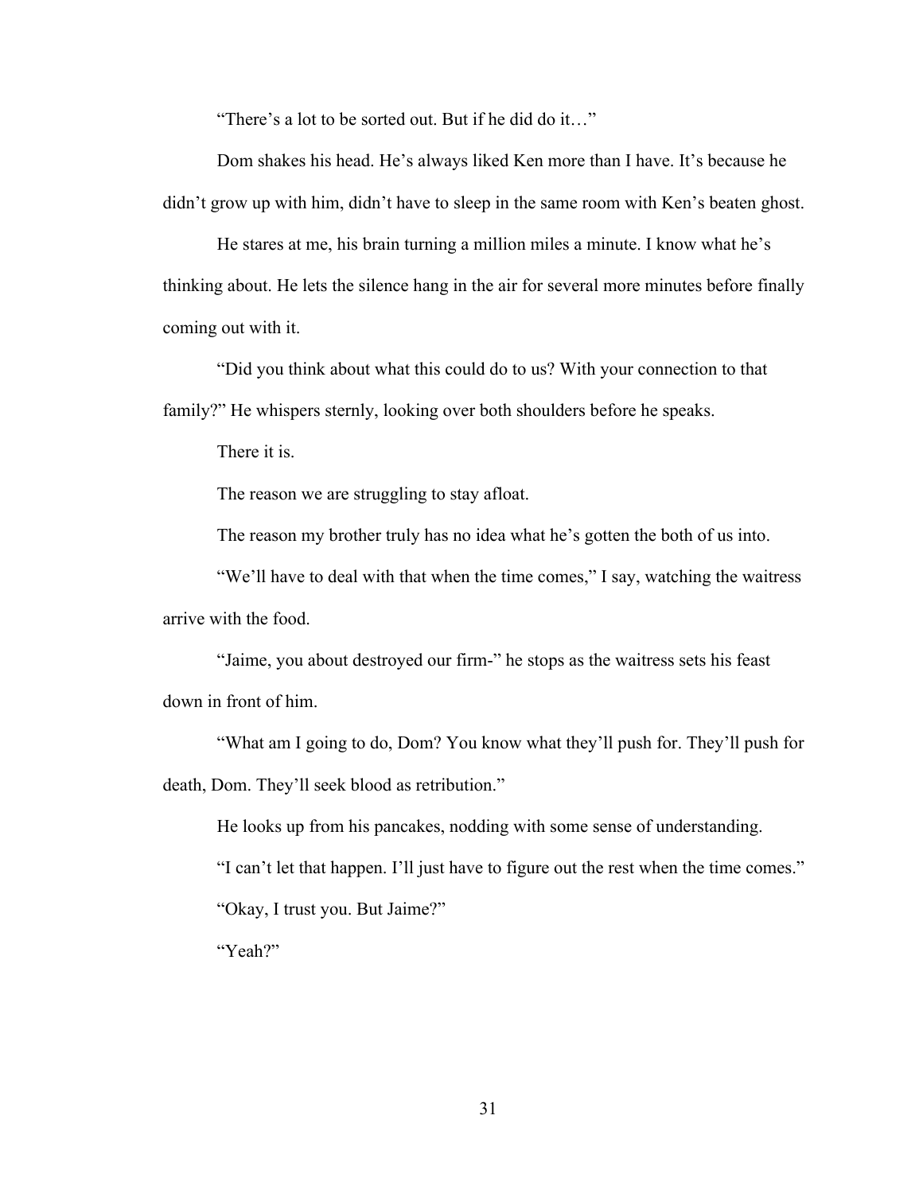"There's a lot to be sorted out. But if he did do it…"

Dom shakes his head. He's always liked Ken more than I have. It's because he didn't grow up with him, didn't have to sleep in the same room with Ken's beaten ghost.

He stares at me, his brain turning a million miles a minute. I know what he's thinking about. He lets the silence hang in the air for several more minutes before finally coming out with it.

"Did you think about what this could do to us? With your connection to that family?" He whispers sternly, looking over both shoulders before he speaks.

There it is.

The reason we are struggling to stay afloat.

The reason my brother truly has no idea what he's gotten the both of us into.

"We'll have to deal with that when the time comes," I say, watching the waitress arrive with the food.

"Jaime, you about destroyed our firm-" he stops as the waitress sets his feast down in front of him.

"What am I going to do, Dom? You know what they'll push for. They'll push for death, Dom. They'll seek blood as retribution."

He looks up from his pancakes, nodding with some sense of understanding.

"I can't let that happen. I'll just have to figure out the rest when the time comes."

"Okay, I trust you. But Jaime?"

"Yeah?"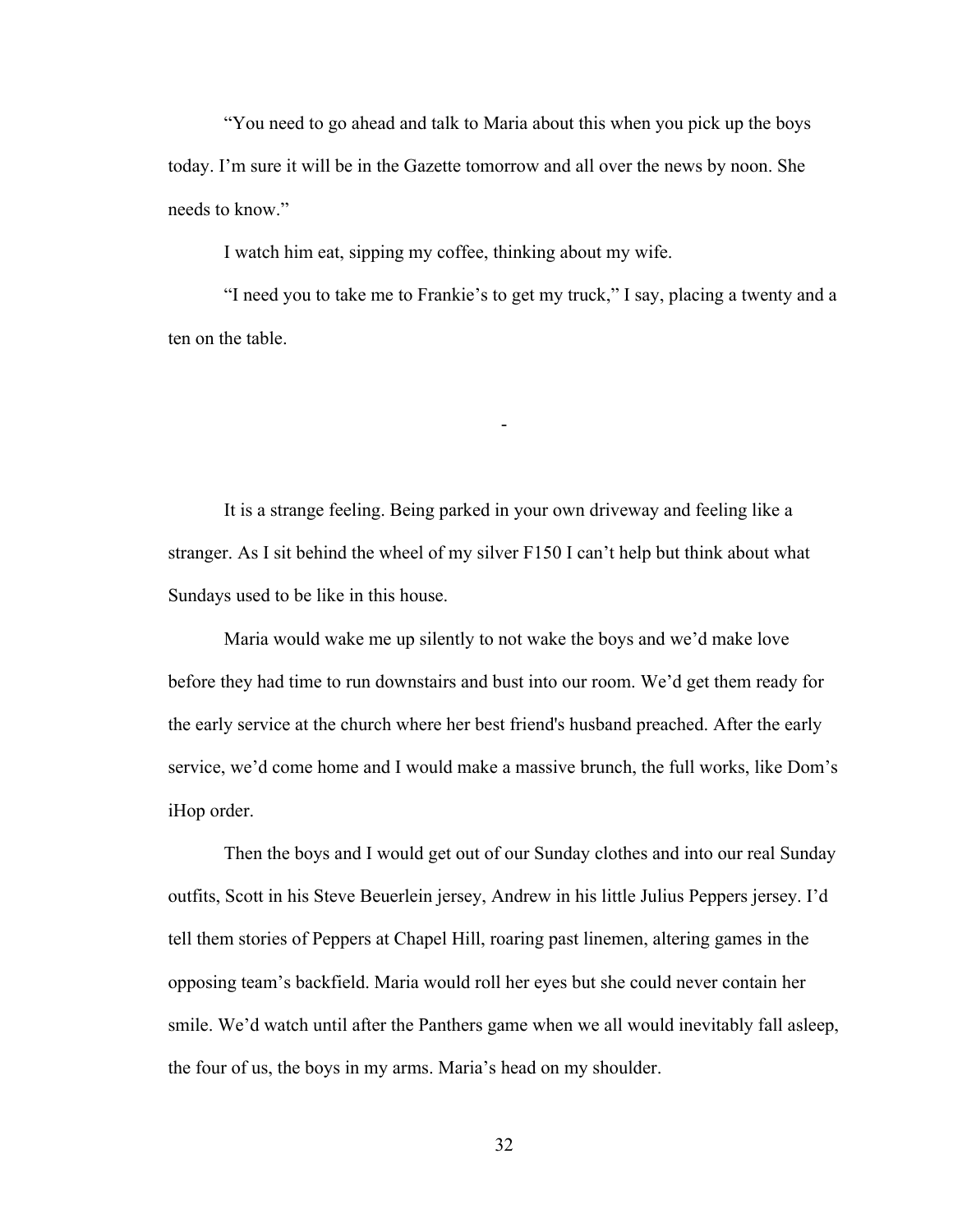"You need to go ahead and talk to Maria about this when you pick up the boys today. I'm sure it will be in the Gazette tomorrow and all over the news by noon. She needs to know."

I watch him eat, sipping my coffee, thinking about my wife.

"I need you to take me to Frankie's to get my truck," I say, placing a twenty and a ten on the table.

-

It is a strange feeling. Being parked in your own driveway and feeling like a stranger. As I sit behind the wheel of my silver F150 I can't help but think about what Sundays used to be like in this house.

Maria would wake me up silently to not wake the boys and we'd make love before they had time to run downstairs and bust into our room. We'd get them ready for the early service at the church where her best friend's husband preached. After the early service, we'd come home and I would make a massive brunch, the full works, like Dom's iHop order.

Then the boys and I would get out of our Sunday clothes and into our real Sunday outfits, Scott in his Steve Beuerlein jersey, Andrew in his little Julius Peppers jersey. I'd tell them stories of Peppers at Chapel Hill, roaring past linemen, altering games in the opposing team's backfield. Maria would roll her eyes but she could never contain her smile. We'd watch until after the Panthers game when we all would inevitably fall asleep, the four of us, the boys in my arms. Maria's head on my shoulder.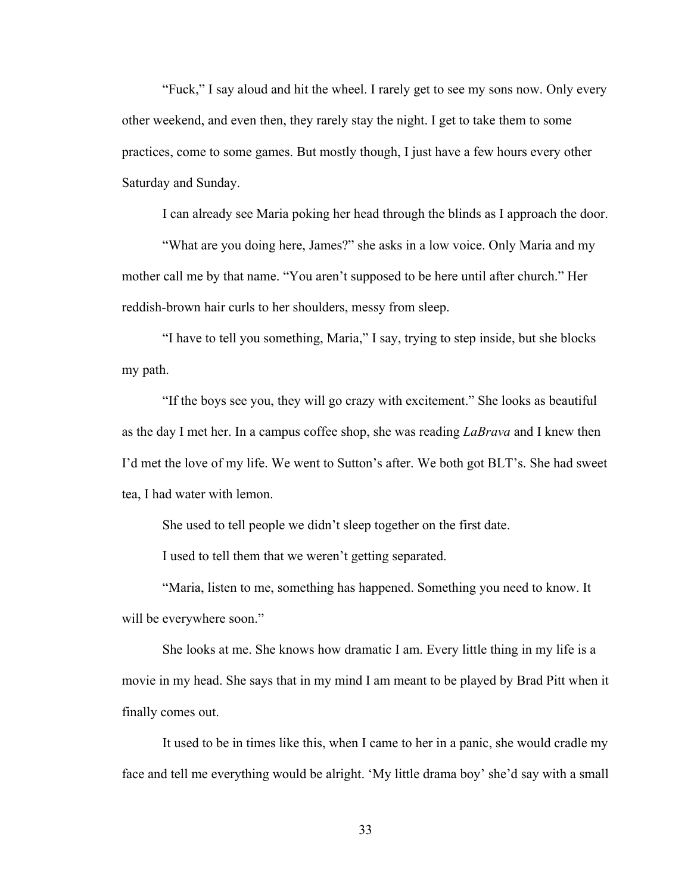“Fuck,” I say aloud and hit the wheel. I rarely get to see my sons now. Only every other weekend, and even then, they rarely stay the night. I get to take them to some practices, come to some games. But mostly though, I just have a few hours every other Saturday and Sunday.

I can already see Maria poking her head through the blinds as I approach the door.

“What are you doing here, James?” she asks in a low voice. Only Maria and my mother call me by that name. “You aren’t supposed to be here until after church.” Her reddish-brown hair curls to her shoulders, messy from sleep.

“I have to tell you something, Maria,” I say, trying to step inside, but she blocks my path.

“If the boys see you, they will go crazy with excitement.” She looks as beautiful as the day I met her. In a campus coffee shop, she was reading *LaBrava* and I knew then I’d met the love of my life. We went to Sutton’s after. We both got BLT’s. She had sweet tea, I had water with lemon.

She used to tell people we didn’t sleep together on the first date.

I used to tell them that we weren’t getting separated.

“Maria, listen to me, something has happened. Something you need to know. It will be everywhere soon.”

She looks at me. She knows how dramatic I am. Every little thing in my life is a movie in my head. She says that in my mind I am meant to be played by Brad Pitt when it finally comes out.

It used to be in times like this, when I came to her in a panic, she would cradle my face and tell me everything would be alright. ‘My little drama boy’ she’d say with a small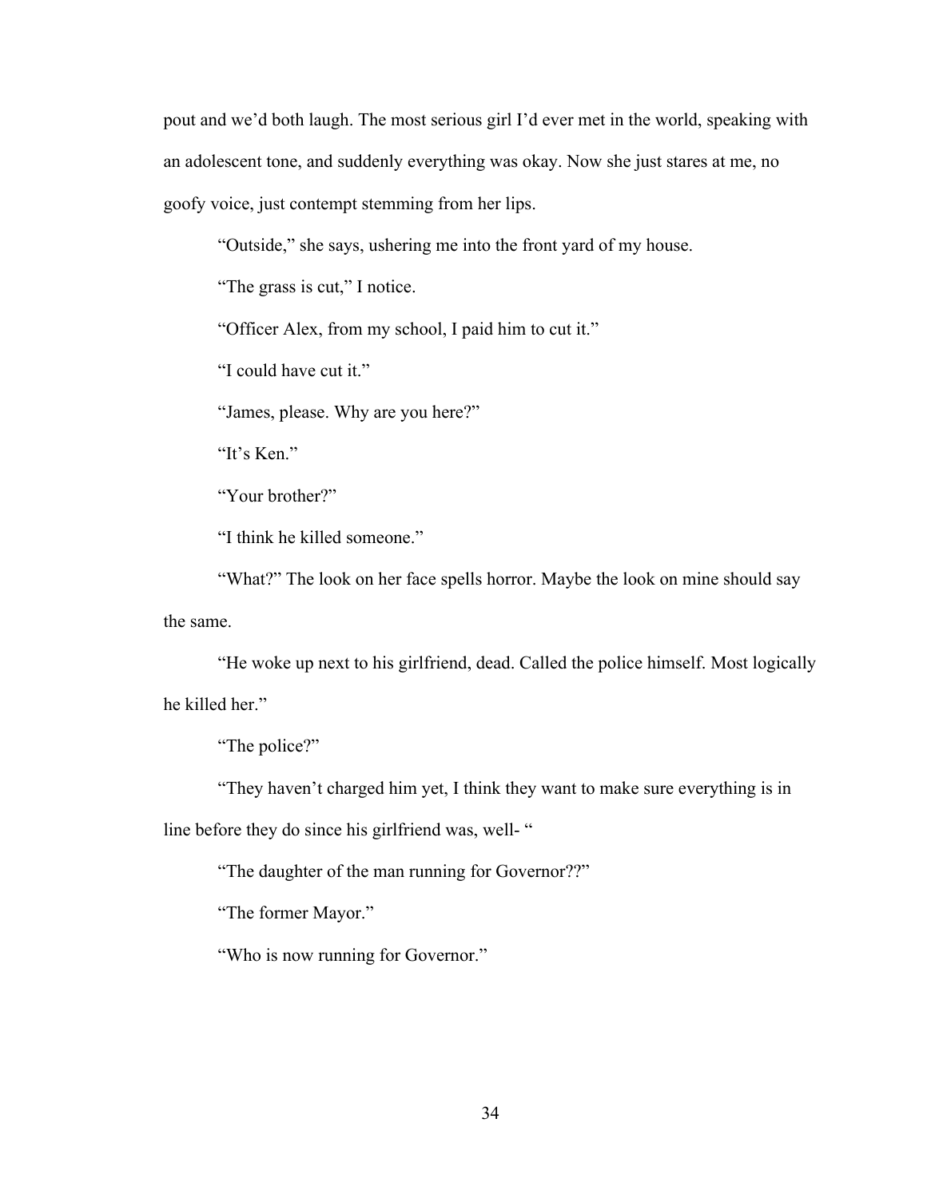pout and we'd both laugh. The most serious girl I'd ever met in the world, speaking with an adolescent tone, and suddenly everything was okay. Now she just stares at me, no goofy voice, just contempt stemming from her lips.

"Outside," she says, ushering me into the front yard of my house.

"The grass is cut," I notice.

"Officer Alex, from my school, I paid him to cut it."

"I could have cut it."

"James, please. Why are you here?"

"It's Ken."

"Your brother?"

"I think he killed someone."

"What?" The look on her face spells horror. Maybe the look on mine should say the same.

"He woke up next to his girlfriend, dead. Called the police himself. Most logically he killed her."

"The police?"

"They haven't charged him yet, I think they want to make sure everything is in line before they do since his girlfriend was, well- "

"The daughter of the man running for Governor??"

"The former Mayor."

"Who is now running for Governor."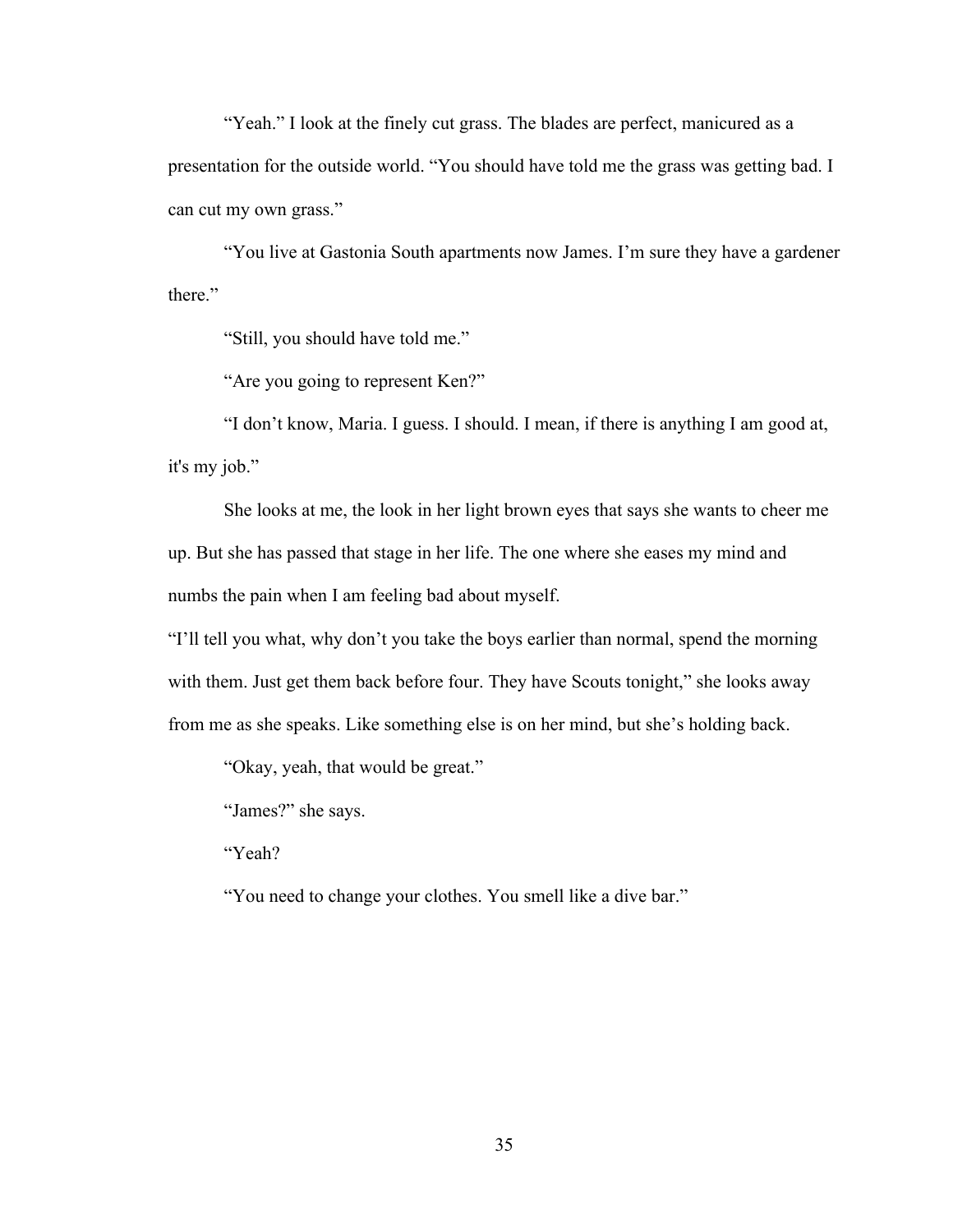"Yeah." I look at the finely cut grass. The blades are perfect, manicured as a presentation for the outside world. "You should have told me the grass was getting bad. I can cut my own grass."

"You live at Gastonia South apartments now James. I'm sure they have a gardener there."

"Still, you should have told me."

"Are you going to represent Ken?"

"I don't know, Maria. I guess. I should. I mean, if there is anything I am good at, it's my job."

She looks at me, the look in her light brown eyes that says she wants to cheer me up. But she has passed that stage in her life. The one where she eases my mind and numbs the pain when I am feeling bad about myself.

"I'll tell you what, why don't you take the boys earlier than normal, spend the morning with them. Just get them back before four. They have Scouts tonight," she looks away from me as she speaks. Like something else is on her mind, but she's holding back.

"Okay, yeah, that would be great."

"James?" she says.

"Yeah?

"You need to change your clothes. You smell like a dive bar."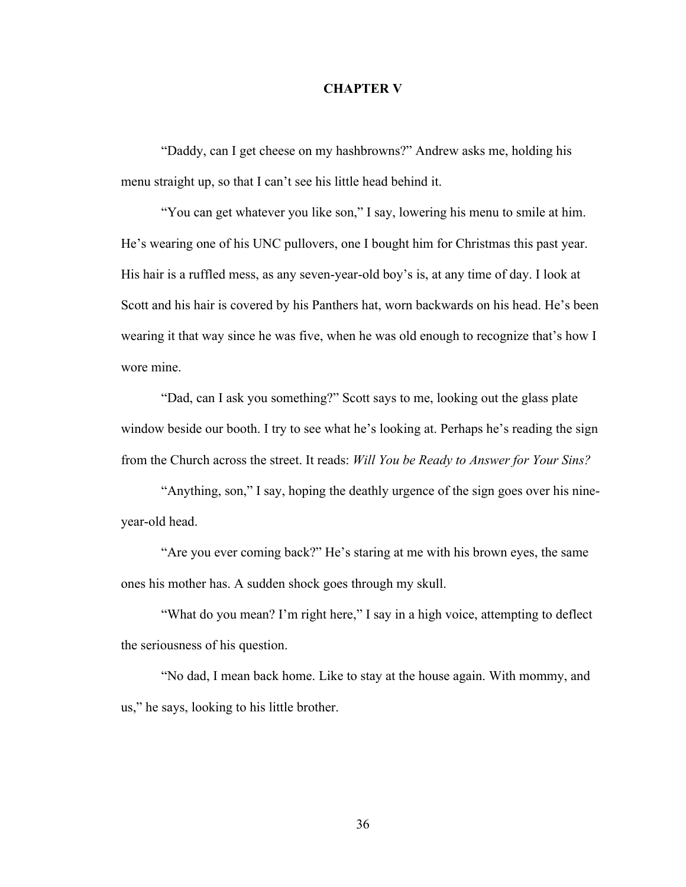# CHAPTER V

"Daddy, can I get cheese on my hashbrowns?" Andrew asks me, holding his menu straight up, so that I can't see his little head behind it.

"You can get whatever you like son," I say, lowering his menu to smile at him. He's wearing one of his UNC pullovers, one I bought him for Christmas this past year. His hair is a ruffled mess, as any seven-year-old boy's is, at any time of day. I look at Scott and his hair is covered by his Panthers hat, worn backwards on his head. He's been wearing it that way since he was five, when he was old enough to recognize that's how I wore mine.

"Dad, can I ask you something?" Scott says to me, looking out the glass plate window beside our booth. I try to see what he's looking at. Perhaps he's reading the sign from the Church across the street. It reads: *Will You be Ready to Answer for Your Sins?*

"Anything, son," I say, hoping the deathly urgence of the sign goes over his nine-year-old head.

"Are you ever coming back?" He's staring at me with his brown eyes, the same ones his mother has. A sudden shock goes through my skull.

"What do you mean? I'm right here," I say in a high voice, attempting to deflect the seriousness of his question.

"No dad, I mean back home. Like to stay at the house again. With mommy, and us," he says, looking to his little brother.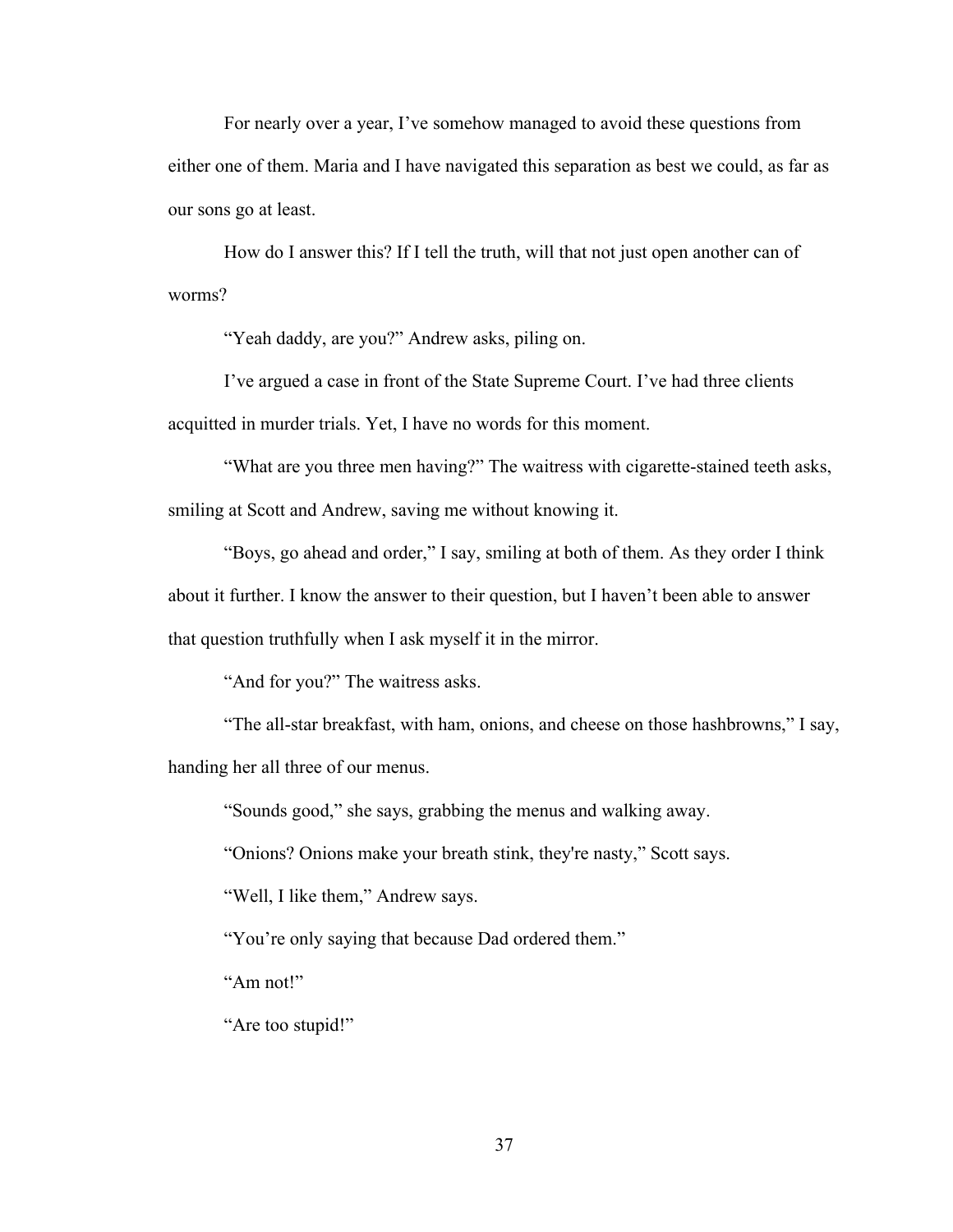For nearly over a year, I've somehow managed to avoid these questions from either one of them. Maria and I have navigated this separation as best we could, as far as our sons go at least.

How do I answer this? If I tell the truth, will that not just open another can of worms?

"Yeah daddy, are you?" Andrew asks, piling on.

I've argued a case in front of the State Supreme Court. I've had three clients acquitted in murder trials. Yet, I have no words for this moment.

"What are you three men having?" The waitress with cigarette-stained teeth asks, smiling at Scott and Andrew, saving me without knowing it.

"Boys, go ahead and order," I say, smiling at both of them. As they order I think about it further. I know the answer to their question, but I haven't been able to answer that question truthfully when I ask myself it in the mirror.

"And for you?" The waitress asks.

"The all-star breakfast, with ham, onions, and cheese on those hashbrowns," I say, handing her all three of our menus.

"Sounds good," she says, grabbing the menus and walking away.

"Onions? Onions make your breath stink, they're nasty," Scott says.

"Well, I like them," Andrew says.

"You're only saying that because Dad ordered them."

"Am not!"

"Are too stupid!"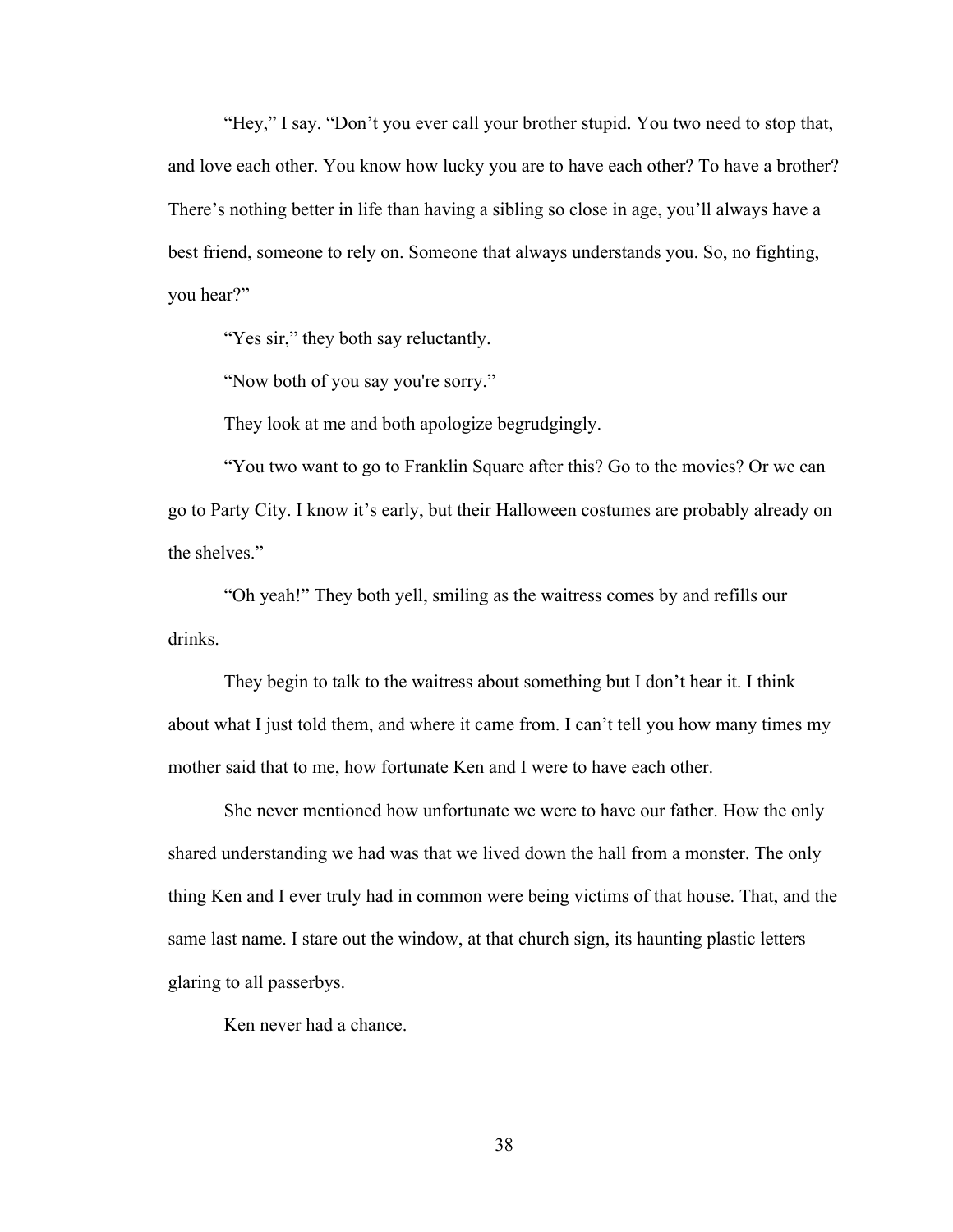"Hey," I say. "Don't you ever call your brother stupid. You two need to stop that, and love each other. You know how lucky you are to have each other? To have a brother? There's nothing better in life than having a sibling so close in age, you'll always have a best friend, someone to rely on. Someone that always understands you. So, no fighting, you hear?"

"Yes sir," they both say reluctantly.

"Now both of you say you're sorry."

They look at me and both apologize begrudgingly.

"You two want to go to Franklin Square after this? Go to the movies? Or we can go to Party City. I know it's early, but their Halloween costumes are probably already on the shelves."

"Oh yeah!" They both yell, smiling as the waitress comes by and refills our drinks.

They begin to talk to the waitress about something but I don't hear it. I think about what I just told them, and where it came from. I can't tell you how many times my mother said that to me, how fortunate Ken and I were to have each other.

She never mentioned how unfortunate we were to have our father. How the only shared understanding we had was that we lived down the hall from a monster. The only thing Ken and I ever truly had in common were being victims of that house. That, and the same last name. I stare out the window, at that church sign, its haunting plastic letters glaring to all passerbys.

Ken never had a chance.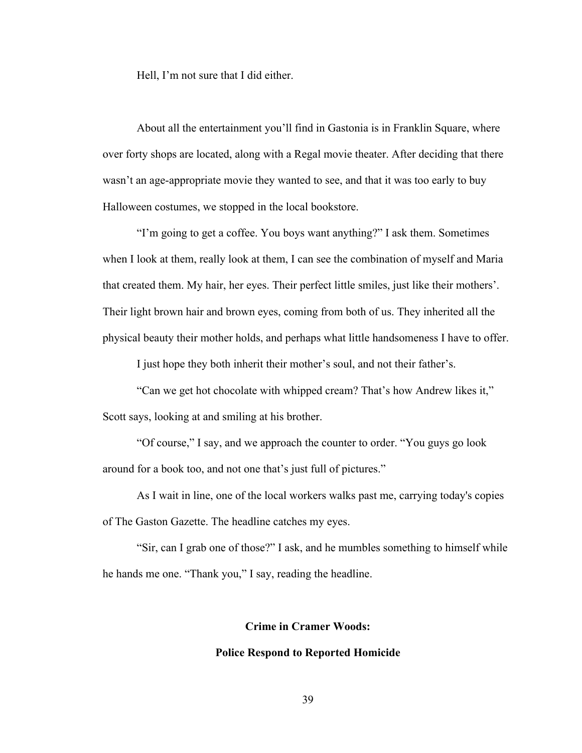Hell, I'm not sure that I did either.

About all the entertainment you'll find in Gastonia is in Franklin Square, where over forty shops are located, along with a Regal movie theater. After deciding that there wasn't an age-appropriate movie they wanted to see, and that it was too early to buy Halloween costumes, we stopped in the local bookstore.

"I'm going to get a coffee. You boys want anything?" I ask them. Sometimes when I look at them, really look at them, I can see the combination of myself and Maria that created them. My hair, her eyes. Their perfect little smiles, just like their mothers'. Their light brown hair and brown eyes, coming from both of us. They inherited all the physical beauty their mother holds, and perhaps what little handsomeness I have to offer.

I just hope they both inherit their mother's soul, and not their father's.

"Can we get hot chocolate with whipped cream? That's how Andrew likes it," Scott says, looking at and smiling at his brother.

"Of course," I say, and we approach the counter to order. "You guys go look around for a book too, and not one that's just full of pictures."

As I wait in line, one of the local workers walks past me, carrying today's copies of The Gaston Gazette. The headline catches my eyes.

"Sir, can I grab one of those?" I ask, and he mumbles something to himself while he hands me one. "Thank you," I say, reading the headline.

**Crime in Cramer Woods:**

**Police Respond to Reported Homicide**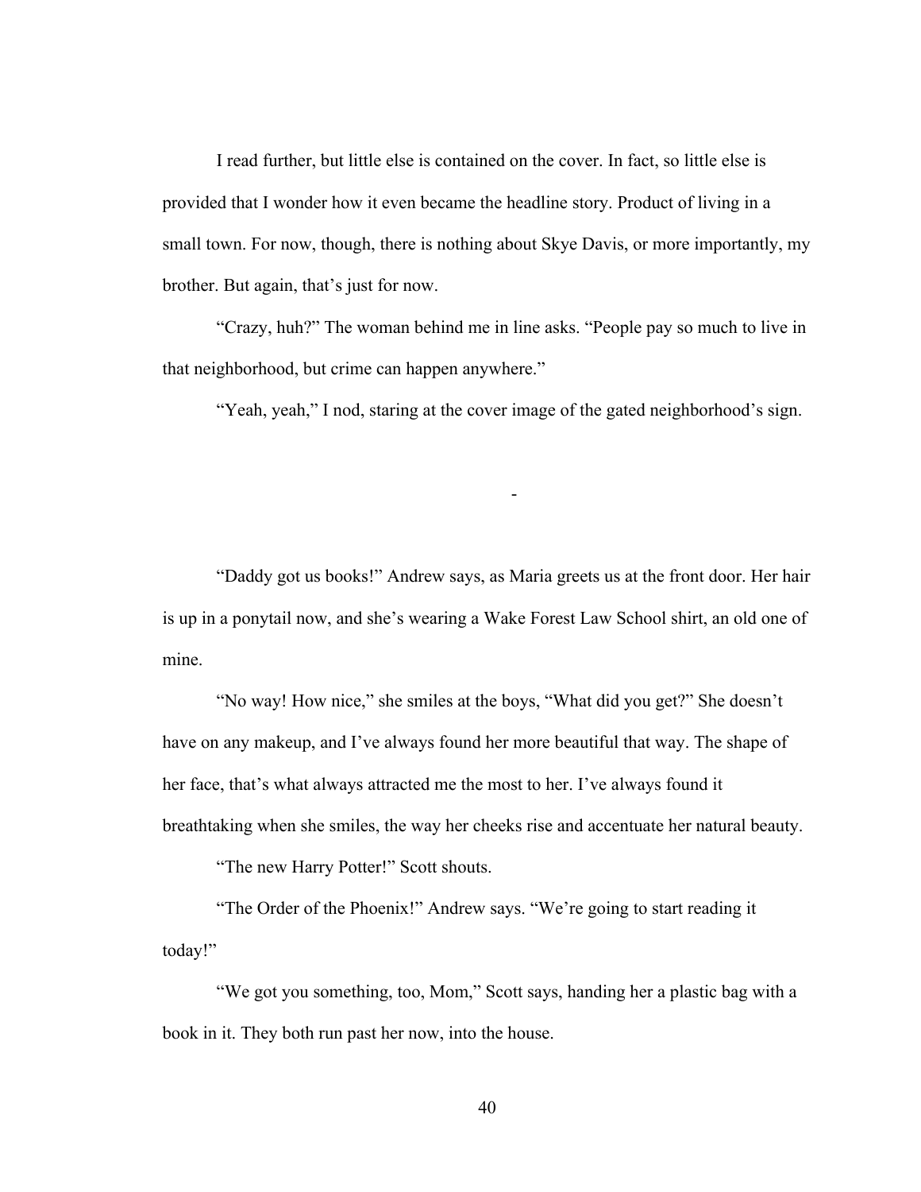I read further, but little else is contained on the cover. In fact, so little else is provided that I wonder how it even became the headline story. Product of living in a small town. For now, though, there is nothing about Skye Davis, or more importantly, my brother. But again, that's just for now.

"Crazy, huh?" The woman behind me in line asks. "People pay so much to live in that neighborhood, but crime can happen anywhere."

"Yeah, yeah," I nod, staring at the cover image of the gated neighborhood's sign.

-

"Daddy got us books!" Andrew says, as Maria greets us at the front door. Her hair is up in a ponytail now, and she's wearing a Wake Forest Law School shirt, an old one of mine.

"No way! How nice," she smiles at the boys, "What did you get?" She doesn't have on any makeup, and I've always found her more beautiful that way. The shape of her face, that's what always attracted me the most to her. I've always found it breathtaking when she smiles, the way her cheeks rise and accentuate her natural beauty.

"The new Harry Potter!" Scott shouts.

"The Order of the Phoenix!" Andrew says. "We're going to start reading it today!"

"We got you something, too, Mom," Scott says, handing her a plastic bag with a book in it. They both run past her now, into the house.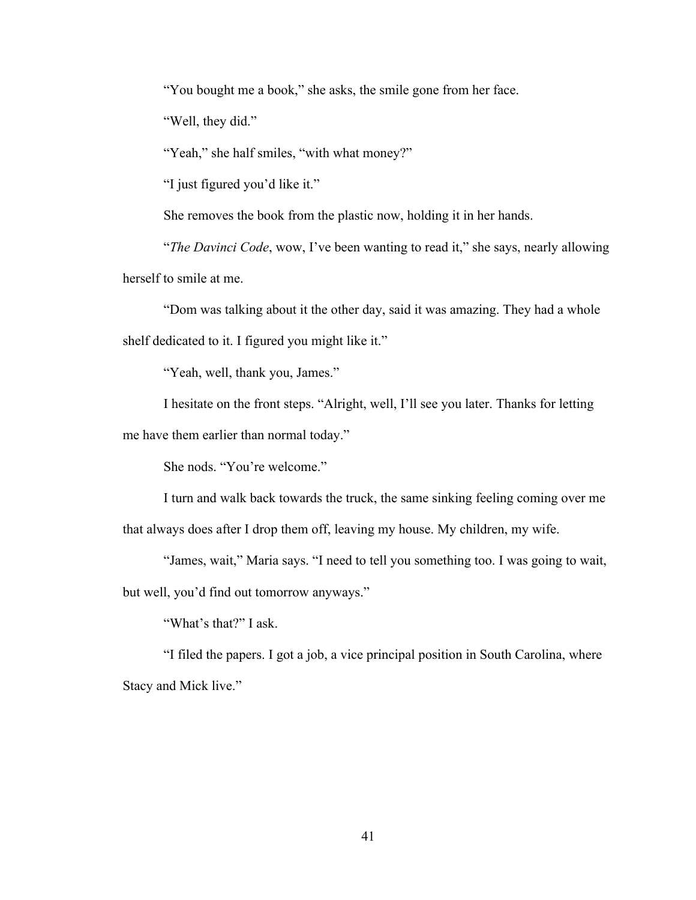"You bought me a book," she asks, the smile gone from her face.

"Well, they did."

"Yeah," she half smiles, "with what money?"

"I just figured you'd like it."

She removes the book from the plastic now, holding it in her hands.

"*The Davinci Code*, wow, I've been wanting to read it," she says, nearly allowing herself to smile at me.

"Dom was talking about it the other day, said it was amazing. They had a whole shelf dedicated to it. I figured you might like it."

"Yeah, well, thank you, James."

I hesitate on the front steps. "Alright, well, I'll see you later. Thanks for letting me have them earlier than normal today."

She nods. "You're welcome."

I turn and walk back towards the truck, the same sinking feeling coming over me that always does after I drop them off, leaving my house. My children, my wife.

"James, wait," Maria says. "I need to tell you something too. I was going to wait, but well, you'd find out tomorrow anyways."

"What's that?" I ask.

"I filed the papers. I got a job, a vice principal position in South Carolina, where Stacy and Mick live."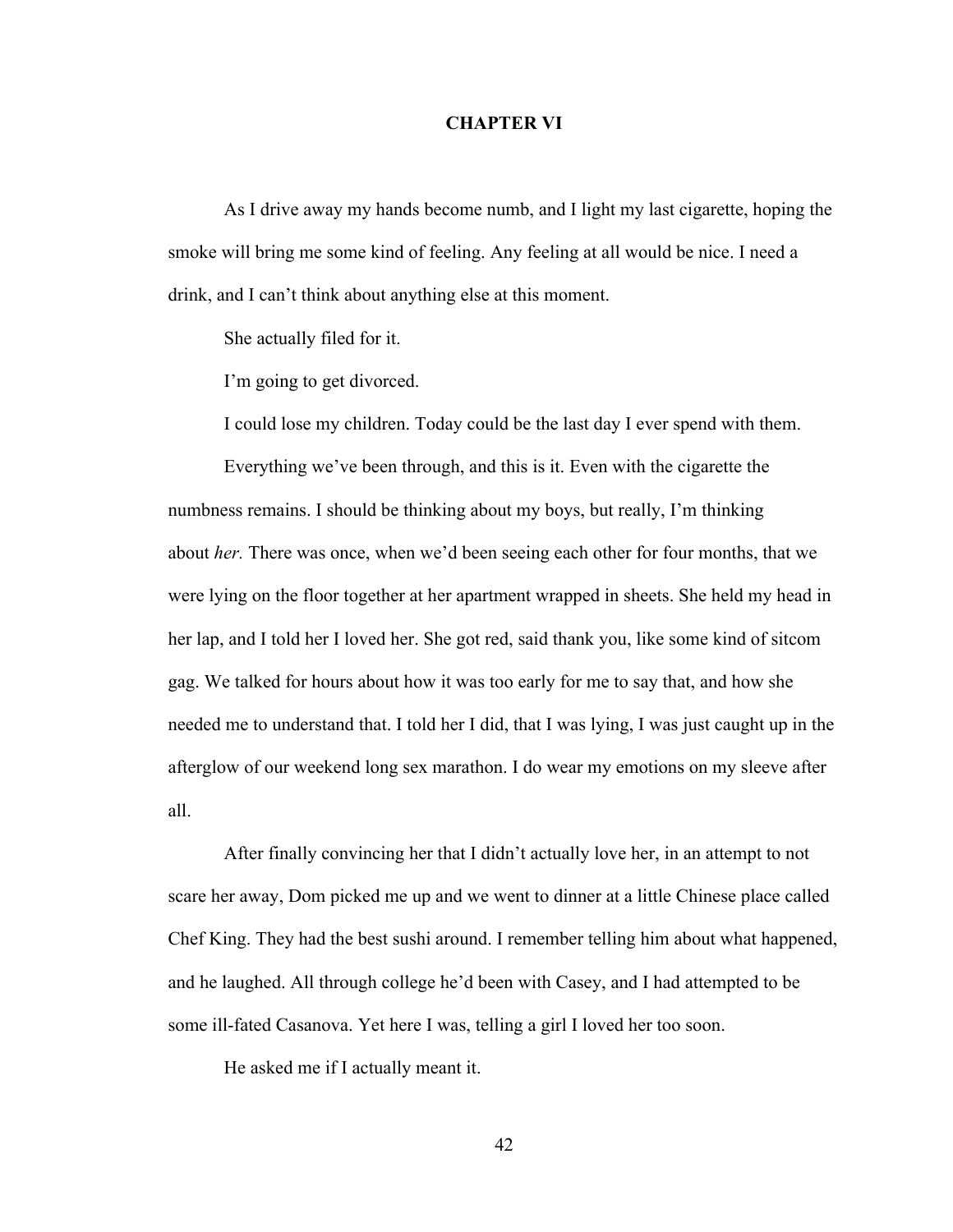# CHAPTER VI

As I drive away my hands become numb, and I light my last cigarette, hoping the smoke will bring me some kind of feeling. Any feeling at all would be nice. I need a drink, and I can't think about anything else at this moment.

She actually filed for it.

I'm going to get divorced.

I could lose my children. Today could be the last day I ever spend with them.

Everything we've been through, and this is it. Even with the cigarette the numbness remains. I should be thinking about my boys, but really, I'm thinking about *her.* There was once, when we'd been seeing each other for four months, that we were lying on the floor together at her apartment wrapped in sheets. She held my head in her lap, and I told her I loved her. She got red, said thank you, like some kind of sitcom gag. We talked for hours about how it was too early for me to say that, and how she needed me to understand that. I told her I did, that I was lying, I was just caught up in the afterglow of our weekend long sex marathon. I do wear my emotions on my sleeve after all.

After finally convincing her that I didn't actually love her, in an attempt to not scare her away, Dom picked me up and we went to dinner at a little Chinese place called Chef King. They had the best sushi around. I remember telling him about what happened, and he laughed. All through college he'd been with Casey, and I had attempted to be some ill-fated Casanova. Yet here I was, telling a girl I loved her too soon.

He asked me if I actually meant it.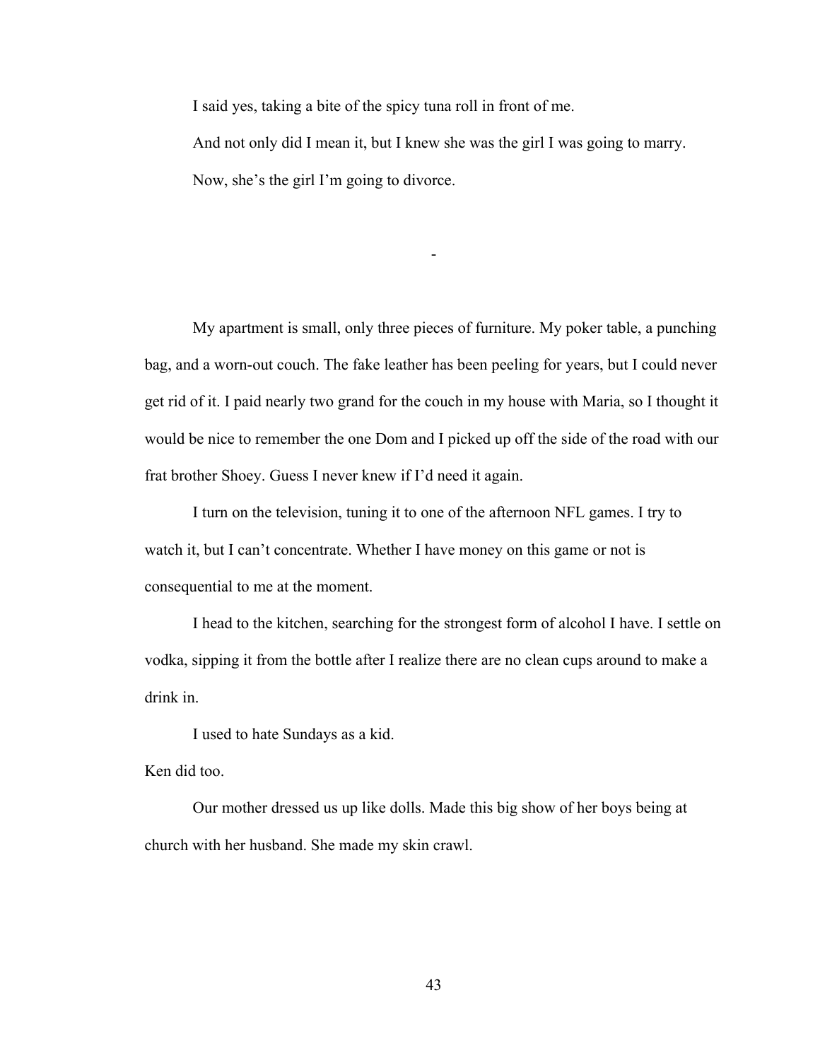I said yes, taking a bite of the spicy tuna roll in front of me.

And not only did I mean it, but I knew she was the girl I was going to marry.

Now, she's the girl I'm going to divorce.

-

My apartment is small, only three pieces of furniture. My poker table, a punching bag, and a worn-out couch. The fake leather has been peeling for years, but I could never get rid of it. I paid nearly two grand for the couch in my house with Maria, so I thought it would be nice to remember the one Dom and I picked up off the side of the road with our frat brother Shoey. Guess I never knew if I'd need it again.

I turn on the television, tuning it to one of the afternoon NFL games. I try to watch it, but I can't concentrate. Whether I have money on this game or not is consequential to me at the moment.

I head to the kitchen, searching for the strongest form of alcohol I have. I settle on vodka, sipping it from the bottle after I realize there are no clean cups around to make a drink in.

I used to hate Sundays as a kid.

Ken did too.

Our mother dressed us up like dolls. Made this big show of her boys being at church with her husband. She made my skin crawl.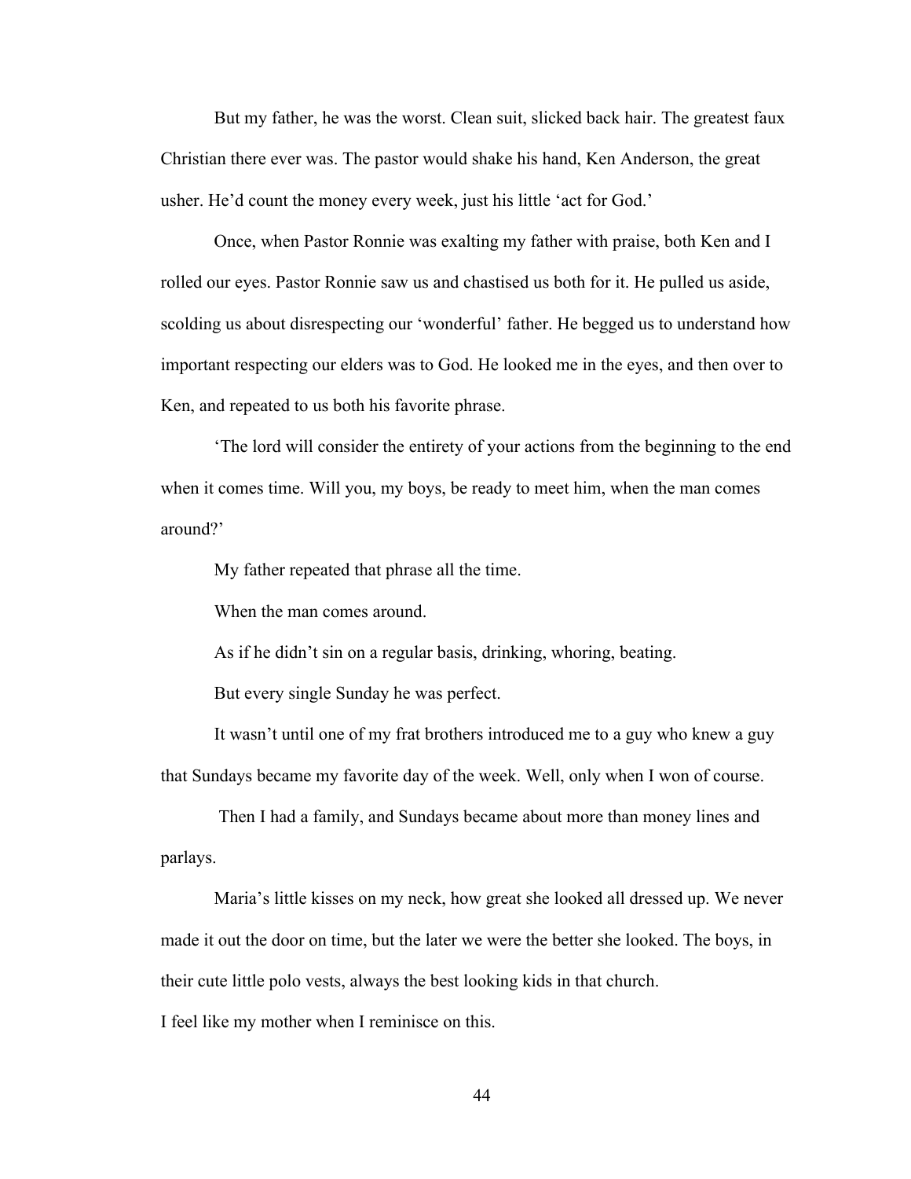But my father, he was the worst. Clean suit, slicked back hair. The greatest faux Christian there ever was. The pastor would shake his hand, Ken Anderson, the great usher. He'd count the money every week, just his little 'act for God.'

Once, when Pastor Ronnie was exalting my father with praise, both Ken and I rolled our eyes. Pastor Ronnie saw us and chastised us both for it. He pulled us aside, scolding us about disrespecting our 'wonderful' father. He begged us to understand how important respecting our elders was to God. He looked me in the eyes, and then over to Ken, and repeated to us both his favorite phrase.

'The lord will consider the entirety of your actions from the beginning to the end when it comes time. Will you, my boys, be ready to meet him, when the man comes around?'

My father repeated that phrase all the time.

When the man comes around.

As if he didn't sin on a regular basis, drinking, whoring, beating.

But every single Sunday he was perfect.

It wasn't until one of my frat brothers introduced me to a guy who knew a guy that Sundays became my favorite day of the week. Well, only when I won of course.

Then I had a family, and Sundays became about more than money lines and parlays.

Maria's little kisses on my neck, how great she looked all dressed up. We never made it out the door on time, but the later we were the better she looked. The boys, in their cute little polo vests, always the best looking kids in that church.

I feel like my mother when I reminisce on this.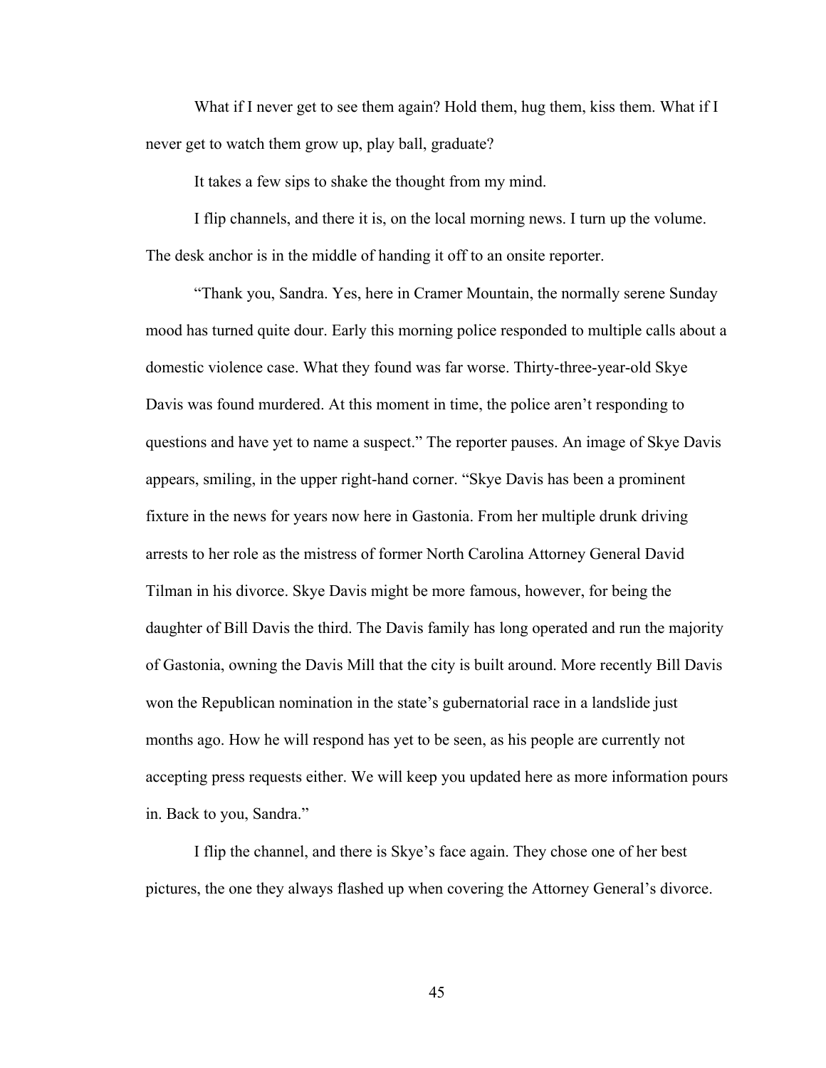What if I never get to see them again? Hold them, hug them, kiss them. What if I never get to watch them grow up, play ball, graduate?

It takes a few sips to shake the thought from my mind.

I flip channels, and there it is, on the local morning news. I turn up the volume. The desk anchor is in the middle of handing it off to an onsite reporter.

"Thank you, Sandra. Yes, here in Cramer Mountain, the normally serene Sunday mood has turned quite dour. Early this morning police responded to multiple calls about a domestic violence case. What they found was far worse. Thirty-three-year-old Skye Davis was found murdered. At this moment in time, the police aren't responding to questions and have yet to name a suspect." The reporter pauses. An image of Skye Davis appears, smiling, in the upper right-hand corner. "Skye Davis has been a prominent fixture in the news for years now here in Gastonia. From her multiple drunk driving arrests to her role as the mistress of former North Carolina Attorney General David Tilman in his divorce. Skye Davis might be more famous, however, for being the daughter of Bill Davis the third. The Davis family has long operated and run the majority of Gastonia, owning the Davis Mill that the city is built around. More recently Bill Davis won the Republican nomination in the state's gubernatorial race in a landslide just months ago. How he will respond has yet to be seen, as his people are currently not accepting press requests either. We will keep you updated here as more information pours in. Back to you, Sandra."

I flip the channel, and there is Skye's face again. They chose one of her best pictures, the one they always flashed up when covering the Attorney General's divorce.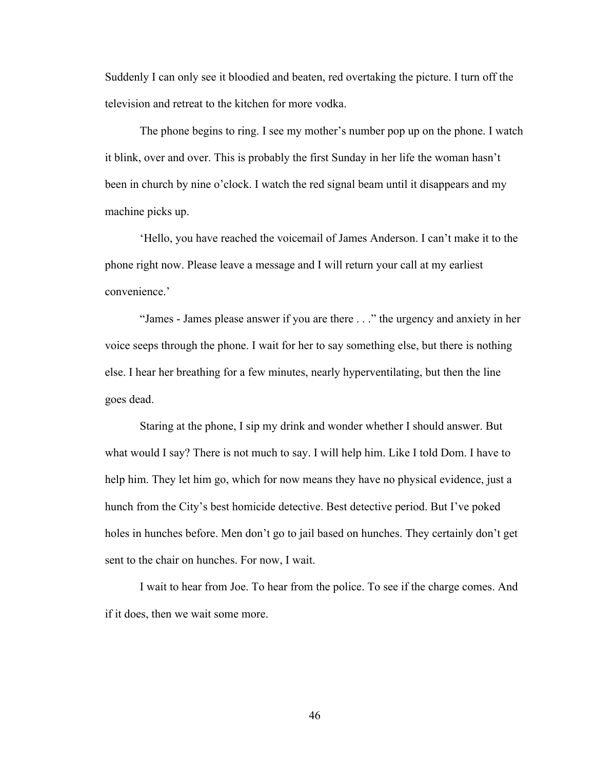Suddenly I can only see it bloodied and beaten, red overtaking the picture. I turn off the television and retreat to the kitchen for more vodka.

The phone begins to ring. I see my mother's number pop up on the phone. I watch it blink, over and over. This is probably the first Sunday in her life the woman hasn't been in church by nine o'clock. I watch the red signal beam until it disappears and my machine picks up.

'Hello, you have reached the voicemail of James Anderson. I can't make it to the phone right now. Please leave a message and I will return your call at my earliest convenience.'

"James - James please answer if you are there . . ." the urgency and anxiety in her voice seeps through the phone. I wait for her to say something else, but there is nothing else. I hear her breathing for a few minutes, nearly hyperventilating, but then the line goes dead.

Staring at the phone, I sip my drink and wonder whether I should answer. But what would I say? There is not much to say. I will help him. Like I told Dom. I have to help him. They let him go, which for now means they have no physical evidence, just a hunch from the City's best homicide detective. Best detective period. But I've poked holes in hunches before. Men don't go to jail based on hunches. They certainly don't get sent to the chair on hunches. For now, I wait.

I wait to hear from Joe. To hear from the police. To see if the charge comes. And if it does, then we wait some more.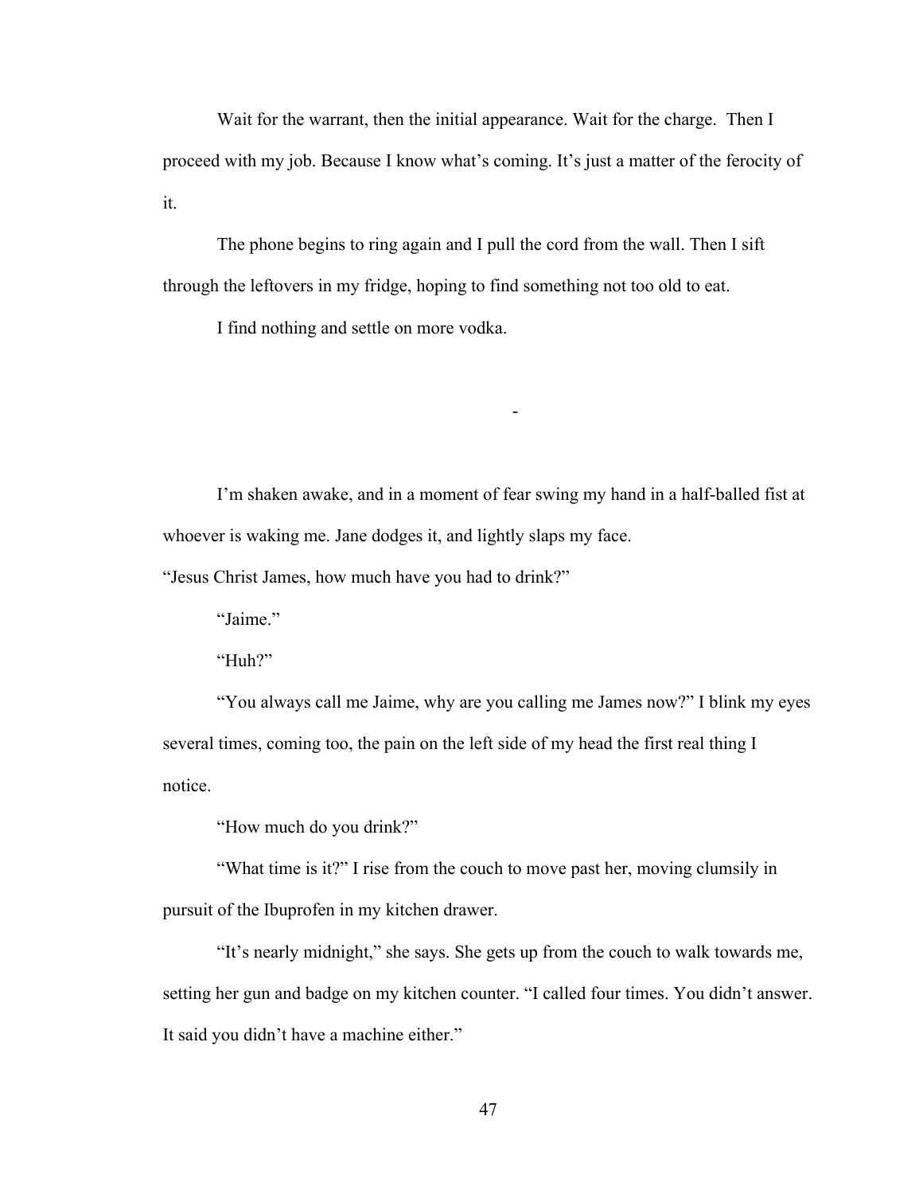Wait for the warrant, then the initial appearance. Wait for the charge.  Then I proceed with my job. Because I know what's coming. It's just a matter of the ferocity of it.

The phone begins to ring again and I pull the cord from the wall. Then I sift through the leftovers in my fridge, hoping to find something not too old to eat.

I find nothing and settle on more vodka.

-

I'm shaken awake, and in a moment of fear swing my hand in a half-balled fist at whoever is waking me. Jane dodges it, and lightly slaps my face.

"Jesus Christ James, how much have you had to drink?"

"Jaime."

"Huh?"

"You always call me Jaime, why are you calling me James now?" I blink my eyes several times, coming too, the pain on the left side of my head the first real thing I notice.

"How much do you drink?"

"What time is it?" I rise from the couch to move past her, moving clumsily in pursuit of the Ibuprofen in my kitchen drawer.

"It's nearly midnight," she says. She gets up from the couch to walk towards me, setting her gun and badge on my kitchen counter. "I called four times. You didn't answer. It said you didn't have a machine either."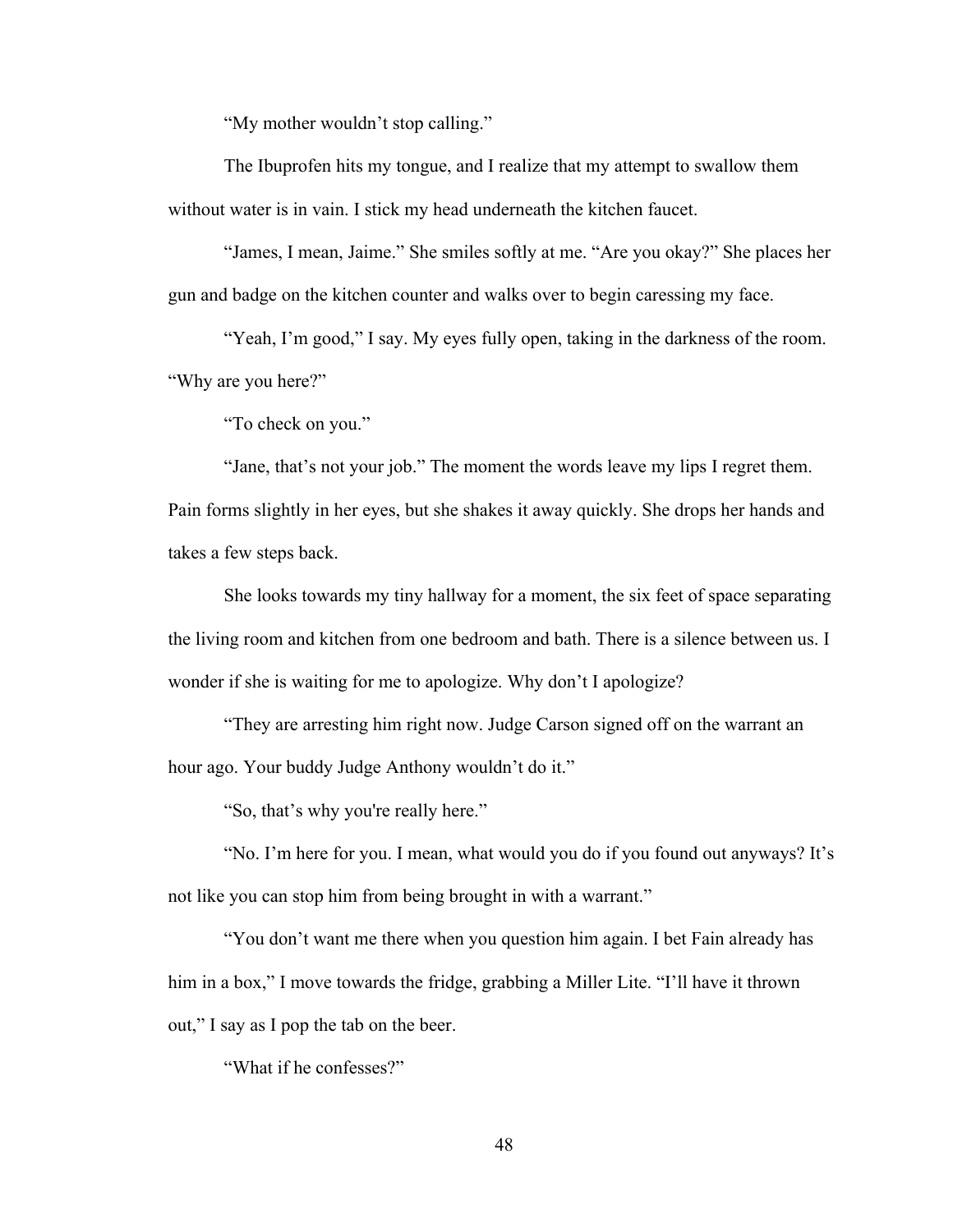"My mother wouldn't stop calling."

The Ibuprofen hits my tongue, and I realize that my attempt to swallow them without water is in vain. I stick my head underneath the kitchen faucet.

"James, I mean, Jaime." She smiles softly at me. "Are you okay?" She places her gun and badge on the kitchen counter and walks over to begin caressing my face.

"Yeah, I'm good," I say. My eyes fully open, taking in the darkness of the room. "Why are you here?"

"To check on you."

"Jane, that's not your job." The moment the words leave my lips I regret them. Pain forms slightly in her eyes, but she shakes it away quickly. She drops her hands and takes a few steps back.

She looks towards my tiny hallway for a moment, the six feet of space separating the living room and kitchen from one bedroom and bath. There is a silence between us. I wonder if she is waiting for me to apologize. Why don't I apologize?

"They are arresting him right now. Judge Carson signed off on the warrant an hour ago. Your buddy Judge Anthony wouldn't do it."

"So, that's why you're really here."

"No. I'm here for you. I mean, what would you do if you found out anyways? It's not like you can stop him from being brought in with a warrant."

"You don't want me there when you question him again. I bet Fain already has him in a box," I move towards the fridge, grabbing a Miller Lite. "I'll have it thrown out," I say as I pop the tab on the beer.

"What if he confesses?"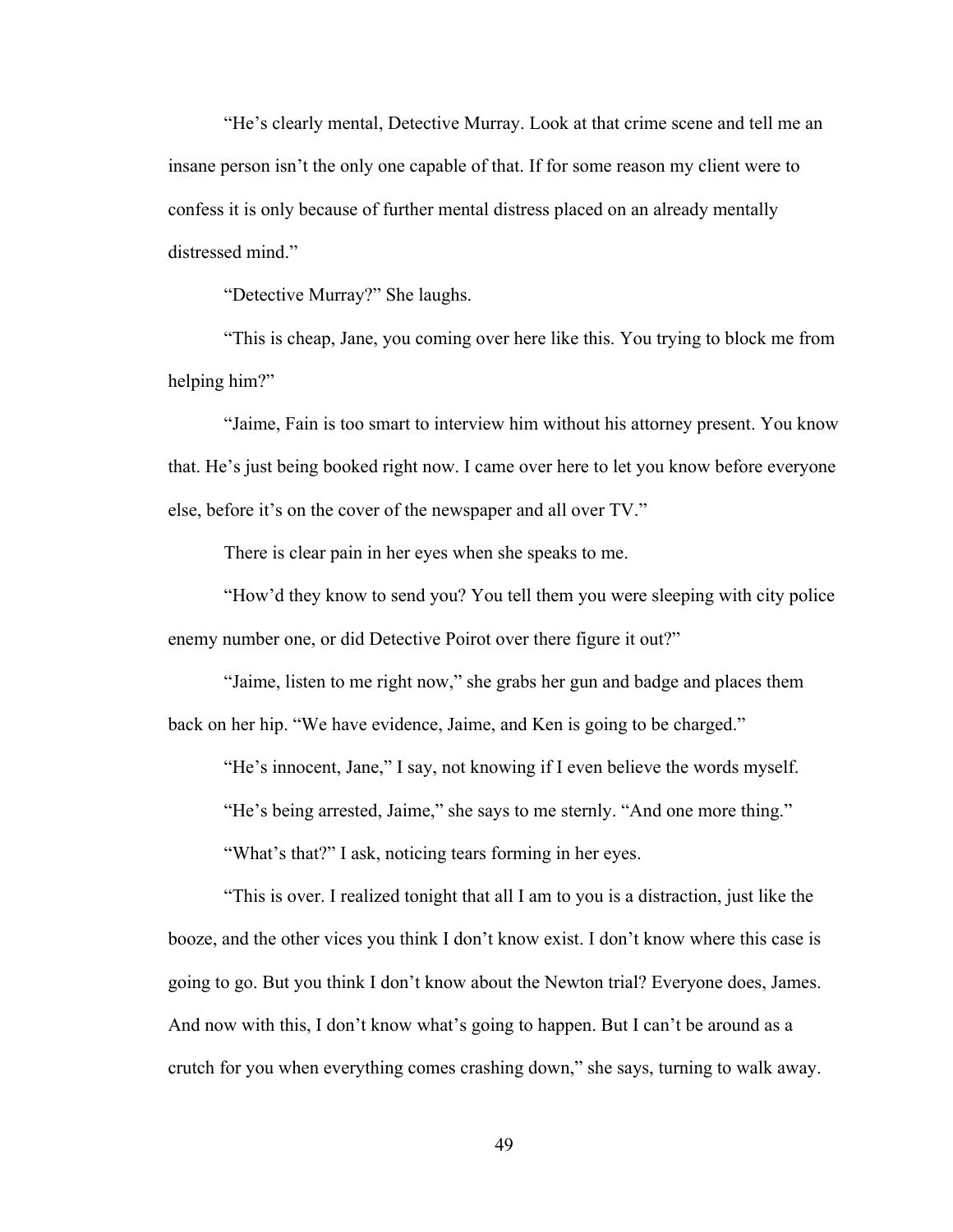"He's clearly mental, Detective Murray. Look at that crime scene and tell me an insane person isn't the only one capable of that. If for some reason my client were to confess it is only because of further mental distress placed on an already mentally distressed mind."

"Detective Murray?" She laughs.

"This is cheap, Jane, you coming over here like this. You trying to block me from helping him?"

"Jaime, Fain is too smart to interview him without his attorney present. You know that. He's just being booked right now. I came over here to let you know before everyone else, before it's on the cover of the newspaper and all over TV."

There is clear pain in her eyes when she speaks to me.

"How'd they know to send you? You tell them you were sleeping with city police enemy number one, or did Detective Poirot over there figure it out?"

"Jaime, listen to me right now," she grabs her gun and badge and places them back on her hip. "We have evidence, Jaime, and Ken is going to be charged."

"He's innocent, Jane," I say, not knowing if I even believe the words myself.

"He's being arrested, Jaime," she says to me sternly. "And one more thing."

"What's that?" I ask, noticing tears forming in her eyes.

"This is over. I realized tonight that all I am to you is a distraction, just like the booze, and the other vices you think I don't know exist. I don't know where this case is going to go. But you think I don't know about the Newton trial? Everyone does, James. And now with this, I don't know what's going to happen. But I can't be around as a crutch for you when everything comes crashing down," she says, turning to walk away.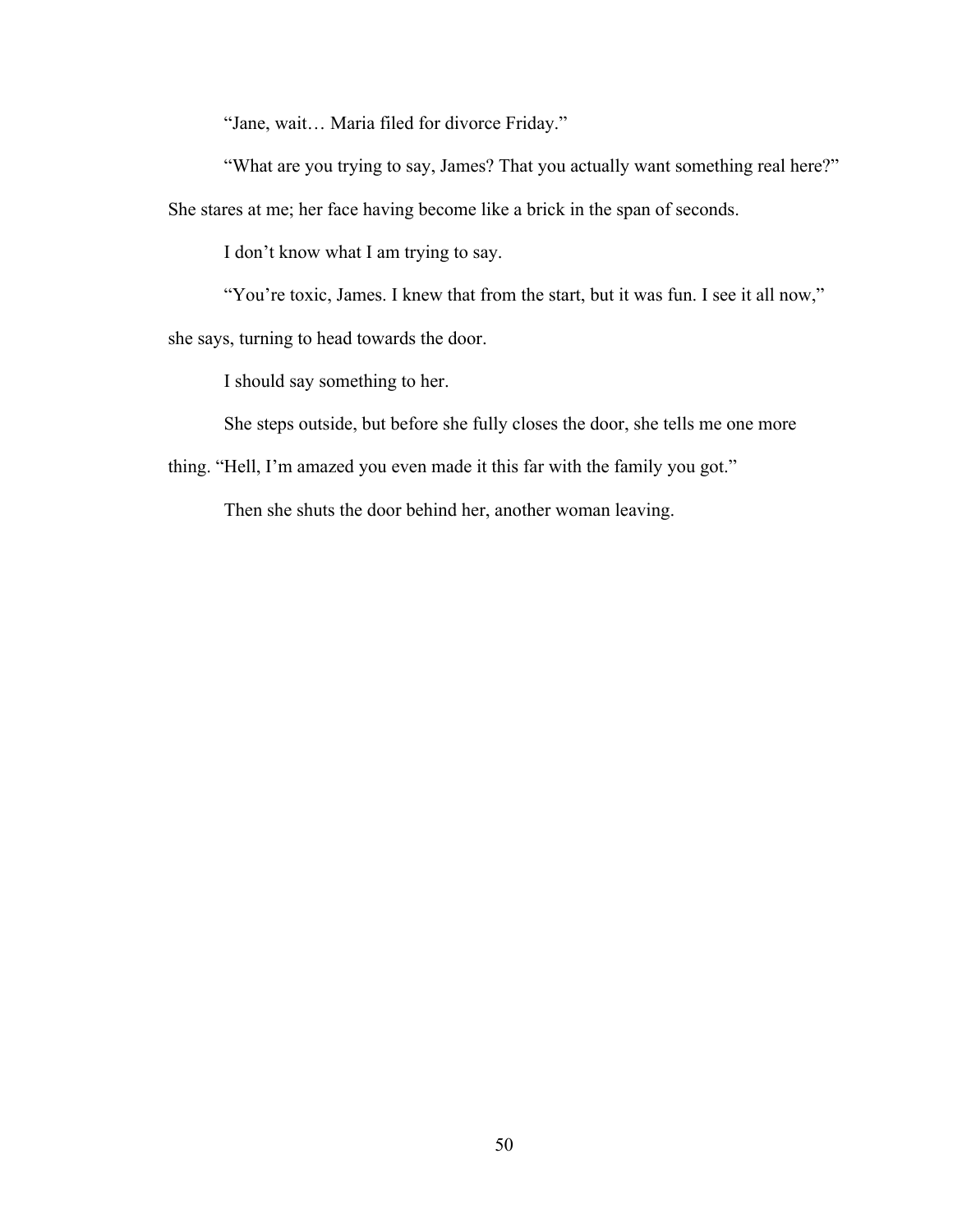"Jane, wait… Maria filed for divorce Friday."

"What are you trying to say, James? That you actually want something real here?" She stares at me; her face having become like a brick in the span of seconds.

I don't know what I am trying to say.

"You're toxic, James. I knew that from the start, but it was fun. I see it all now," she says, turning to head towards the door.

I should say something to her.

She steps outside, but before she fully closes the door, she tells me one more thing. "Hell, I'm amazed you even made it this far with the family you got."

Then she shuts the door behind her, another woman leaving.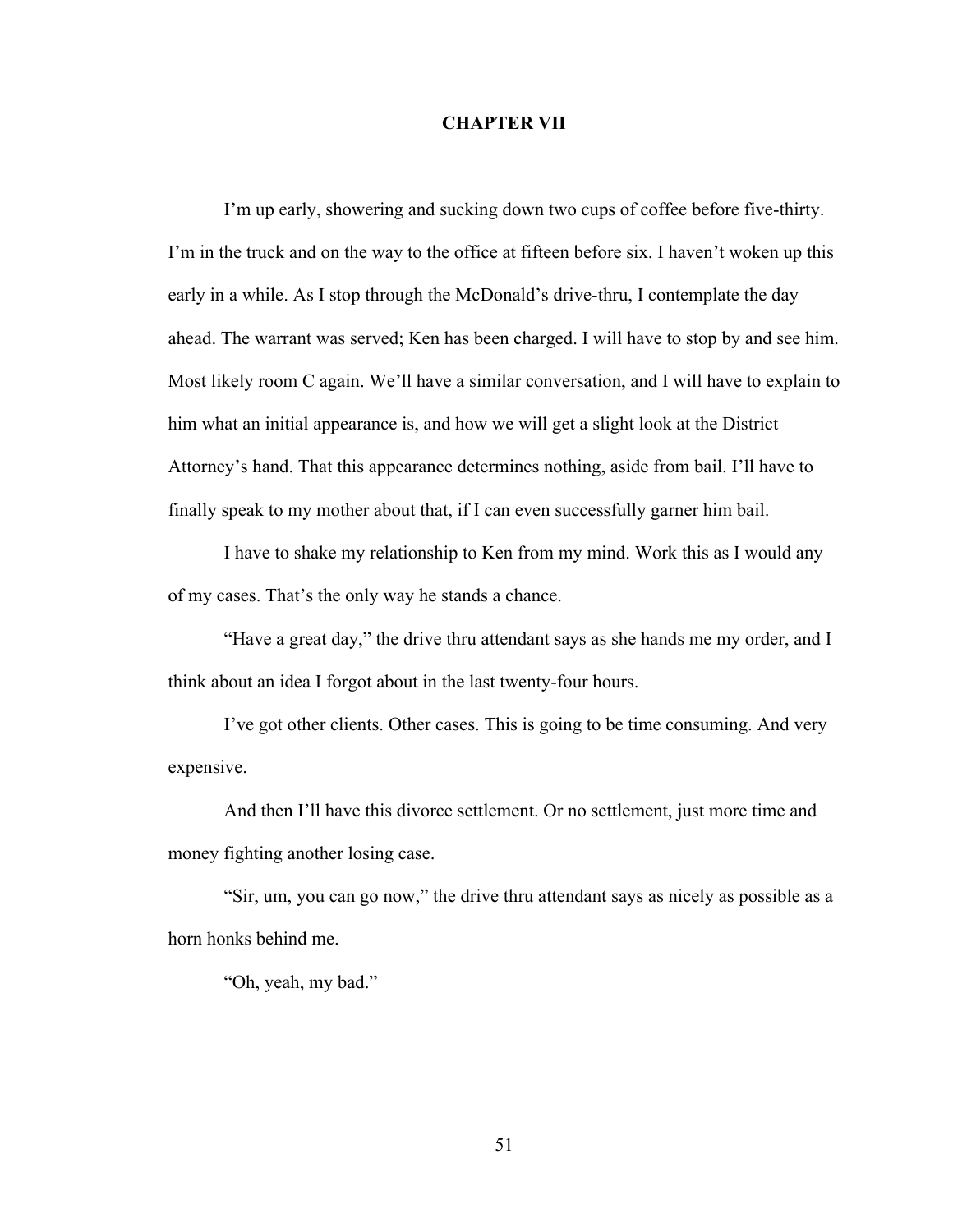## CHAPTER VII

I'm up early, showering and sucking down two cups of coffee before five-thirty. I'm in the truck and on the way to the office at fifteen before six. I haven't woken up this early in a while. As I stop through the McDonald's drive-thru, I contemplate the day ahead. The warrant was served; Ken has been charged. I will have to stop by and see him. Most likely room C again. We'll have a similar conversation, and I will have to explain to him what an initial appearance is, and how we will get a slight look at the District Attorney's hand. That this appearance determines nothing, aside from bail. I'll have to finally speak to my mother about that, if I can even successfully garner him bail.

I have to shake my relationship to Ken from my mind. Work this as I would any of my cases. That's the only way he stands a chance.

"Have a great day," the drive thru attendant says as she hands me my order, and I think about an idea I forgot about in the last twenty-four hours.

I've got other clients. Other cases. This is going to be time consuming. And very expensive.

And then I'll have this divorce settlement. Or no settlement, just more time and money fighting another losing case.

"Sir, um, you can go now," the drive thru attendant says as nicely as possible as a horn honks behind me.

"Oh, yeah, my bad."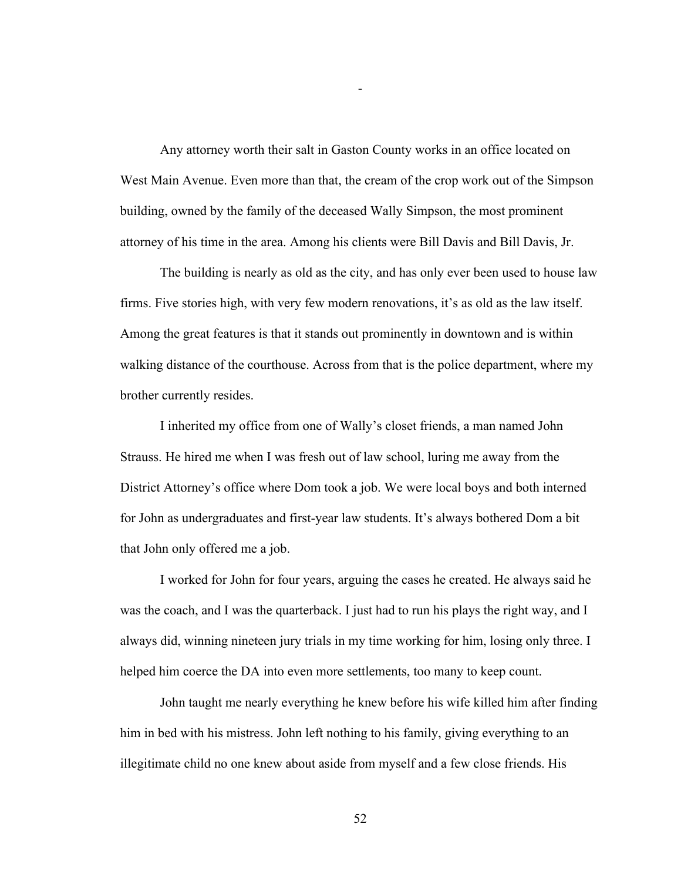-

Any attorney worth their salt in Gaston County works in an office located on West Main Avenue. Even more than that, the cream of the crop work out of the Simpson building, owned by the family of the deceased Wally Simpson, the most prominent attorney of his time in the area. Among his clients were Bill Davis and Bill Davis, Jr.

The building is nearly as old as the city, and has only ever been used to house law firms. Five stories high, with very few modern renovations, it's as old as the law itself. Among the great features is that it stands out prominently in downtown and is within walking distance of the courthouse. Across from that is the police department, where my brother currently resides.

I inherited my office from one of Wally's closet friends, a man named John Strauss. He hired me when I was fresh out of law school, luring me away from the District Attorney's office where Dom took a job. We were local boys and both interned for John as undergraduates and first-year law students. It's always bothered Dom a bit that John only offered me a job.

I worked for John for four years, arguing the cases he created. He always said he was the coach, and I was the quarterback. I just had to run his plays the right way, and I always did, winning nineteen jury trials in my time working for him, losing only three. I helped him coerce the DA into even more settlements, too many to keep count.

John taught me nearly everything he knew before his wife killed him after finding him in bed with his mistress. John left nothing to his family, giving everything to an illegitimate child no one knew about aside from myself and a few close friends. His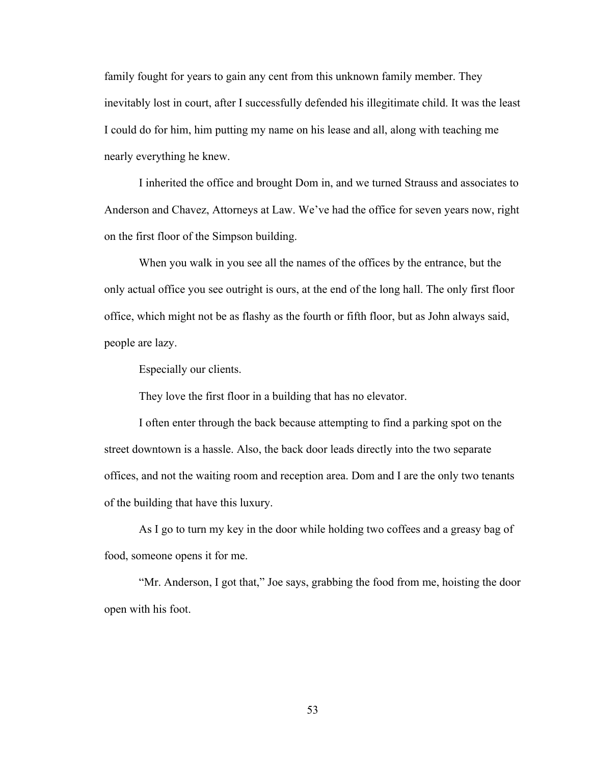family fought for years to gain any cent from this unknown family member. They inevitably lost in court, after I successfully defended his illegitimate child. It was the least I could do for him, him putting my name on his lease and all, along with teaching me nearly everything he knew.

I inherited the office and brought Dom in, and we turned Strauss and associates to Anderson and Chavez, Attorneys at Law. We've had the office for seven years now, right on the first floor of the Simpson building.

When you walk in you see all the names of the offices by the entrance, but the only actual office you see outright is ours, at the end of the long hall. The only first floor office, which might not be as flashy as the fourth or fifth floor, but as John always said, people are lazy.

Especially our clients.

They love the first floor in a building that has no elevator.

I often enter through the back because attempting to find a parking spot on the street downtown is a hassle. Also, the back door leads directly into the two separate offices, and not the waiting room and reception area. Dom and I are the only two tenants of the building that have this luxury.

As I go to turn my key in the door while holding two coffees and a greasy bag of food, someone opens it for me.

"Mr. Anderson, I got that," Joe says, grabbing the food from me, hoisting the door open with his foot.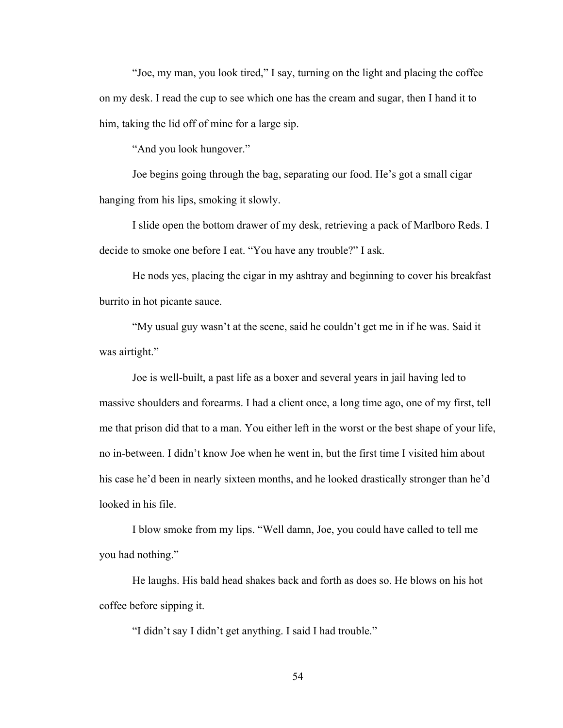"Joe, my man, you look tired," I say, turning on the light and placing the coffee on my desk. I read the cup to see which one has the cream and sugar, then I hand it to him, taking the lid off of mine for a large sip.

"And you look hungover."

Joe begins going through the bag, separating our food. He's got a small cigar hanging from his lips, smoking it slowly.

I slide open the bottom drawer of my desk, retrieving a pack of Marlboro Reds. I decide to smoke one before I eat. "You have any trouble?" I ask.

He nods yes, placing the cigar in my ashtray and beginning to cover his breakfast burrito in hot picante sauce.

"My usual guy wasn't at the scene, said he couldn't get me in if he was. Said it was airtight."

Joe is well-built, a past life as a boxer and several years in jail having led to massive shoulders and forearms. I had a client once, a long time ago, one of my first, tell me that prison did that to a man. You either left in the worst or the best shape of your life, no in-between. I didn't know Joe when he went in, but the first time I visited him about his case he'd been in nearly sixteen months, and he looked drastically stronger than he'd looked in his file.

I blow smoke from my lips. "Well damn, Joe, you could have called to tell me you had nothing."

He laughs. His bald head shakes back and forth as does so. He blows on his hot coffee before sipping it.

"I didn't say I didn't get anything. I said I had trouble."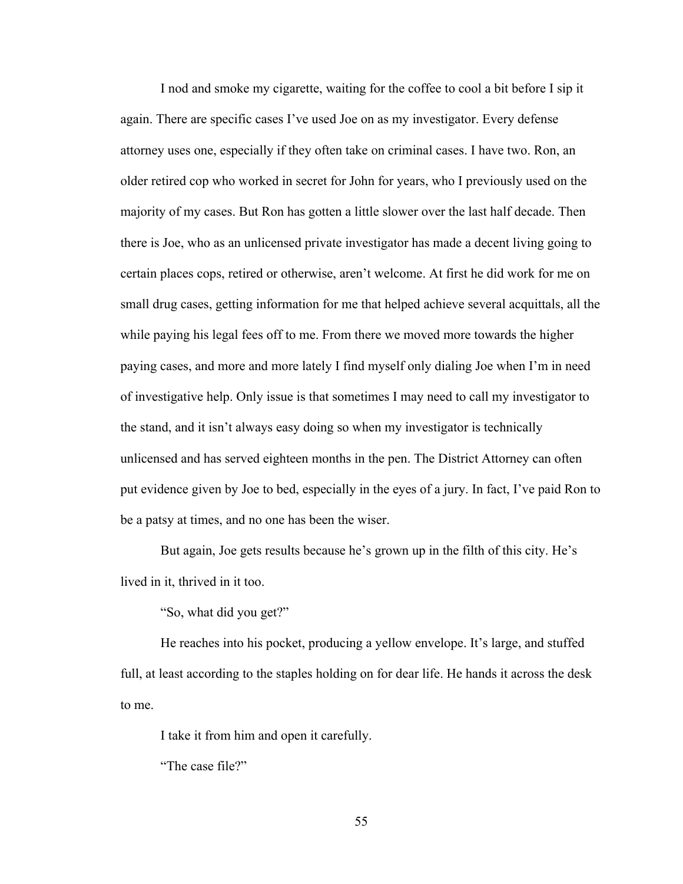I nod and smoke my cigarette, waiting for the coffee to cool a bit before I sip it again. There are specific cases I've used Joe on as my investigator. Every defense attorney uses one, especially if they often take on criminal cases. I have two. Ron, an older retired cop who worked in secret for John for years, who I previously used on the majority of my cases. But Ron has gotten a little slower over the last half decade. Then there is Joe, who as an unlicensed private investigator has made a decent living going to certain places cops, retired or otherwise, aren't welcome. At first he did work for me on small drug cases, getting information for me that helped achieve several acquittals, all the while paying his legal fees off to me. From there we moved more towards the higher paying cases, and more and more lately I find myself only dialing Joe when I'm in need of investigative help. Only issue is that sometimes I may need to call my investigator to the stand, and it isn't always easy doing so when my investigator is technically unlicensed and has served eighteen months in the pen. The District Attorney can often put evidence given by Joe to bed, especially in the eyes of a jury. In fact, I've paid Ron to be a patsy at times, and no one has been the wiser.

But again, Joe gets results because he's grown up in the filth of this city. He's lived in it, thrived in it too.

"So, what did you get?"

He reaches into his pocket, producing a yellow envelope. It's large, and stuffed full, at least according to the staples holding on for dear life. He hands it across the desk to me.

I take it from him and open it carefully.

"The case file?"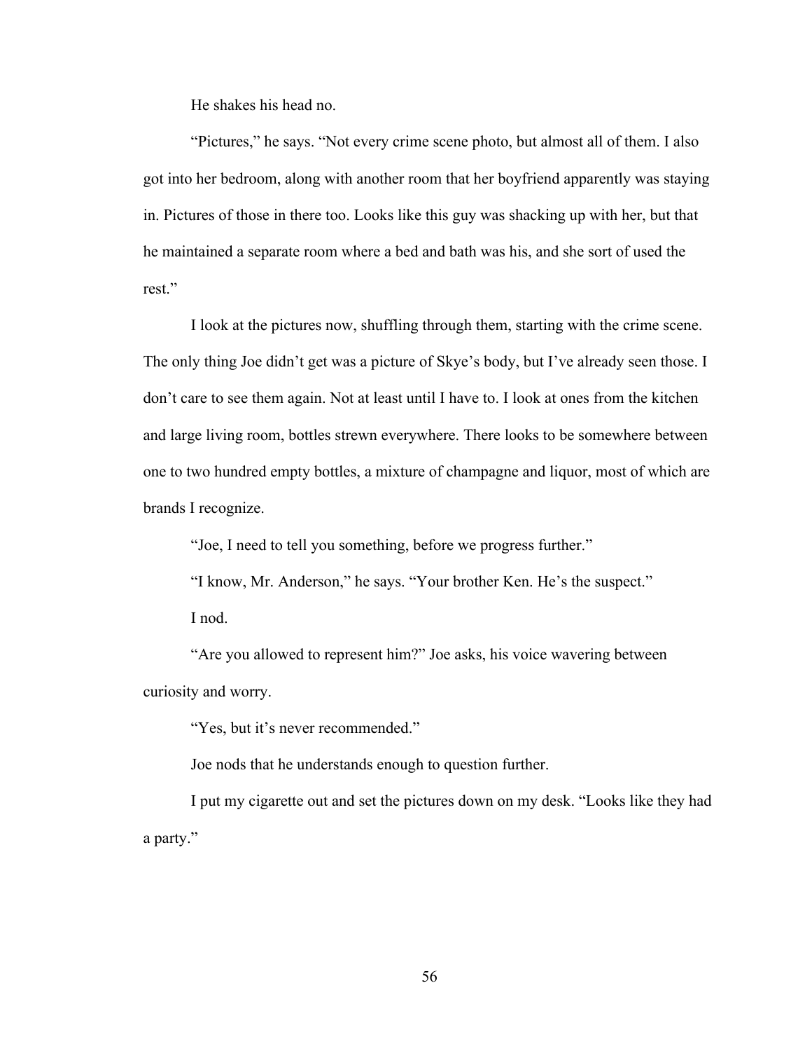He shakes his head no.

"Pictures," he says. "Not every crime scene photo, but almost all of them. I also got into her bedroom, along with another room that her boyfriend apparently was staying in. Pictures of those in there too. Looks like this guy was shacking up with her, but that he maintained a separate room where a bed and bath was his, and she sort of used the rest."

I look at the pictures now, shuffling through them, starting with the crime scene. The only thing Joe didn't get was a picture of Skye's body, but I've already seen those. I don't care to see them again. Not at least until I have to. I look at ones from the kitchen and large living room, bottles strewn everywhere. There looks to be somewhere between one to two hundred empty bottles, a mixture of champagne and liquor, most of which are brands I recognize.

"Joe, I need to tell you something, before we progress further."

"I know, Mr. Anderson," he says. "Your brother Ken. He's the suspect."

I nod.

"Are you allowed to represent him?" Joe asks, his voice wavering between curiosity and worry.

"Yes, but it's never recommended."

Joe nods that he understands enough to question further.

I put my cigarette out and set the pictures down on my desk. "Looks like they had a party."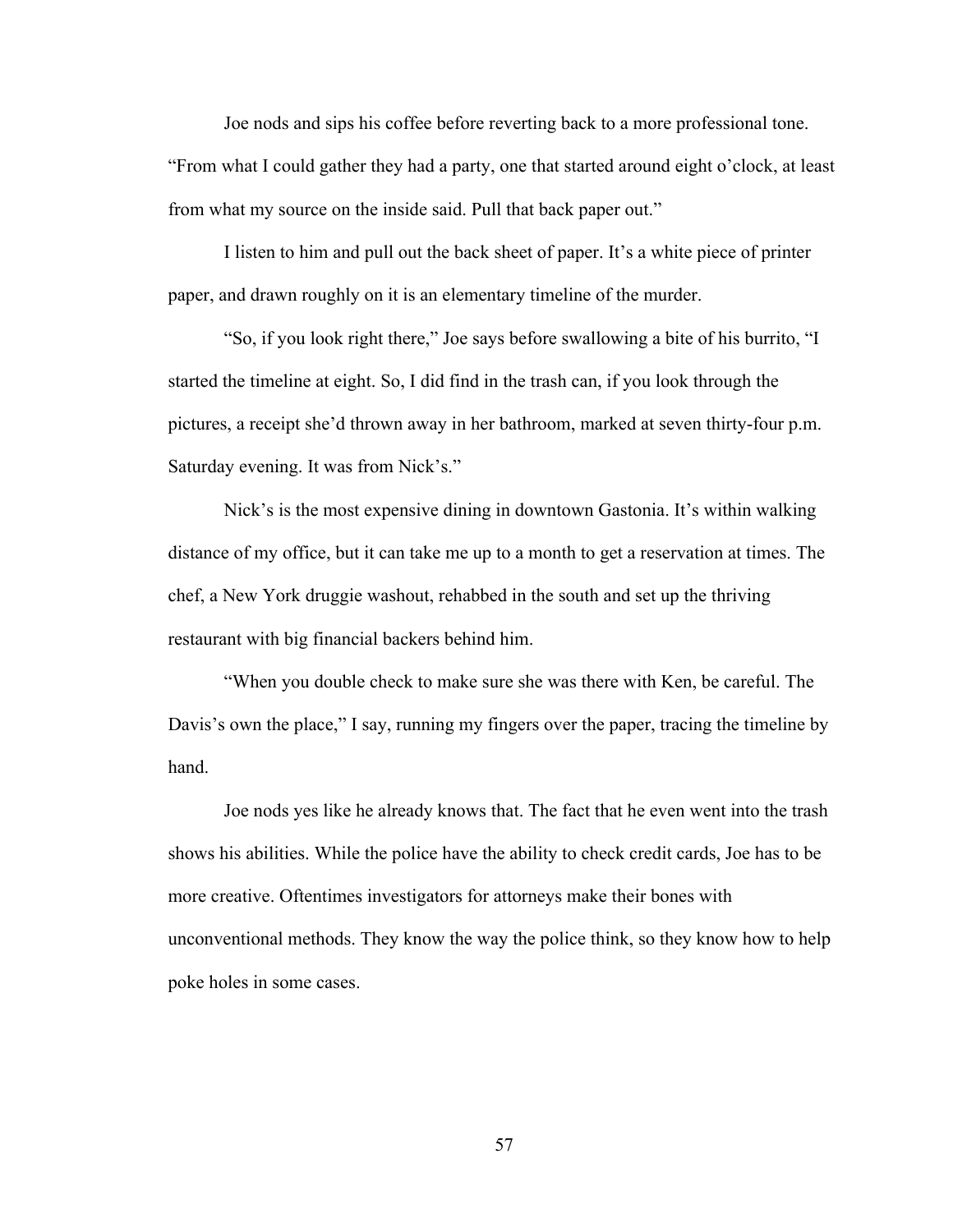Joe nods and sips his coffee before reverting back to a more professional tone. “From what I could gather they had a party, one that started around eight o’clock, at least from what my source on the inside said. Pull that back paper out.”

I listen to him and pull out the back sheet of paper. It’s a white piece of printer paper, and drawn roughly on it is an elementary timeline of the murder.

“So, if you look right there,” Joe says before swallowing a bite of his burrito, “I started the timeline at eight. So, I did find in the trash can, if you look through the pictures, a receipt she’d thrown away in her bathroom, marked at seven thirty-four p.m. Saturday evening. It was from Nick’s.”

Nick’s is the most expensive dining in downtown Gastonia. It’s within walking distance of my office, but it can take me up to a month to get a reservation at times. The chef, a New York druggie washout, rehabbed in the south and set up the thriving restaurant with big financial backers behind him.

“When you double check to make sure she was there with Ken, be careful. The Davis’s own the place,” I say, running my fingers over the paper, tracing the timeline by hand.

Joe nods yes like he already knows that. The fact that he even went into the trash shows his abilities. While the police have the ability to check credit cards, Joe has to be more creative. Oftentimes investigators for attorneys make their bones with unconventional methods. They know the way the police think, so they know how to help poke holes in some cases.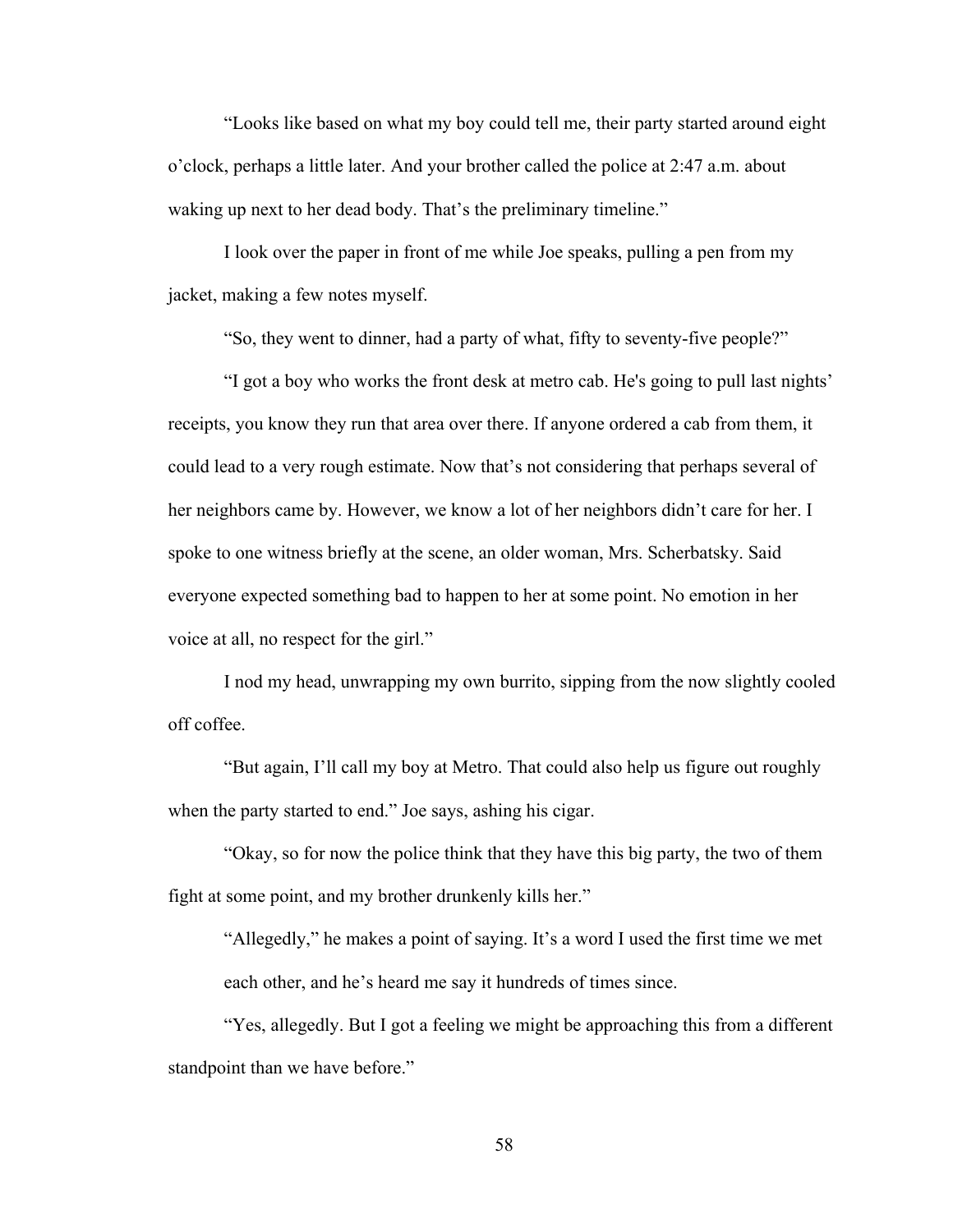"Looks like based on what my boy could tell me, their party started around eight o'clock, perhaps a little later. And your brother called the police at 2:47 a.m. about waking up next to her dead body. That's the preliminary timeline."

I look over the paper in front of me while Joe speaks, pulling a pen from my jacket, making a few notes myself.

"So, they went to dinner, had a party of what, fifty to seventy-five people?"

"I got a boy who works the front desk at metro cab. He's going to pull last nights' receipts, you know they run that area over there. If anyone ordered a cab from them, it could lead to a very rough estimate. Now that's not considering that perhaps several of her neighbors came by. However, we know a lot of her neighbors didn't care for her. I spoke to one witness briefly at the scene, an older woman, Mrs. Scherbatsky. Said everyone expected something bad to happen to her at some point. No emotion in her voice at all, no respect for the girl."

I nod my head, unwrapping my own burrito, sipping from the now slightly cooled off coffee.

"But again, I'll call my boy at Metro. That could also help us figure out roughly when the party started to end." Joe says, ashing his cigar.

"Okay, so for now the police think that they have this big party, the two of them fight at some point, and my brother drunkenly kills her."

"Allegedly," he makes a point of saying. It's a word I used the first time we met each other, and he's heard me say it hundreds of times since.

"Yes, allegedly. But I got a feeling we might be approaching this from a different standpoint than we have before."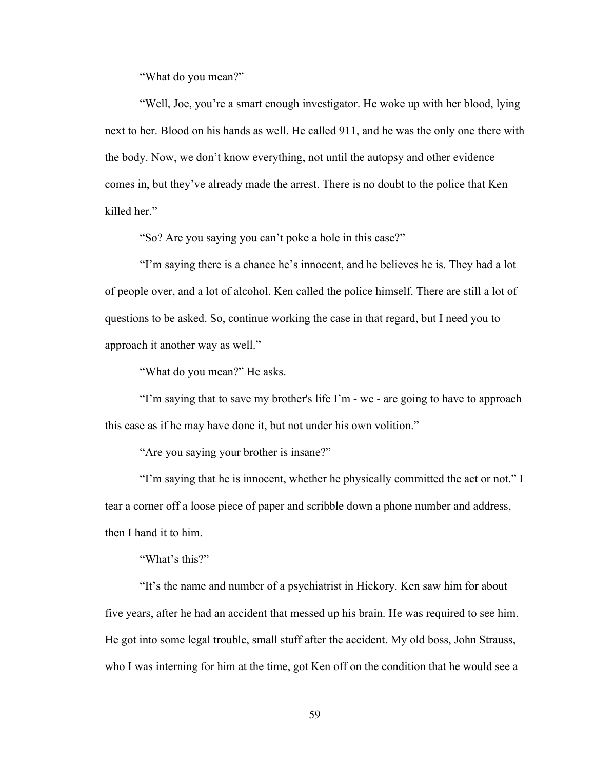"What do you mean?"

"Well, Joe, you're a smart enough investigator. He woke up with her blood, lying next to her. Blood on his hands as well. He called 911, and he was the only one there with the body. Now, we don't know everything, not until the autopsy and other evidence comes in, but they've already made the arrest. There is no doubt to the police that Ken killed her."

"So? Are you saying you can't poke a hole in this case?"

"I'm saying there is a chance he's innocent, and he believes he is. They had a lot of people over, and a lot of alcohol. Ken called the police himself. There are still a lot of questions to be asked. So, continue working the case in that regard, but I need you to approach it another way as well."

"What do you mean?" He asks.

"I'm saying that to save my brother's life I'm - we - are going to have to approach this case as if he may have done it, but not under his own volition."

"Are you saying your brother is insane?"

"I'm saying that he is innocent, whether he physically committed the act or not." I tear a corner off a loose piece of paper and scribble down a phone number and address, then I hand it to him.

"What's this?"

"It's the name and number of a psychiatrist in Hickory. Ken saw him for about five years, after he had an accident that messed up his brain. He was required to see him. He got into some legal trouble, small stuff after the accident. My old boss, John Strauss, who I was interning for him at the time, got Ken off on the condition that he would see a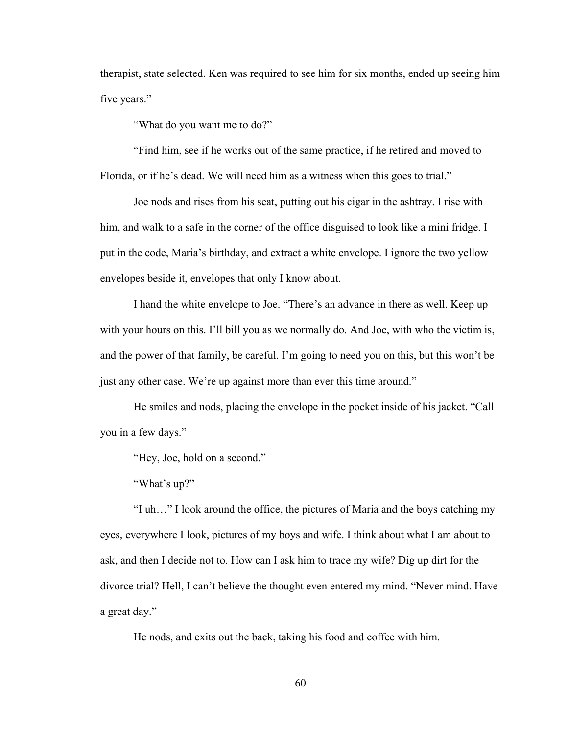therapist, state selected. Ken was required to see him for six months, ended up seeing him five years."

"What do you want me to do?"

"Find him, see if he works out of the same practice, if he retired and moved to Florida, or if he's dead. We will need him as a witness when this goes to trial."

Joe nods and rises from his seat, putting out his cigar in the ashtray. I rise with him, and walk to a safe in the corner of the office disguised to look like a mini fridge. I put in the code, Maria's birthday, and extract a white envelope. I ignore the two yellow envelopes beside it, envelopes that only I know about.

I hand the white envelope to Joe. "There's an advance in there as well. Keep up with your hours on this. I'll bill you as we normally do. And Joe, with who the victim is, and the power of that family, be careful. I'm going to need you on this, but this won't be just any other case. We're up against more than ever this time around."

He smiles and nods, placing the envelope in the pocket inside of his jacket. "Call you in a few days."

"Hey, Joe, hold on a second."

"What's up?"

"I uh…" I look around the office, the pictures of Maria and the boys catching my eyes, everywhere I look, pictures of my boys and wife. I think about what I am about to ask, and then I decide not to. How can I ask him to trace my wife? Dig up dirt for the divorce trial? Hell, I can't believe the thought even entered my mind. "Never mind. Have a great day."

He nods, and exits out the back, taking his food and coffee with him.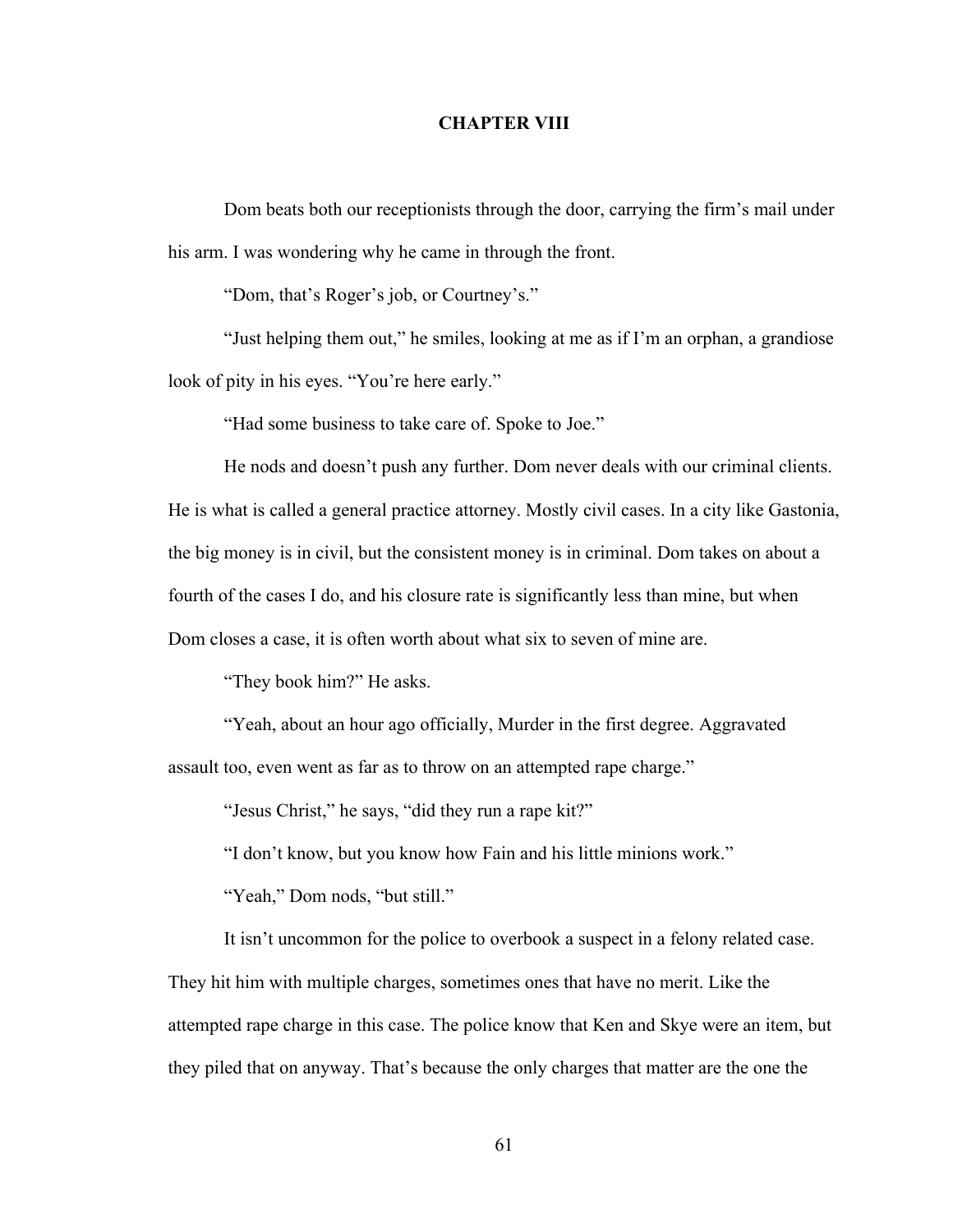# CHAPTER VIII

Dom beats both our receptionists through the door, carrying the firm's mail under his arm. I was wondering why he came in through the front.

"Dom, that's Roger's job, or Courtney's."

"Just helping them out," he smiles, looking at me as if I'm an orphan, a grandiose look of pity in his eyes. "You're here early."

"Had some business to take care of. Spoke to Joe."

He nods and doesn't push any further. Dom never deals with our criminal clients. He is what is called a general practice attorney. Mostly civil cases. In a city like Gastonia, the big money is in civil, but the consistent money is in criminal. Dom takes on about a fourth of the cases I do, and his closure rate is significantly less than mine, but when Dom closes a case, it is often worth about what six to seven of mine are.

"They book him?" He asks.

"Yeah, about an hour ago officially, Murder in the first degree. Aggravated assault too, even went as far as to throw on an attempted rape charge."

"Jesus Christ," he says, "did they run a rape kit?"

"I don't know, but you know how Fain and his little minions work."

"Yeah," Dom nods, "but still."

It isn't uncommon for the police to overbook a suspect in a felony related case. They hit him with multiple charges, sometimes ones that have no merit. Like the attempted rape charge in this case. The police know that Ken and Skye were an item, but they piled that on anyway. That's because the only charges that matter are the one the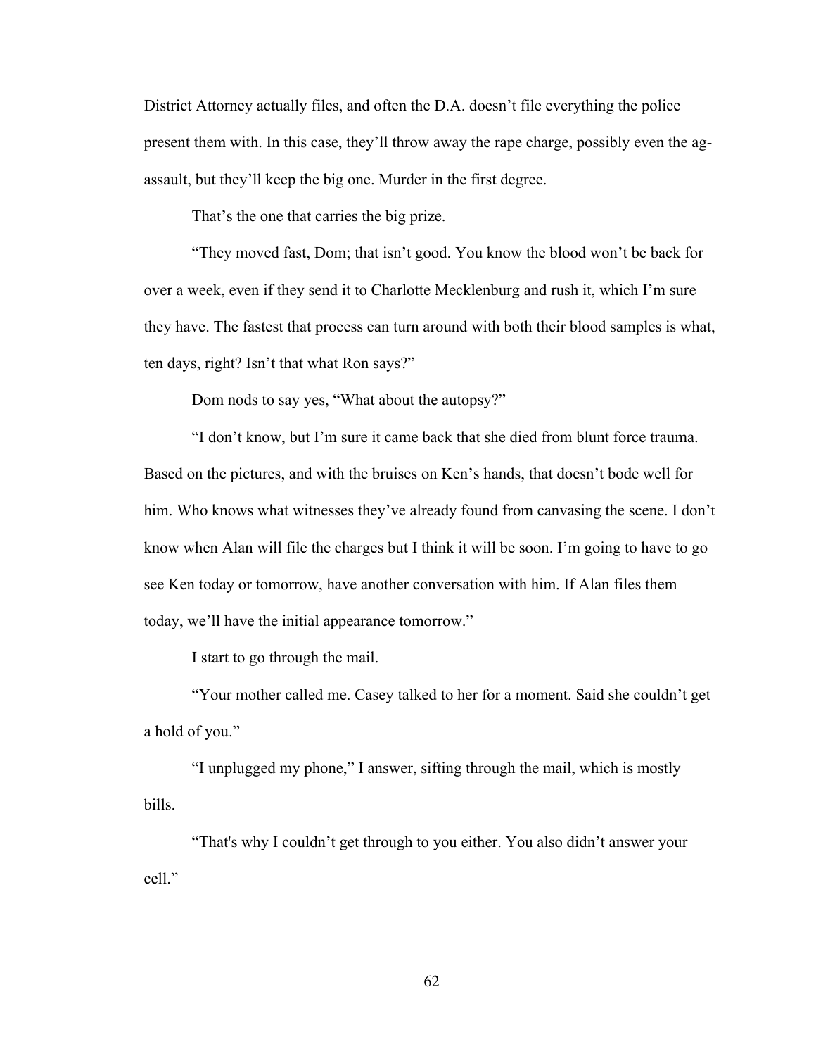District Attorney actually files, and often the D.A. doesn't file everything the police present them with. In this case, they'll throw away the rape charge, possibly even the ag-assault, but they'll keep the big one. Murder in the first degree.

That's the one that carries the big prize.

"They moved fast, Dom; that isn't good. You know the blood won't be back for over a week, even if they send it to Charlotte Mecklenburg and rush it, which I'm sure they have. The fastest that process can turn around with both their blood samples is what, ten days, right? Isn't that what Ron says?"

Dom nods to say yes, "What about the autopsy?"

"I don't know, but I'm sure it came back that she died from blunt force trauma. Based on the pictures, and with the bruises on Ken's hands, that doesn't bode well for him. Who knows what witnesses they've already found from canvasing the scene. I don't know when Alan will file the charges but I think it will be soon. I'm going to have to go see Ken today or tomorrow, have another conversation with him. If Alan files them today, we'll have the initial appearance tomorrow."

I start to go through the mail.

"Your mother called me. Casey talked to her for a moment. Said she couldn't get a hold of you."

"I unplugged my phone," I answer, sifting through the mail, which is mostly bills.

"That's why I couldn't get through to you either. You also didn't answer your cell."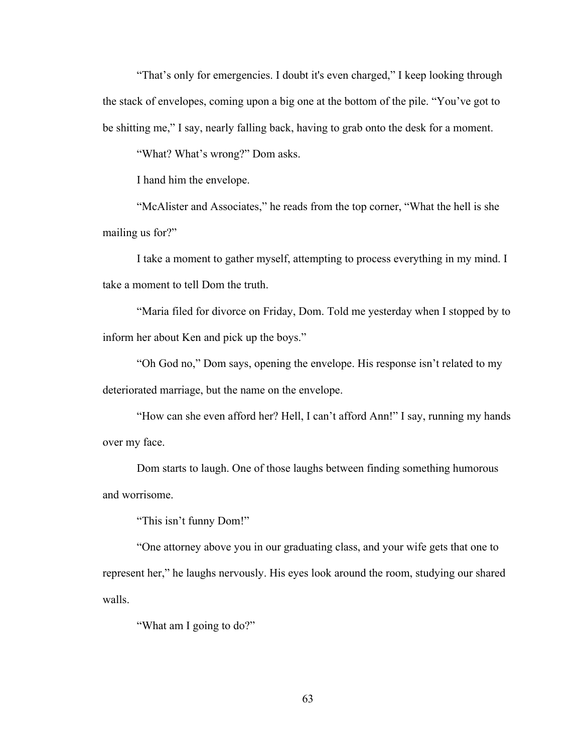"That's only for emergencies. I doubt it's even charged," I keep looking through the stack of envelopes, coming upon a big one at the bottom of the pile. "You've got to be shitting me," I say, nearly falling back, having to grab onto the desk for a moment.

"What? What's wrong?" Dom asks.

I hand him the envelope.

"McAlister and Associates," he reads from the top corner, "What the hell is she mailing us for?"

I take a moment to gather myself, attempting to process everything in my mind. I take a moment to tell Dom the truth.

"Maria filed for divorce on Friday, Dom. Told me yesterday when I stopped by to inform her about Ken and pick up the boys."

"Oh God no," Dom says, opening the envelope. His response isn't related to my deteriorated marriage, but the name on the envelope.

"How can she even afford her? Hell, I can't afford Ann!" I say, running my hands over my face.

Dom starts to laugh. One of those laughs between finding something humorous and worrisome.

"This isn't funny Dom!"

"One attorney above you in our graduating class, and your wife gets that one to represent her," he laughs nervously. His eyes look around the room, studying our shared walls.

"What am I going to do?"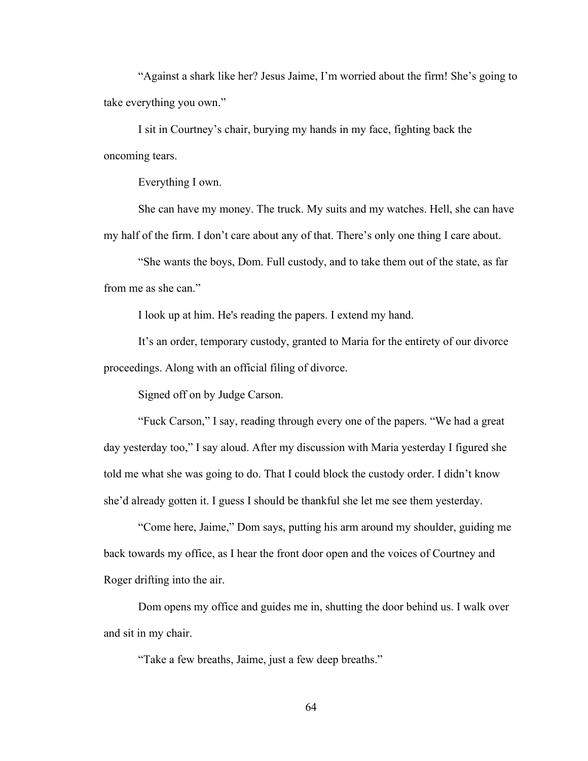"Against a shark like her? Jesus Jaime, I'm worried about the firm! She's going to take everything you own."

I sit in Courtney's chair, burying my hands in my face, fighting back the oncoming tears.

Everything I own.

She can have my money. The truck. My suits and my watches. Hell, she can have my half of the firm. I don't care about any of that. There's only one thing I care about.

"She wants the boys, Dom. Full custody, and to take them out of the state, as far from me as she can."

I look up at him. He's reading the papers. I extend my hand.

It's an order, temporary custody, granted to Maria for the entirety of our divorce proceedings. Along with an official filing of divorce.

Signed off on by Judge Carson.

"Fuck Carson," I say, reading through every one of the papers. "We had a great day yesterday too," I say aloud. After my discussion with Maria yesterday I figured she told me what she was going to do. That I could block the custody order. I didn't know she'd already gotten it. I guess I should be thankful she let me see them yesterday.

"Come here, Jaime," Dom says, putting his arm around my shoulder, guiding me back towards my office, as I hear the front door open and the voices of Courtney and Roger drifting into the air.

Dom opens my office and guides me in, shutting the door behind us. I walk over and sit in my chair.

"Take a few breaths, Jaime, just a few deep breaths."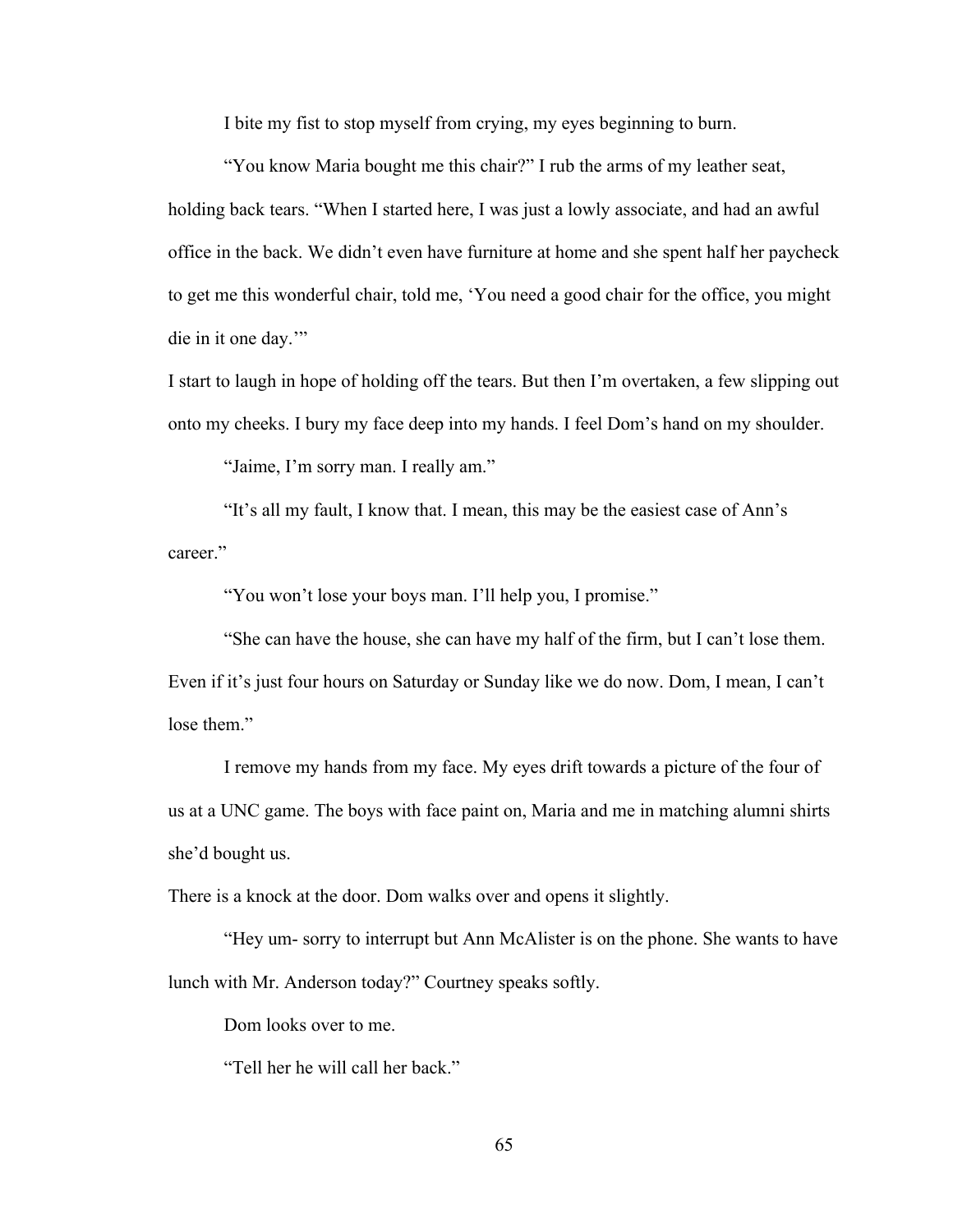I bite my fist to stop myself from crying, my eyes beginning to burn.

"You know Maria bought me this chair?" I rub the arms of my leather seat, holding back tears. "When I started here, I was just a lowly associate, and had an awful office in the back. We didn't even have furniture at home and she spent half her paycheck to get me this wonderful chair, told me, 'You need a good chair for the office, you might die in it one day.'"

I start to laugh in hope of holding off the tears. But then I'm overtaken, a few slipping out onto my cheeks. I bury my face deep into my hands. I feel Dom's hand on my shoulder.

"Jaime, I'm sorry man. I really am."

"It's all my fault, I know that. I mean, this may be the easiest case of Ann's career."

"You won't lose your boys man. I'll help you, I promise."

"She can have the house, she can have my half of the firm, but I can't lose them. Even if it's just four hours on Saturday or Sunday like we do now. Dom, I mean, I can't lose them."

I remove my hands from my face. My eyes drift towards a picture of the four of us at a UNC game. The boys with face paint on, Maria and me in matching alumni shirts she'd bought us.

There is a knock at the door. Dom walks over and opens it slightly.

"Hey um- sorry to interrupt but Ann McAlister is on the phone. She wants to have lunch with Mr. Anderson today?" Courtney speaks softly.

Dom looks over to me.

"Tell her he will call her back."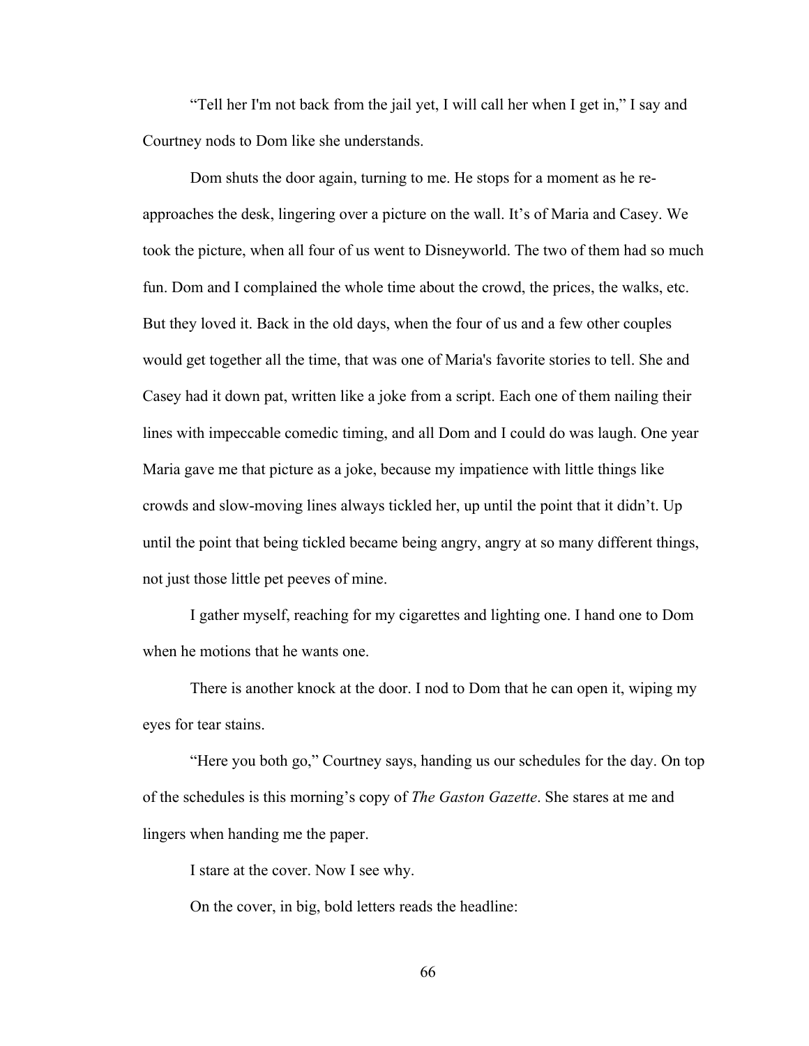"Tell her I'm not back from the jail yet, I will call her when I get in," I say and Courtney nods to Dom like she understands.

Dom shuts the door again, turning to me. He stops for a moment as he re-approaches the desk, lingering over a picture on the wall. It's of Maria and Casey. We took the picture, when all four of us went to Disneyworld. The two of them had so much fun. Dom and I complained the whole time about the crowd, the prices, the walks, etc. But they loved it. Back in the old days, when the four of us and a few other couples would get together all the time, that was one of Maria's favorite stories to tell. She and Casey had it down pat, written like a joke from a script. Each one of them nailing their lines with impeccable comedic timing, and all Dom and I could do was laugh. One year Maria gave me that picture as a joke, because my impatience with little things like crowds and slow-moving lines always tickled her, up until the point that it didn't. Up until the point that being tickled became being angry, angry at so many different things, not just those little pet peeves of mine.

I gather myself, reaching for my cigarettes and lighting one. I hand one to Dom when he motions that he wants one.

There is another knock at the door. I nod to Dom that he can open it, wiping my eyes for tear stains.

"Here you both go," Courtney says, handing us our schedules for the day. On top of the schedules is this morning's copy of *The Gaston Gazette*. She stares at me and lingers when handing me the paper.

I stare at the cover. Now I see why.

On the cover, in big, bold letters reads the headline: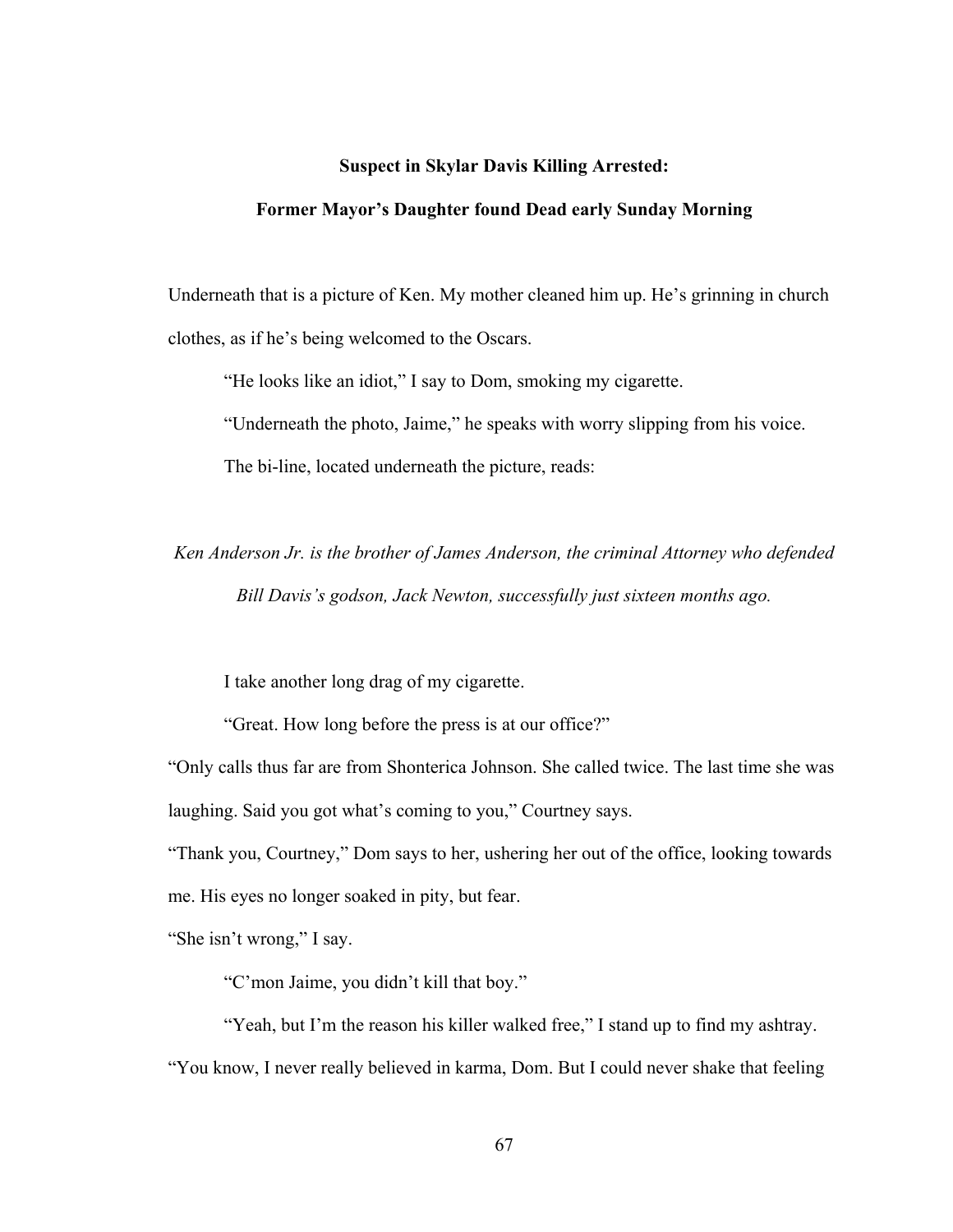**Suspect in Skylar Davis Killing Arrested:**

**Former Mayor's Daughter found Dead early Sunday Morning**

Underneath that is a picture of Ken. My mother cleaned him up. He's grinning in church clothes, as if he's being welcomed to the Oscars.

"He looks like an idiot," I say to Dom, smoking my cigarette.

"Underneath the photo, Jaime," he speaks with worry slipping from his voice.

The bi-line, located underneath the picture, reads:

*Ken Anderson Jr. is the brother of James Anderson, the criminal Attorney who defended Bill Davis's godson, Jack Newton, successfully just sixteen months ago.*

I take another long drag of my cigarette.

"Great. How long before the press is at our office?"

"Only calls thus far are from Shonterica Johnson. She called twice. The last time she was laughing. Said you got what's coming to you," Courtney says.

"Thank you, Courtney," Dom says to her, ushering her out of the office, looking towards me. His eyes no longer soaked in pity, but fear.

"She isn't wrong," I say.

"C'mon Jaime, you didn't kill that boy."

"Yeah, but I'm the reason his killer walked free," I stand up to find my ashtray. "You know, I never really believed in karma, Dom. But I could never shake that feeling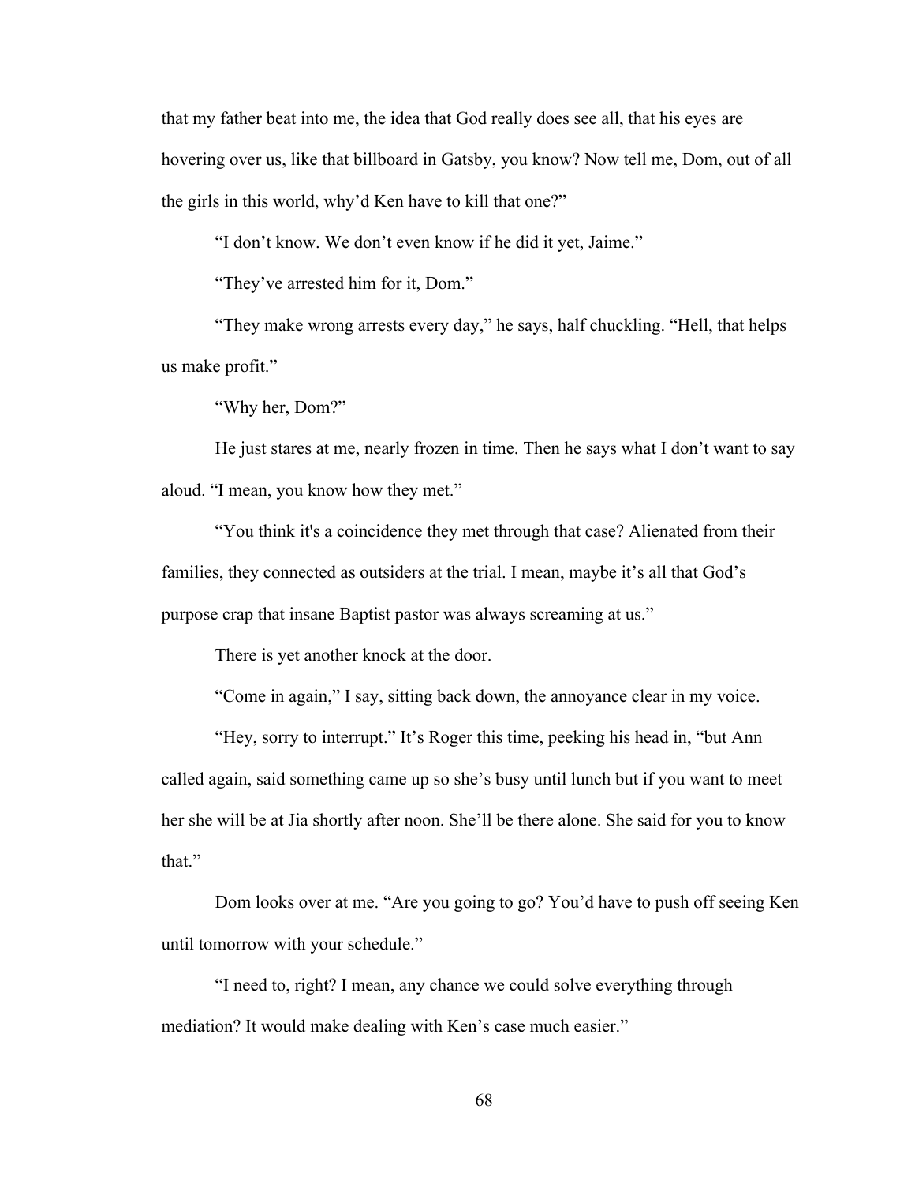that my father beat into me, the idea that God really does see all, that his eyes are hovering over us, like that billboard in Gatsby, you know? Now tell me, Dom, out of all the girls in this world, why'd Ken have to kill that one?"

"I don't know. We don't even know if he did it yet, Jaime."

"They've arrested him for it, Dom."

"They make wrong arrests every day," he says, half chuckling. "Hell, that helps us make profit."

"Why her, Dom?"

He just stares at me, nearly frozen in time. Then he says what I don't want to say aloud. "I mean, you know how they met."

"You think it's a coincidence they met through that case? Alienated from their families, they connected as outsiders at the trial. I mean, maybe it's all that God's purpose crap that insane Baptist pastor was always screaming at us."

There is yet another knock at the door.

"Come in again," I say, sitting back down, the annoyance clear in my voice.

"Hey, sorry to interrupt." It's Roger this time, peeking his head in, "but Ann called again, said something came up so she's busy until lunch but if you want to meet her she will be at Jia shortly after noon. She'll be there alone. She said for you to know that."

Dom looks over at me. "Are you going to go? You'd have to push off seeing Ken until tomorrow with your schedule."

"I need to, right? I mean, any chance we could solve everything through mediation? It would make dealing with Ken's case much easier."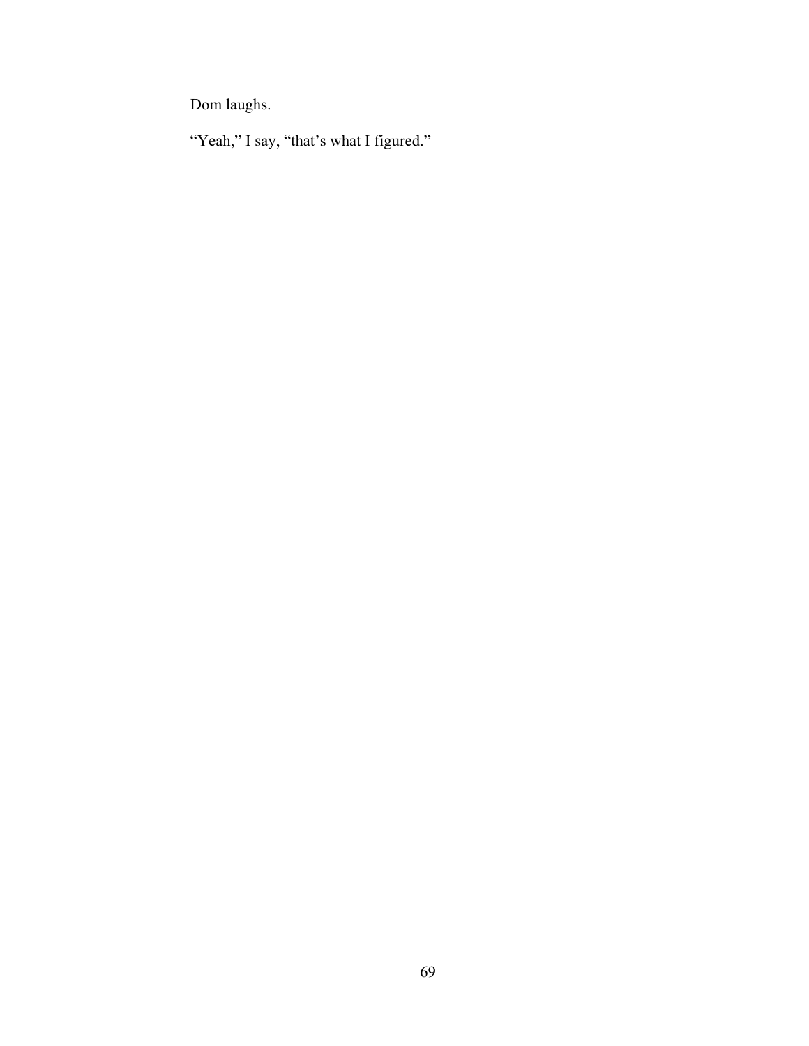Dom laughs.

“Yeah,” I say, “that’s what I figured.”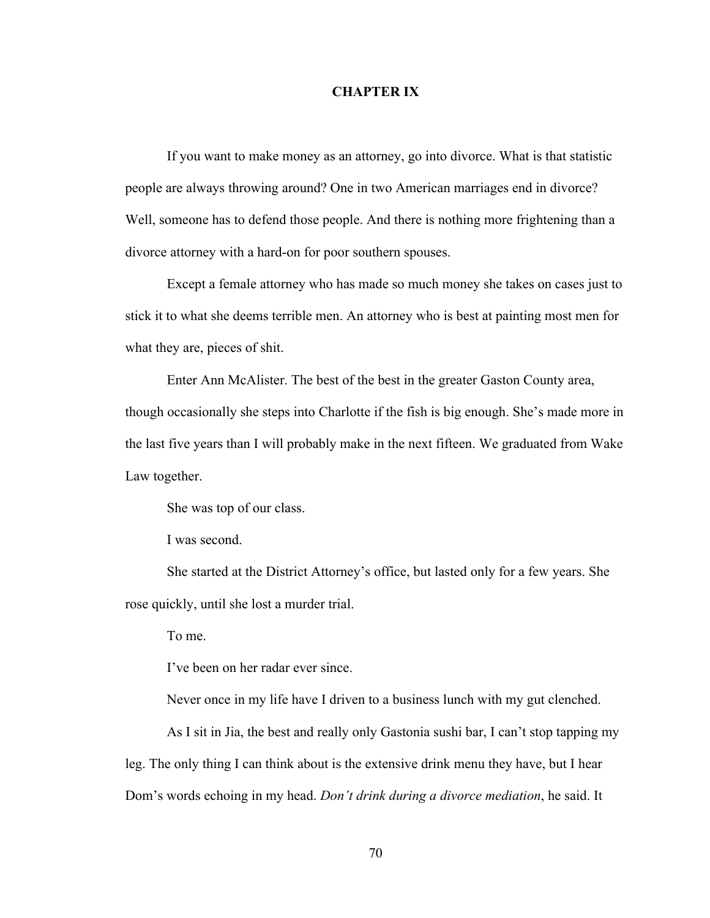# CHAPTER IX

If you want to make money as an attorney, go into divorce. What is that statistic people are always throwing around? One in two American marriages end in divorce? Well, someone has to defend those people. And there is nothing more frightening than a divorce attorney with a hard-on for poor southern spouses.

Except a female attorney who has made so much money she takes on cases just to stick it to what she deems terrible men. An attorney who is best at painting most men for what they are, pieces of shit.

Enter Ann McAlister. The best of the best in the greater Gaston County area, though occasionally she steps into Charlotte if the fish is big enough. She's made more in the last five years than I will probably make in the next fifteen. We graduated from Wake Law together.

She was top of our class.

I was second.

She started at the District Attorney's office, but lasted only for a few years. She rose quickly, until she lost a murder trial.

To me.

I've been on her radar ever since.

Never once in my life have I driven to a business lunch with my gut clenched.

As I sit in Jia, the best and really only Gastonia sushi bar, I can't stop tapping my leg. The only thing I can think about is the extensive drink menu they have, but I hear Dom's words echoing in my head. *Don't drink during a divorce mediation*, he said. It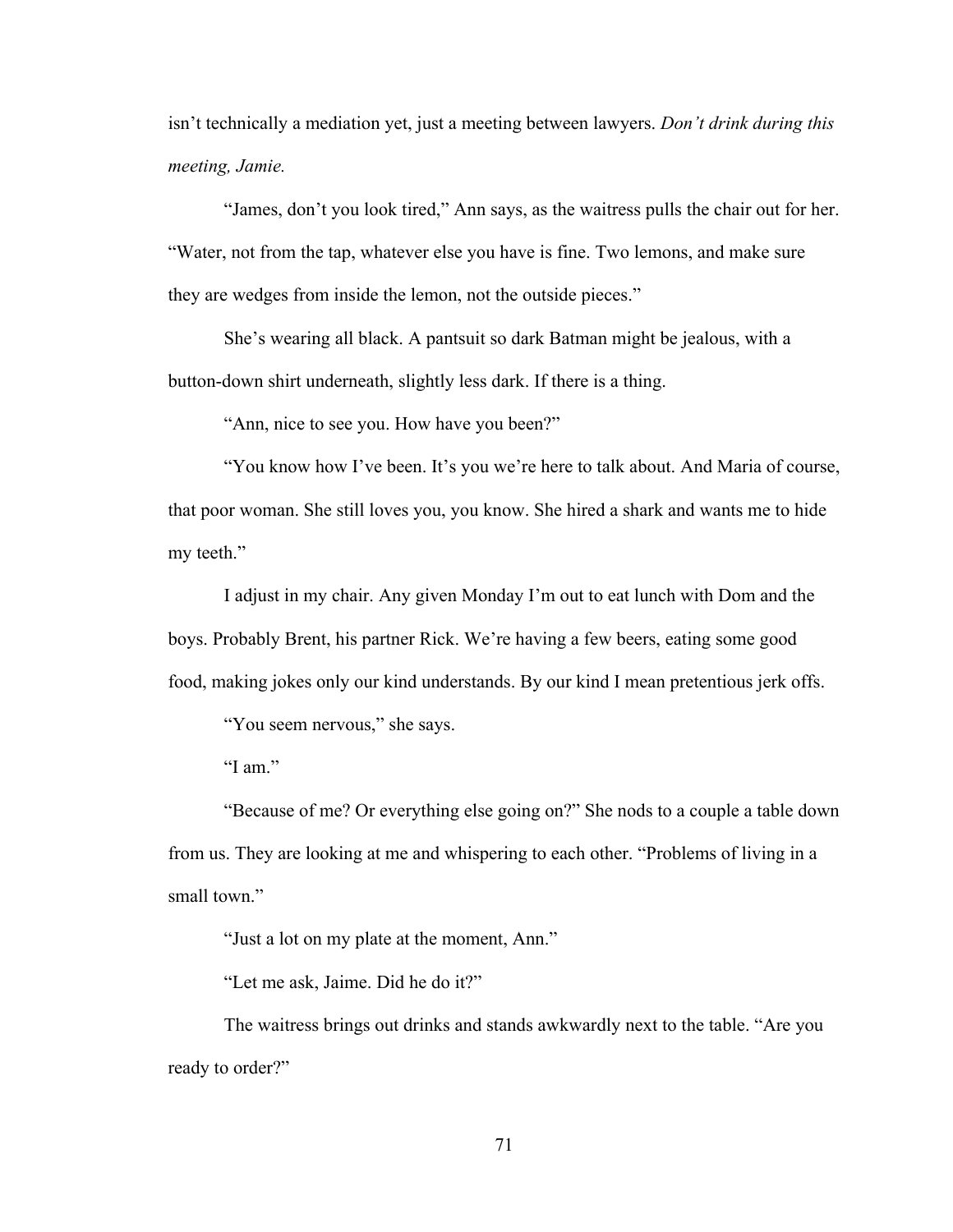isn’t technically a mediation yet, just a meeting between lawyers. *Don’t drink during this meeting, Jamie.*

“James, don’t you look tired,” Ann says, as the waitress pulls the chair out for her. “Water, not from the tap, whatever else you have is fine. Two lemons, and make sure they are wedges from inside the lemon, not the outside pieces.”

She’s wearing all black. A pantsuit so dark Batman might be jealous, with a button-down shirt underneath, slightly less dark. If there is a thing.

“Ann, nice to see you. How have you been?”

“You know how I’ve been. It’s you we’re here to talk about. And Maria of course, that poor woman. She still loves you, you know. She hired a shark and wants me to hide my teeth.”

I adjust in my chair. Any given Monday I’m out to eat lunch with Dom and the boys. Probably Brent, his partner Rick. We’re having a few beers, eating some good food, making jokes only our kind understands. By our kind I mean pretentious jerk offs.

“You seem nervous,” she says.

“I am.”

“Because of me? Or everything else going on?” She nods to a couple a table down from us. They are looking at me and whispering to each other. “Problems of living in a small town.”

“Just a lot on my plate at the moment, Ann.”

“Let me ask, Jaime. Did he do it?”

The waitress brings out drinks and stands awkwardly next to the table. “Are you ready to order?”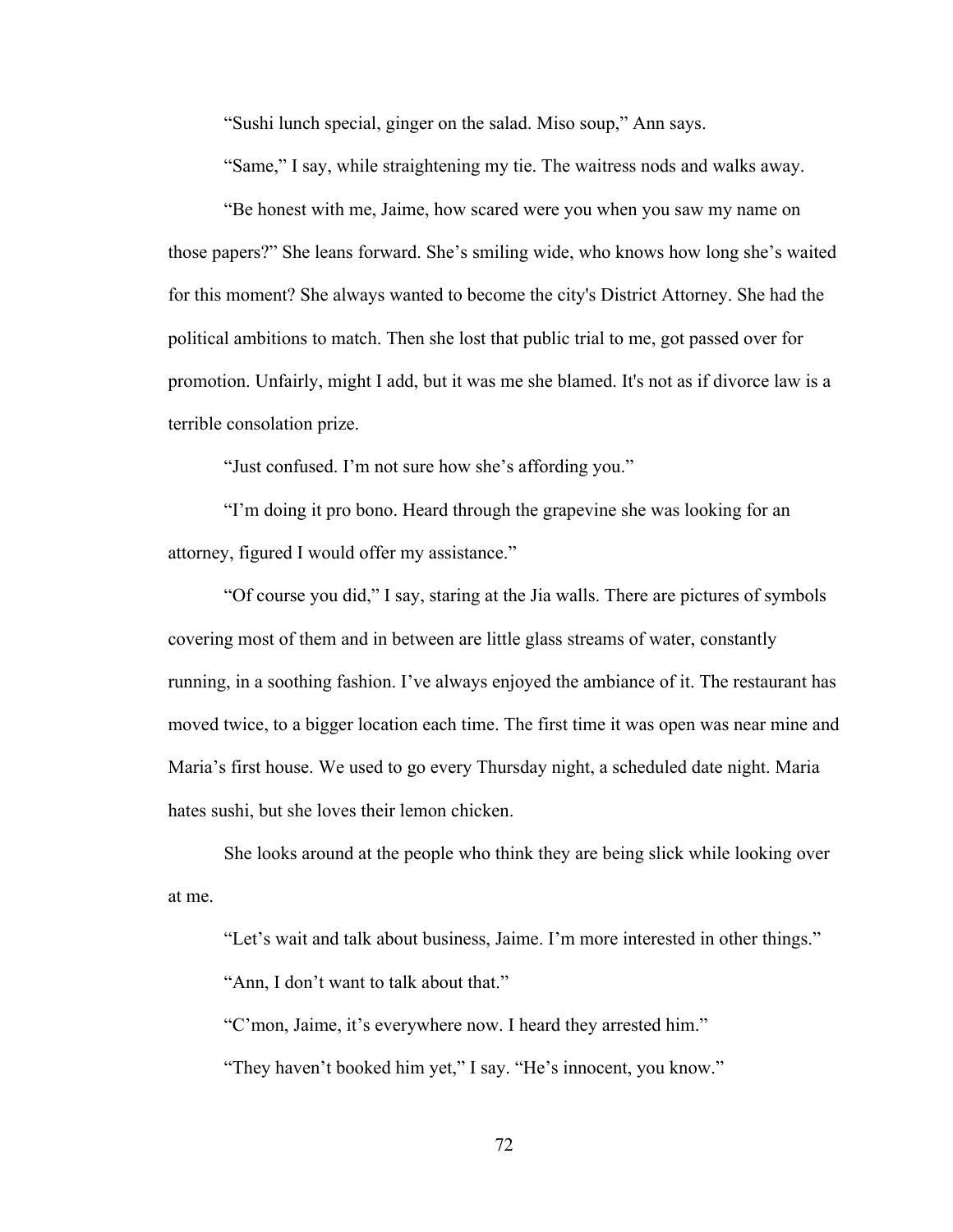"Sushi lunch special, ginger on the salad. Miso soup," Ann says.

"Same," I say, while straightening my tie. The waitress nods and walks away.

"Be honest with me, Jaime, how scared were you when you saw my name on those papers?" She leans forward. She's smiling wide, who knows how long she's waited for this moment? She always wanted to become the city's District Attorney. She had the political ambitions to match. Then she lost that public trial to me, got passed over for promotion. Unfairly, might I add, but it was me she blamed. It's not as if divorce law is a terrible consolation prize.

"Just confused. I'm not sure how she's affording you."

"I'm doing it pro bono. Heard through the grapevine she was looking for an attorney, figured I would offer my assistance."

"Of course you did," I say, staring at the Jia walls. There are pictures of symbols covering most of them and in between are little glass streams of water, constantly running, in a soothing fashion. I've always enjoyed the ambiance of it. The restaurant has moved twice, to a bigger location each time. The first time it was open was near mine and Maria's first house. We used to go every Thursday night, a scheduled date night. Maria hates sushi, but she loves their lemon chicken.

She looks around at the people who think they are being slick while looking over at me.

"Let's wait and talk about business, Jaime. I'm more interested in other things."

"Ann, I don't want to talk about that."

"C'mon, Jaime, it's everywhere now. I heard they arrested him."

"They haven't booked him yet," I say. "He's innocent, you know."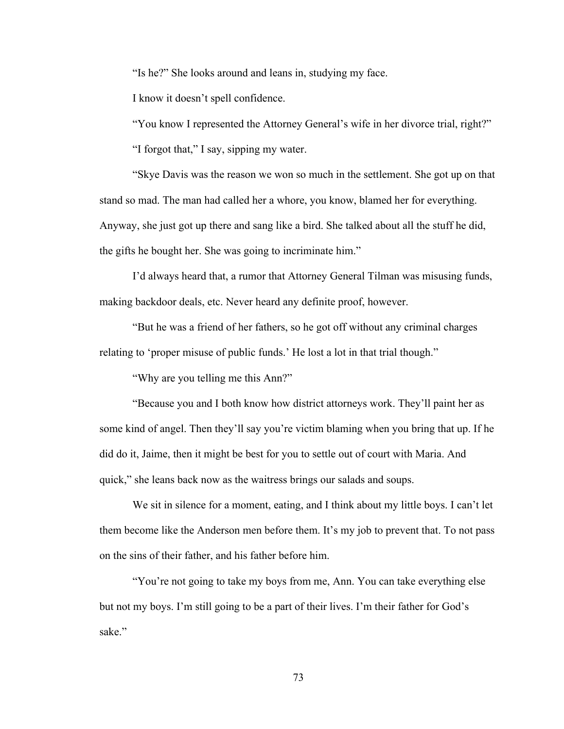"Is he?" She looks around and leans in, studying my face.

I know it doesn't spell confidence.

"You know I represented the Attorney General's wife in her divorce trial, right?"

"I forgot that," I say, sipping my water.

"Skye Davis was the reason we won so much in the settlement. She got up on that stand so mad. The man had called her a whore, you know, blamed her for everything. Anyway, she just got up there and sang like a bird. She talked about all the stuff he did, the gifts he bought her. She was going to incriminate him."

I'd always heard that, a rumor that Attorney General Tilman was misusing funds, making backdoor deals, etc. Never heard any definite proof, however.

"But he was a friend of her fathers, so he got off without any criminal charges relating to 'proper misuse of public funds.' He lost a lot in that trial though."

"Why are you telling me this Ann?"

"Because you and I both know how district attorneys work. They'll paint her as some kind of angel. Then they'll say you're victim blaming when you bring that up. If he did do it, Jaime, then it might be best for you to settle out of court with Maria. And quick," she leans back now as the waitress brings our salads and soups.

We sit in silence for a moment, eating, and I think about my little boys. I can't let them become like the Anderson men before them. It's my job to prevent that. To not pass on the sins of their father, and his father before him.

"You're not going to take my boys from me, Ann. You can take everything else but not my boys. I'm still going to be a part of their lives. I'm their father for God's sake."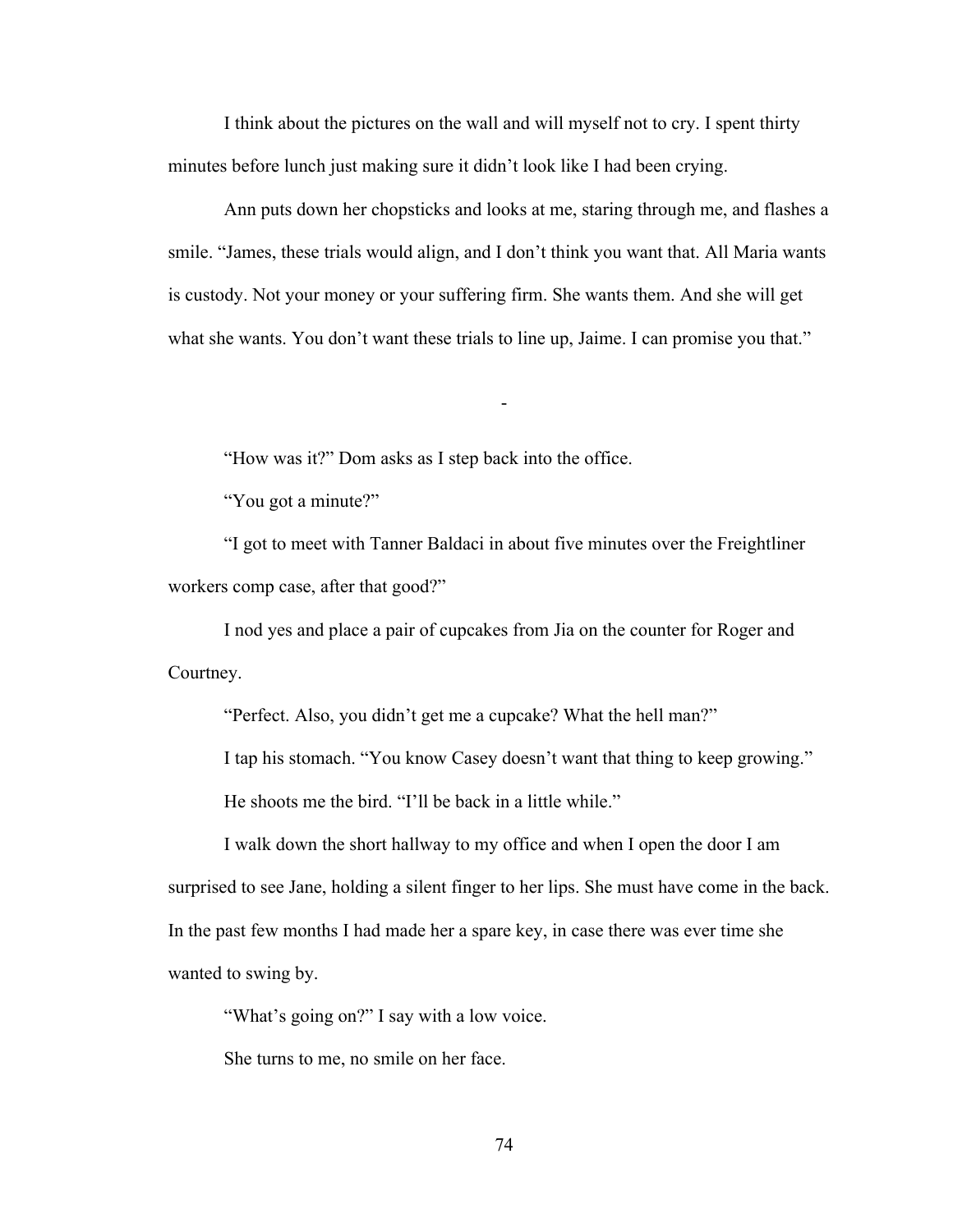I think about the pictures on the wall and will myself not to cry. I spent thirty minutes before lunch just making sure it didn't look like I had been crying.

Ann puts down her chopsticks and looks at me, staring through me, and flashes a smile. "James, these trials would align, and I don't think you want that. All Maria wants is custody. Not your money or your suffering firm. She wants them. And she will get what she wants. You don't want these trials to line up, Jaime. I can promise you that."

-

"How was it?" Dom asks as I step back into the office.

"You got a minute?"

"I got to meet with Tanner Baldaci in about five minutes over the Freightliner workers comp case, after that good?"

I nod yes and place a pair of cupcakes from Jia on the counter for Roger and Courtney.

"Perfect. Also, you didn't get me a cupcake? What the hell man?"

I tap his stomach. "You know Casey doesn't want that thing to keep growing."

He shoots me the bird. "I'll be back in a little while."

I walk down the short hallway to my office and when I open the door I am surprised to see Jane, holding a silent finger to her lips. She must have come in the back. In the past few months I had made her a spare key, in case there was ever time she wanted to swing by.

"What's going on?" I say with a low voice.

She turns to me, no smile on her face.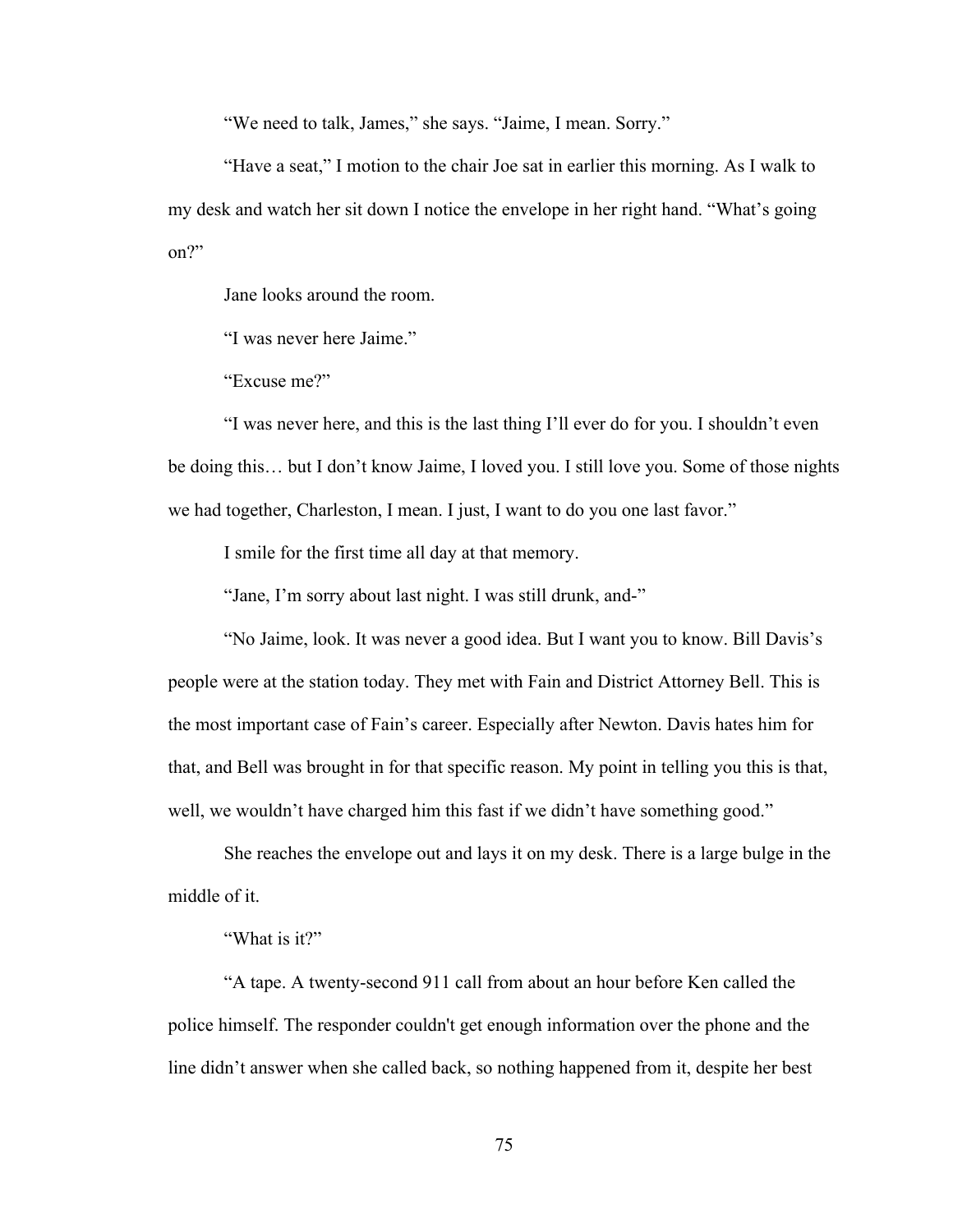"We need to talk, James," she says. "Jaime, I mean. Sorry."

"Have a seat," I motion to the chair Joe sat in earlier this morning. As I walk to my desk and watch her sit down I notice the envelope in her right hand. "What's going on?"

Jane looks around the room.

"I was never here Jaime."

"Excuse me?"

"I was never here, and this is the last thing I'll ever do for you. I shouldn't even be doing this… but I don't know Jaime, I loved you. I still love you. Some of those nights we had together, Charleston, I mean. I just, I want to do you one last favor."

I smile for the first time all day at that memory.

"Jane, I'm sorry about last night. I was still drunk, and-"

"No Jaime, look. It was never a good idea. But I want you to know. Bill Davis's people were at the station today. They met with Fain and District Attorney Bell. This is the most important case of Fain's career. Especially after Newton. Davis hates him for that, and Bell was brought in for that specific reason. My point in telling you this is that, well, we wouldn't have charged him this fast if we didn't have something good."

She reaches the envelope out and lays it on my desk. There is a large bulge in the middle of it.

"What is it?"

"A tape. A twenty-second 911 call from about an hour before Ken called the police himself. The responder couldn't get enough information over the phone and the line didn't answer when she called back, so nothing happened from it, despite her best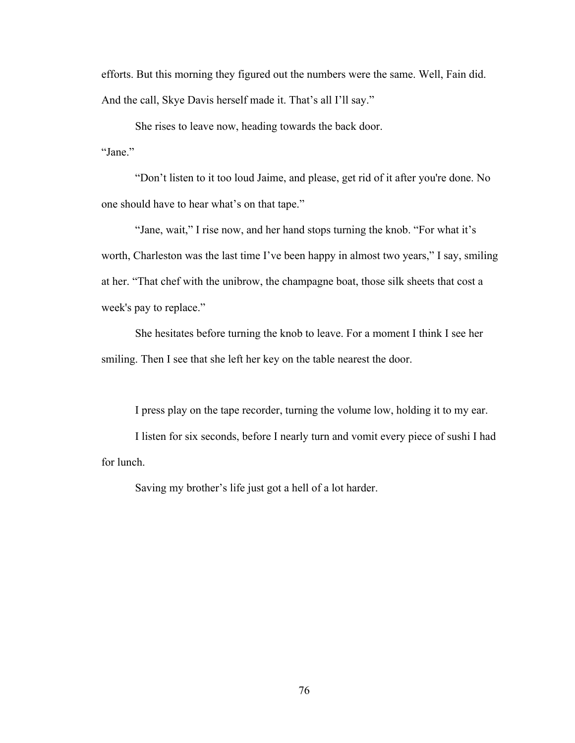efforts. But this morning they figured out the numbers were the same. Well, Fain did. And the call, Skye Davis herself made it. That's all I'll say."

She rises to leave now, heading towards the back door.

"Jane."

"Don't listen to it too loud Jaime, and please, get rid of it after you're done. No one should have to hear what's on that tape."

"Jane, wait," I rise now, and her hand stops turning the knob. "For what it's worth, Charleston was the last time I've been happy in almost two years," I say, smiling at her. "That chef with the unibrow, the champagne boat, those silk sheets that cost a week's pay to replace."

She hesitates before turning the knob to leave. For a moment I think I see her smiling. Then I see that she left her key on the table nearest the door.

I press play on the tape recorder, turning the volume low, holding it to my ear.

I listen for six seconds, before I nearly turn and vomit every piece of sushi I had for lunch.

Saving my brother's life just got a hell of a lot harder.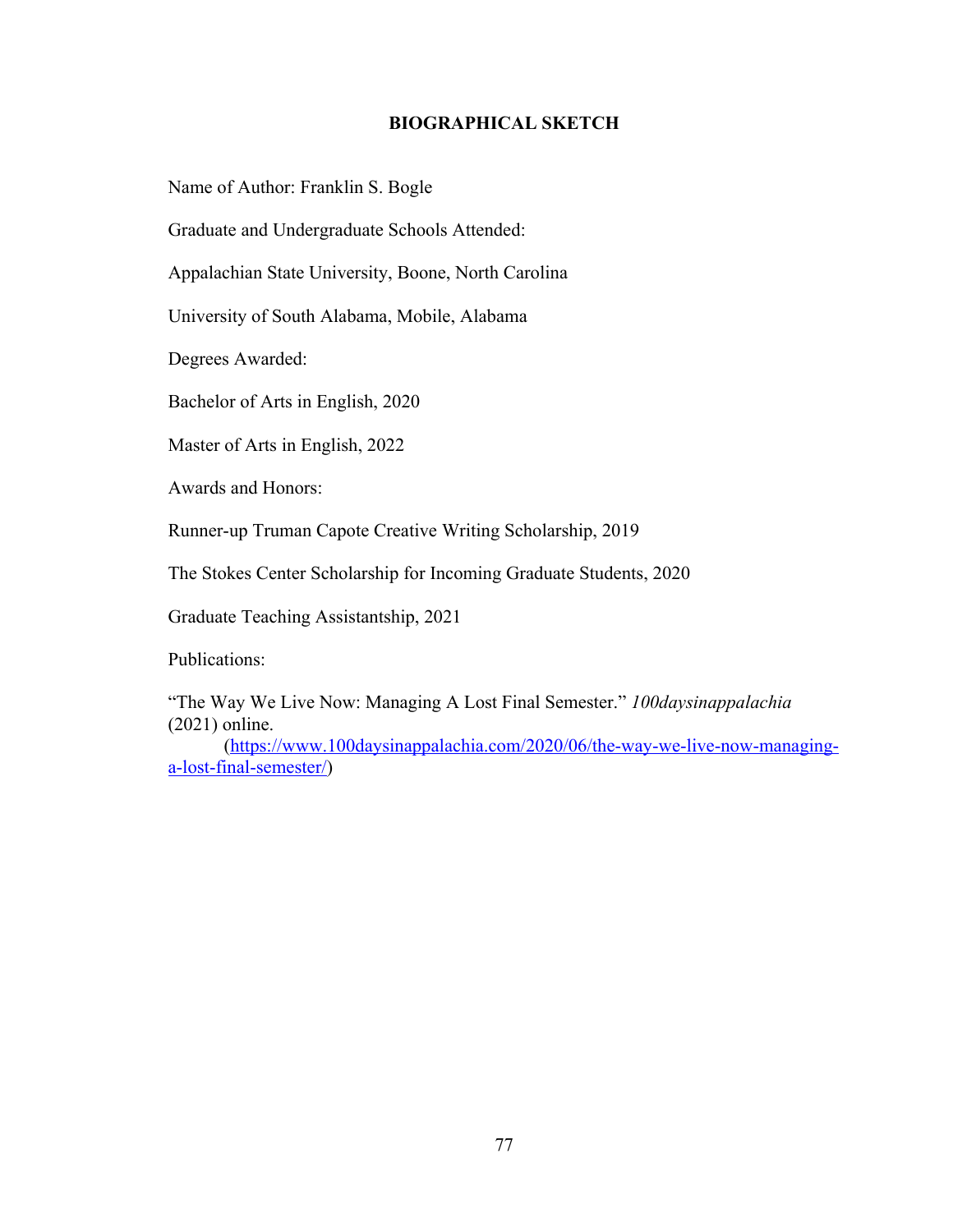## BIOGRAPHICAL SKETCH

Name of Author: Franklin S. Bogle

Graduate and Undergraduate Schools Attended:

Appalachian State University, Boone, North Carolina

University of South Alabama, Mobile, Alabama

Degrees Awarded:

Bachelor of Arts in English, 2020

Master of Arts in English, 2022

Awards and Honors:

Runner-up Truman Capote Creative Writing Scholarship, 2019

The Stokes Center Scholarship for Incoming Graduate Students, 2020

Graduate Teaching Assistantship, 2021

Publications:

"The Way We Live Now: Managing A Lost Final Semester." *100daysinappalachia* (2021) online.
(https://www.100daysinappalachia.com/2020/06/the-way-we-live-now-managing-a-lost-final-semester/)